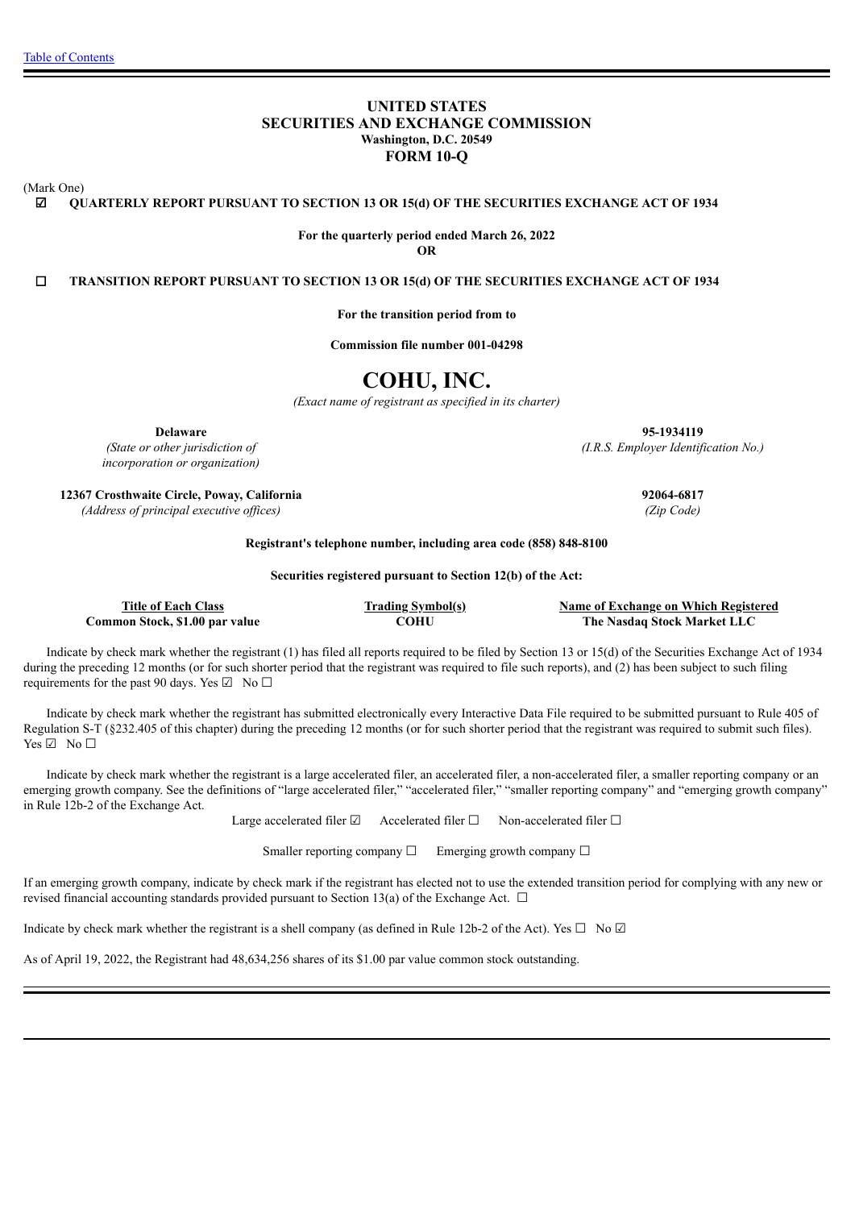[Table of Contents](#)

# UNITED STATES
# SECURITIES AND EXCHANGE COMMISSION
**Washington, D.C. 20549**
## FORM 10-Q

(Mark One)

☑ **QUARTERLY REPORT PURSUANT TO SECTION 13 OR 15(d) OF THE SECURITIES EXCHANGE ACT OF 1934**

**For the quarterly period ended March 26, 2022**

**OR**

☐ **TRANSITION REPORT PURSUANT TO SECTION 13 OR 15(d) OF THE SECURITIES EXCHANGE ACT OF 1934**

**For the transition period from to**

**Commission file number 001-04298**

# COHU, INC.
*(Exact name of registrant as specified in its charter)*

| | |
|---|---|
| **Delaware** | **95-1934119** |
| *(State or other jurisdiction of incorporation or organization)* | *(I.R.S. Employer Identification No.)* |
| **12367 Crosthwaite Circle, Poway, California** | **92064-6817** |
| *(Address of principal executive offices)* | *(Zip Code)* |

**Registrant's telephone number, including area code (858) 848-8100**

**Securities registered pursuant to Section 12(b) of the Act:**

| Title of Each Class | Trading Symbol(s) | Name of Exchange on Which Registered |
|---|---|---|
| **Common Stock, $1.00 par value** | **COHU** | **The Nasdaq Stock Market LLC** |

Indicate by check mark whether the registrant (1) has filed all reports required to be filed by Section 13 or 15(d) of the Securities Exchange Act of 1934 during the preceding 12 months (or for such shorter period that the registrant was required to file such reports), and (2) has been subject to such filing requirements for the past 90 days. Yes ☑ No ☐

Indicate by check mark whether the registrant has submitted electronically every Interactive Data File required to be submitted pursuant to Rule 405 of Regulation S-T (§232.405 of this chapter) during the preceding 12 months (or for such shorter period that the registrant was required to submit such files). Yes ☑ No ☐

Indicate by check mark whether the registrant is a large accelerated filer, an accelerated filer, a non-accelerated filer, a smaller reporting company or an emerging growth company. See the definitions of "large accelerated filer," "accelerated filer," "smaller reporting company" and "emerging growth company" in Rule 12b-2 of the Exchange Act.

Large accelerated filer ☑ Accelerated filer ☐ Non-accelerated filer ☐

Smaller reporting company ☐ Emerging growth company ☐

If an emerging growth company, indicate by check mark if the registrant has elected not to use the extended transition period for complying with any new or revised financial accounting standards provided pursuant to Section 13(a) of the Exchange Act. ☐

Indicate by check mark whether the registrant is a shell company (as defined in Rule 12b-2 of the Act). Yes ☐ No ☑

As of April 19, 2022, the Registrant had 48,634,256 shares of its $1.00 par value common stock outstanding.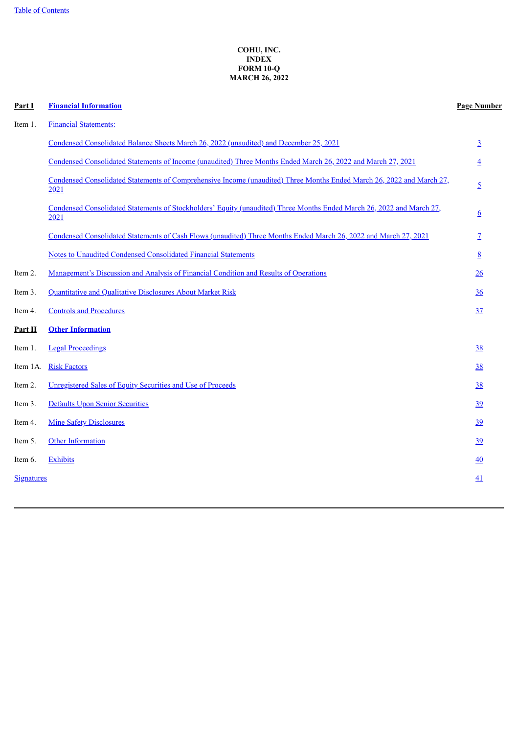# COHU, INC.
# INDEX
# FORM 10-Q
# MARCH 26, 2022

| | | Page Number |
|---|---|---|
| **Part I** | **Financial Information** | |
| Item 1. | Financial Statements: | |
| | Condensed Consolidated Balance Sheets March 26, 2022 (unaudited) and December 25, 2021 | 3 |
| | Condensed Consolidated Statements of Income (unaudited) Three Months Ended March 26, 2022 and March 27, 2021 | 4 |
| | Condensed Consolidated Statements of Comprehensive Income (unaudited) Three Months Ended March 26, 2022 and March 27, 2021 | 5 |
| | Condensed Consolidated Statements of Stockholders' Equity (unaudited) Three Months Ended March 26, 2022 and March 27, 2021 | 6 |
| | Condensed Consolidated Statements of Cash Flows (unaudited) Three Months Ended March 26, 2022 and March 27, 2021 | 7 |
| | Notes to Unaudited Condensed Consolidated Financial Statements | 8 |
| Item 2. | Management's Discussion and Analysis of Financial Condition and Results of Operations | 26 |
| Item 3. | Quantitative and Qualitative Disclosures About Market Risk | 36 |
| Item 4. | Controls and Procedures | 37 |
| **Part II** | **Other Information** | |
| Item 1. | Legal Proceedings | 38 |
| Item 1A. | Risk Factors | 38 |
| Item 2. | Unregistered Sales of Equity Securities and Use of Proceeds | 38 |
| Item 3. | Defaults Upon Senior Securities | 39 |
| Item 4. | Mine Safety Disclosures | 39 |
| Item 5. | Other Information | 39 |
| Item 6. | Exhibits | 40 |
| Signatures | | 41 |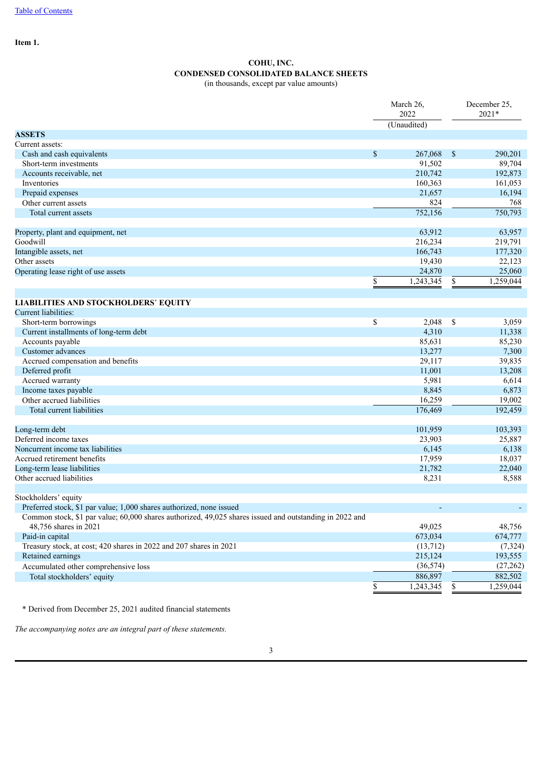Table of Contents

**Item 1.**

**COHU, INC.**
**CONDENSED CONSOLIDATED BALANCE SHEETS**
(in thousands, except par value amounts)

| | March 26, 2022 (Unaudited) | December 25, 2021* |
|---|---|---|
| **ASSETS** | | |
| Current assets: | | |
| Cash and cash equivalents | $ 267,068 | $ 290,201 |
| Short-term investments | 91,502 | 89,704 |
| Accounts receivable, net | 210,742 | 192,873 |
| Inventories | 160,363 | 161,053 |
| Prepaid expenses | 21,657 | 16,194 |
| Other current assets | 824 | 768 |
| Total current assets | 752,156 | 750,793 |
| | | |
| Property, plant and equipment, net | 63,912 | 63,957 |
| Goodwill | 216,234 | 219,791 |
| Intangible assets, net | 166,743 | 177,320 |
| Other assets | 19,430 | 22,123 |
| Operating lease right of use assets | 24,870 | 25,060 |
| | $ 1,243,345 | $ 1,259,044 |
| | | |
| **LIABILITIES AND STOCKHOLDERS' EQUITY** | | |
| Current liabilities: | | |
| Short-term borrowings | $ 2,048 | $ 3,059 |
| Current installments of long-term debt | 4,310 | 11,338 |
| Accounts payable | 85,631 | 85,230 |
| Customer advances | 13,277 | 7,300 |
| Accrued compensation and benefits | 29,117 | 39,835 |
| Deferred profit | 11,001 | 13,208 |
| Accrued warranty | 5,981 | 6,614 |
| Income taxes payable | 8,845 | 6,873 |
| Other accrued liabilities | 16,259 | 19,002 |
| Total current liabilities | 176,469 | 192,459 |
| | | |
| Long-term debt | 101,959 | 103,393 |
| Deferred income taxes | 23,903 | 25,887 |
| Noncurrent income tax liabilities | 6,145 | 6,138 |
| Accrued retirement benefits | 17,959 | 18,037 |
| Long-term lease liabilities | 21,782 | 22,040 |
| Other accrued liabilities | 8,231 | 8,588 |
| | | |
| Stockholders' equity | | |
| Preferred stock, $1 par value; 1,000 shares authorized, none issued | - | - |
| Common stock, $1 par value; 60,000 shares authorized, 49,025 shares issued and outstanding in 2022 and 48,756 shares in 2021 | 49,025 | 48,756 |
| Paid-in capital | 673,034 | 674,777 |
| Treasury stock, at cost; 420 shares in 2022 and 207 shares in 2021 | (13,712) | (7,324) |
| Retained earnings | 215,124 | 193,555 |
| Accumulated other comprehensive loss | (36,574) | (27,262) |
| Total stockholders' equity | 886,897 | 882,502 |
| | $ 1,243,345 | $ 1,259,044 |

\* Derived from December 25, 2021 audited financial statements

*The accompanying notes are an integral part of these statements.*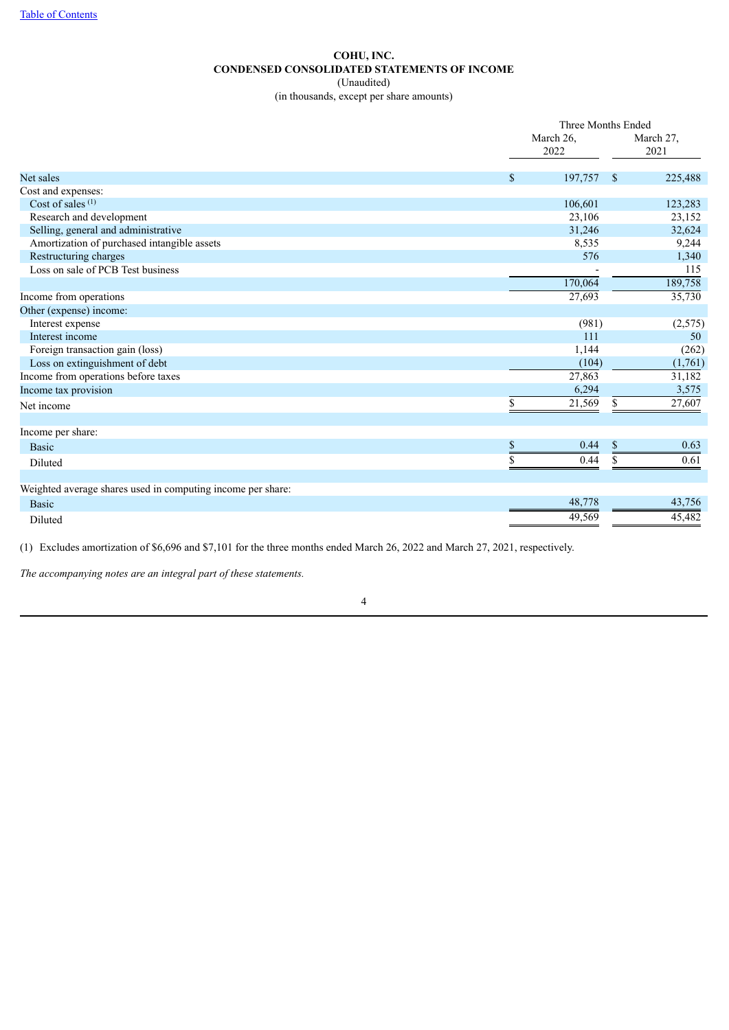[Table of Contents](#)

**COHU, INC.**
**CONDENSED CONSOLIDATED STATEMENTS OF INCOME**
(Unaudited)
(in thousands, except per share amounts)

| | Three Months Ended | |
|---|---|---|
| | March 26, 2022 | March 27, 2021 |
| Net sales | $ 197,757 | $ 225,488 |
| Cost and expenses: | | |
| Cost of sales [(1)] | 106,601 | 123,283 |
| Research and development | 23,106 | 23,152 |
| Selling, general and administrative | 31,246 | 32,624 |
| Amortization of purchased intangible assets | 8,535 | 9,244 |
| Restructuring charges | 576 | 1,340 |
| Loss on sale of PCB Test business | - | 115 |
| | 170,064 | 189,758 |
| Income from operations | 27,693 | 35,730 |
| Other (expense) income: | | |
| Interest expense | (981) | (2,575) |
| Interest income | 111 | 50 |
| Foreign transaction gain (loss) | 1,144 | (262) |
| Loss on extinguishment of debt | (104) | (1,761) |
| Income from operations before taxes | 27,863 | 31,182 |
| Income tax provision | 6,294 | 3,575 |
| Net income | $ 21,569 | $ 27,607 |
| | | |
| Income per share: | | |
| Basic | $ 0.44 | $ 0.63 |
| Diluted | $ 0.44 | $ 0.61 |
| | | |
| Weighted average shares used in computing income per share: | | |
| Basic | 48,778 | 43,756 |
| Diluted | 49,569 | 45,482 |

(1) Excludes amortization of $6,696 and $7,101 for the three months ended March 26, 2022 and March 27, 2021, respectively.

*The accompanying notes are an integral part of these statements.*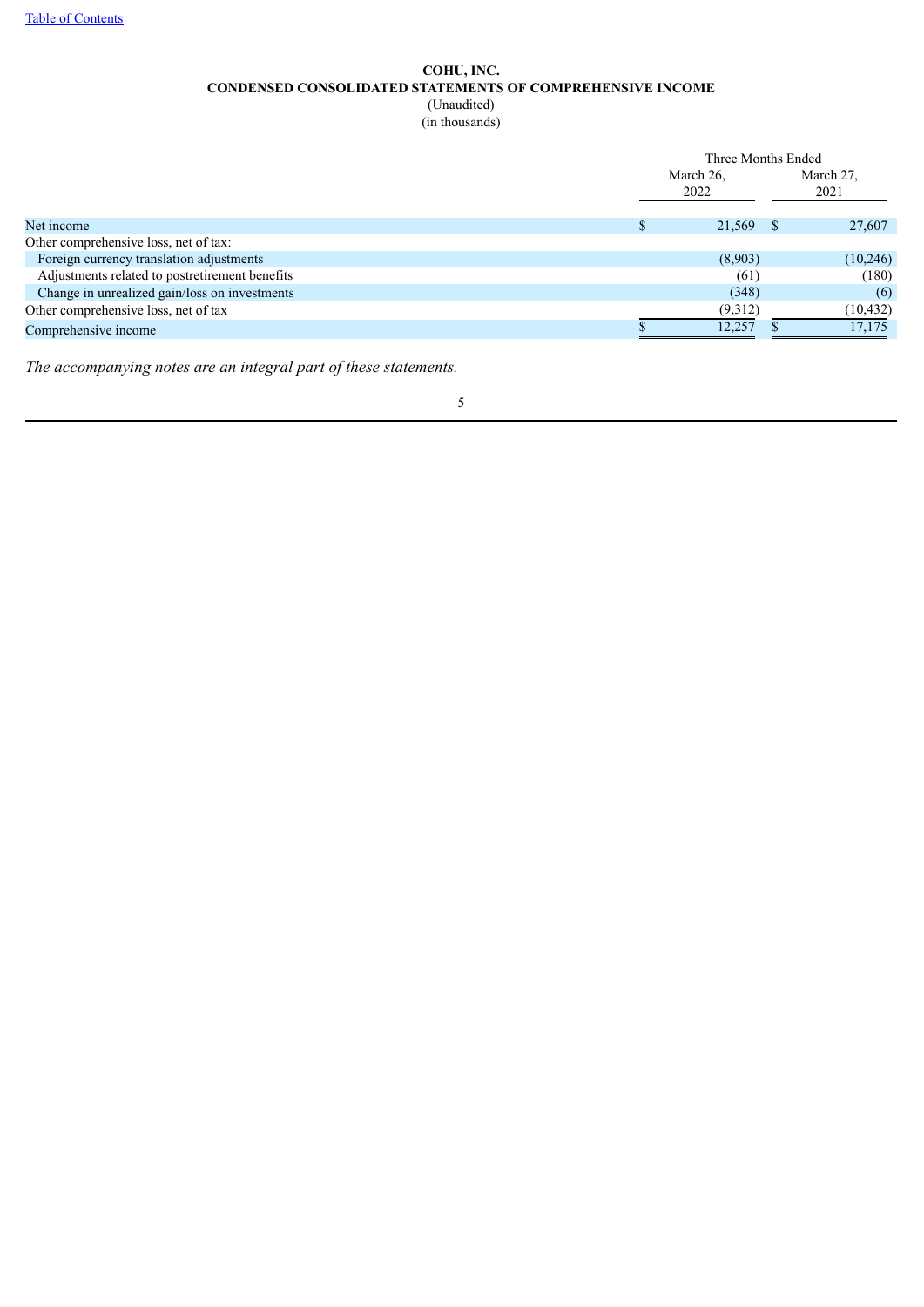# COHU, INC.
## CONDENSED CONSOLIDATED STATEMENTS OF COMPREHENSIVE INCOME
(Unaudited)
(in thousands)

| | Three Months Ended | |
|---|---|---|
| | March 26, 2022 | March 27, 2021 |
| Net income | $ 21,569 | $ 27,607 |
| Other comprehensive loss, net of tax: | | |
| Foreign currency translation adjustments | (8,903) | (10,246) |
| Adjustments related to postretirement benefits | (61) | (180) |
| Change in unrealized gain/loss on investments | (348) | (6) |
| Other comprehensive loss, net of tax | (9,312) | (10,432) |
| Comprehensive income | $ 12,257 | $ 17,175 |

*The accompanying notes are an integral part of these statements.*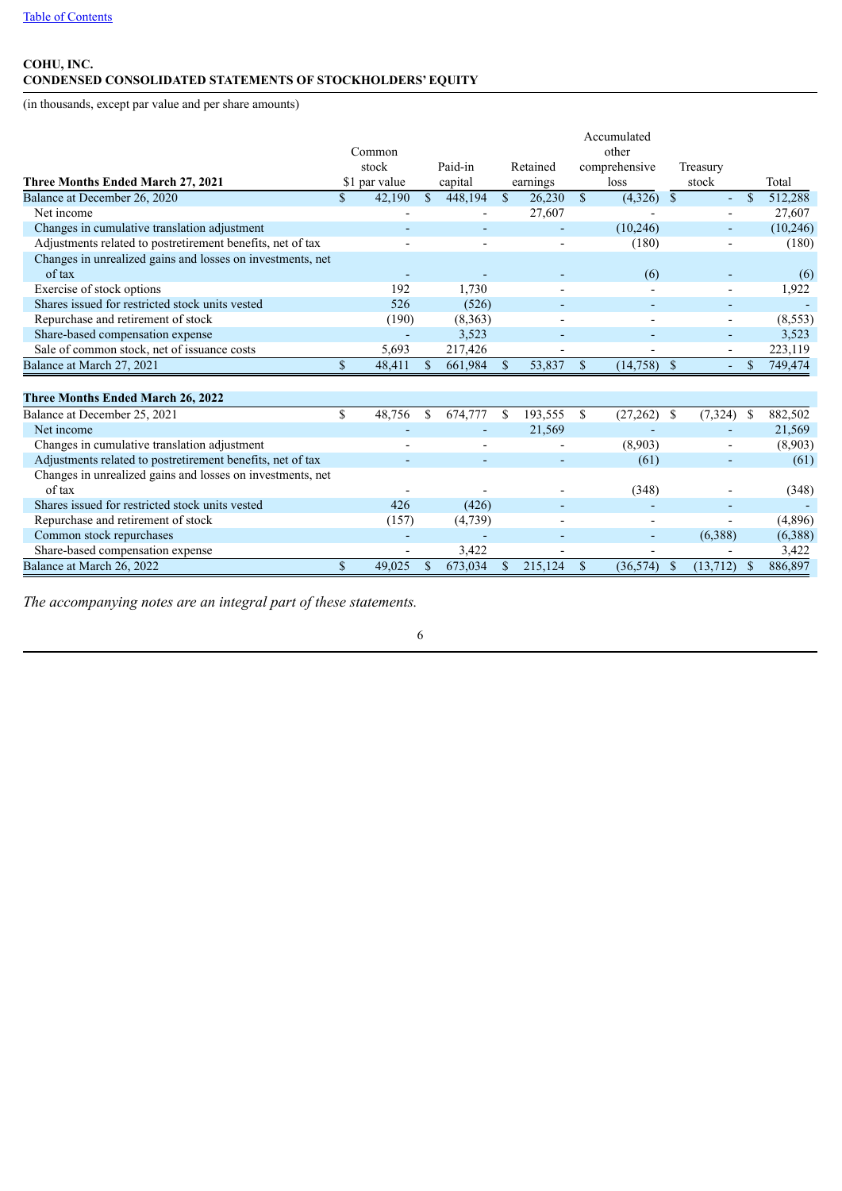[Table of Contents](#)

**COHU, INC.**
**CONDENSED CONSOLIDATED STATEMENTS OF STOCKHOLDERS' EQUITY**

(in thousands, except par value and per share amounts)

| Three Months Ended March 27, 2021 | Common stock $1 par value | Paid-in capital | Retained earnings | Accumulated other comprehensive loss | Treasury stock | Total |
|---|---|---|---|---|---|---|
| Balance at December 26, 2020 | $ 42,190 | $ 448,194 | $ 26,230 | $ (4,326) | $ - | $ 512,288 |
| Net income | - | - | 27,607 | - | - | 27,607 |
| Changes in cumulative translation adjustment | - | - | - | (10,246) | - | (10,246) |
| Adjustments related to postretirement benefits, net of tax | - | - | - | (180) | - | (180) |
| Changes in unrealized gains and losses on investments, net of tax | - | - | - | (6) | - | (6) |
| Exercise of stock options | 192 | 1,730 | - | - | - | 1,922 |
| Shares issued for restricted stock units vested | 526 | (526) | - | - | - | - |
| Repurchase and retirement of stock | (190) | (8,363) | - | - | - | (8,553) |
| Share-based compensation expense | - | 3,523 | - | - | - | 3,523 |
| Sale of common stock, net of issuance costs | 5,693 | 217,426 | - | - | - | 223,119 |
| Balance at March 27, 2021 | $ 48,411 | $ 661,984 | $ 53,837 | $ (14,758) | $ - | $ 749,474 |
| | | | | | | |
| **Three Months Ended March 26, 2022** | | | | | | |
| Balance at December 25, 2021 | $ 48,756 | $ 674,777 | $ 193,555 | $ (27,262) | $ (7,324) | $ 882,502 |
| Net income | - | - | 21,569 | - | - | 21,569 |
| Changes in cumulative translation adjustment | - | - | - | (8,903) | - | (8,903) |
| Adjustments related to postretirement benefits, net of tax | - | - | - | (61) | - | (61) |
| Changes in unrealized gains and losses on investments, net of tax | - | - | - | (348) | - | (348) |
| Shares issued for restricted stock units vested | 426 | (426) | - | - | - | - |
| Repurchase and retirement of stock | (157) | (4,739) | - | - | - | (4,896) |
| Common stock repurchases | - | - | - | - | (6,388) | (6,388) |
| Share-based compensation expense | - | 3,422 | - | - | - | 3,422 |
| Balance at March 26, 2022 | $ 49,025 | $ 673,034 | $ 215,124 | $ (36,574) | $ (13,712) | $ 886,897 |

*The accompanying notes are an integral part of these statements.*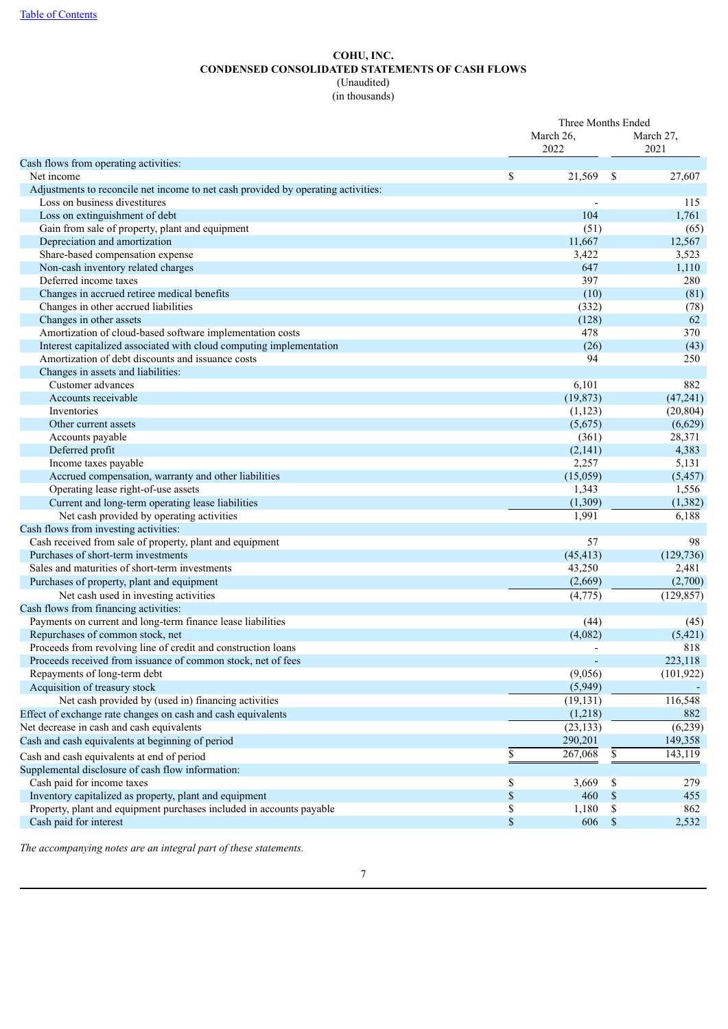[Table of Contents](#)

**COHU, INC.**
**CONDENSED CONSOLIDATED STATEMENTS OF CASH FLOWS**
(Unaudited)
(in thousands)

| | Three Months Ended | |
|---|---|---|
| | March 26, 2022 | March 27, 2021 |
| Cash flows from operating activities: | | |
| Net income | $ 21,569 | $ 27,607 |
| Adjustments to reconcile net income to net cash provided by operating activities: | | |
| Loss on business divestitures | - | 115 |
| Loss on extinguishment of debt | 104 | 1,761 |
| Gain from sale of property, plant and equipment | (51) | (65) |
| Depreciation and amortization | 11,667 | 12,567 |
| Share-based compensation expense | 3,422 | 3,523 |
| Non-cash inventory related charges | 647 | 1,110 |
| Deferred income taxes | 397 | 280 |
| Changes in accrued retiree medical benefits | (10) | (81) |
| Changes in other accrued liabilities | (332) | (78) |
| Changes in other assets | (128) | 62 |
| Amortization of cloud-based software implementation costs | 478 | 370 |
| Interest capitalized associated with cloud computing implementation | (26) | (43) |
| Amortization of debt discounts and issuance costs | 94 | 250 |
| Changes in assets and liabilities: | | |
| Customer advances | 6,101 | 882 |
| Accounts receivable | (19,873) | (47,241) |
| Inventories | (1,123) | (20,804) |
| Other current assets | (5,675) | (6,629) |
| Accounts payable | (361) | 28,371 |
| Deferred profit | (2,141) | 4,383 |
| Income taxes payable | 2,257 | 5,131 |
| Accrued compensation, warranty and other liabilities | (15,059) | (5,457) |
| Operating lease right-of-use assets | 1,343 | 1,556 |
| Current and long-term operating lease liabilities | (1,309) | (1,382) |
| Net cash provided by operating activities | 1,991 | 6,188 |
| Cash flows from investing activities: | | |
| Cash received from sale of property, plant and equipment | 57 | 98 |
| Purchases of short-term investments | (45,413) | (129,736) |
| Sales and maturities of short-term investments | 43,250 | 2,481 |
| Purchases of property, plant and equipment | (2,669) | (2,700) |
| Net cash used in investing activities | (4,775) | (129,857) |
| Cash flows from financing activities: | | |
| Payments on current and long-term finance lease liabilities | (44) | (45) |
| Repurchases of common stock, net | (4,082) | (5,421) |
| Proceeds from revolving line of credit and construction loans | - | 818 |
| Proceeds received from issuance of common stock, net of fees | - | 223,118 |
| Repayments of long-term debt | (9,056) | (101,922) |
| Acquisition of treasury stock | (5,949) | - |
| Net cash provided by (used in) financing activities | (19,131) | 116,548 |
| Effect of exchange rate changes on cash and cash equivalents | (1,218) | 882 |
| Net decrease in cash and cash equivalents | (23,133) | (6,239) |
| Cash and cash equivalents at beginning of period | 290,201 | 149,358 |
| Cash and cash equivalents at end of period | $ 267,068 | $ 143,119 |
| Supplemental disclosure of cash flow information: | | |
| Cash paid for income taxes | $ 3,669 | $ 279 |
| Inventory capitalized as property, plant and equipment | $ 460 | $ 455 |
| Property, plant and equipment purchases included in accounts payable | $ 1,180 | $ 862 |
| Cash paid for interest | $ 606 | $ 2,532 |

*The accompanying notes are an integral part of these statements.*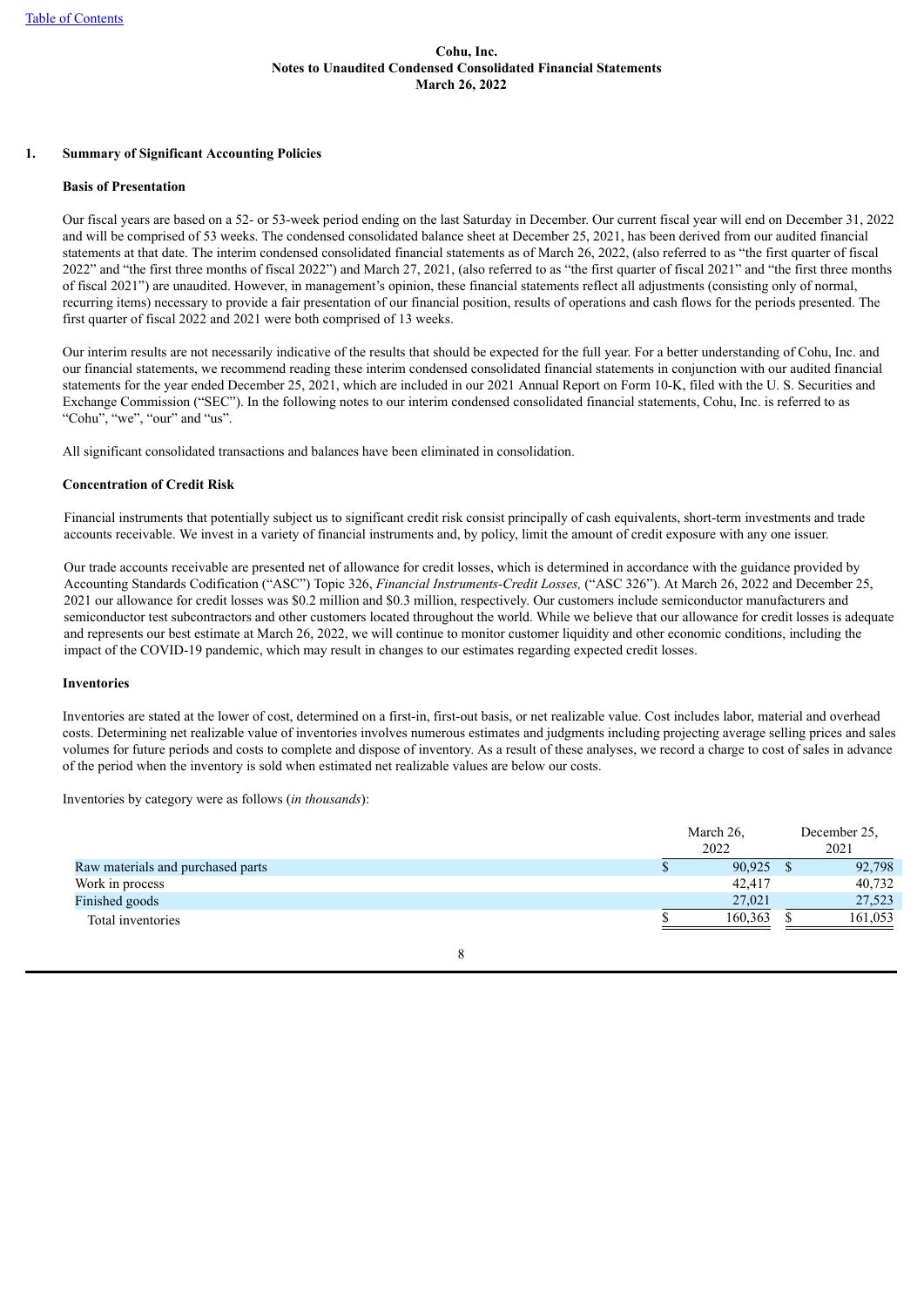# Cohu, Inc.
## Notes to Unaudited Condensed Consolidated Financial Statements
## March 26, 2022

### 1. Summary of Significant Accounting Policies

**Basis of Presentation**

Our fiscal years are based on a 52- or 53-week period ending on the last Saturday in December. Our current fiscal year will end on December 31, 2022 and will be comprised of 53 weeks. The condensed consolidated balance sheet at December 25, 2021, has been derived from our audited financial statements at that date. The interim condensed consolidated financial statements as of March 26, 2022, (also referred to as "the first quarter of fiscal 2022" and "the first three months of fiscal 2022") and March 27, 2021, (also referred to as "the first quarter of fiscal 2021" and "the first three months of fiscal 2021") are unaudited. However, in management's opinion, these financial statements reflect all adjustments (consisting only of normal, recurring items) necessary to provide a fair presentation of our financial position, results of operations and cash flows for the periods presented. The first quarter of fiscal 2022 and 2021 were both comprised of 13 weeks.

Our interim results are not necessarily indicative of the results that should be expected for the full year. For a better understanding of Cohu, Inc. and our financial statements, we recommend reading these interim condensed consolidated financial statements in conjunction with our audited financial statements for the year ended December 25, 2021, which are included in our 2021 Annual Report on Form 10-K, filed with the U. S. Securities and Exchange Commission ("SEC"). In the following notes to our interim condensed consolidated financial statements, Cohu, Inc. is referred to as "Cohu", "we", "our" and "us".

All significant consolidated transactions and balances have been eliminated in consolidation.

**Concentration of Credit Risk**

Financial instruments that potentially subject us to significant credit risk consist principally of cash equivalents, short-term investments and trade accounts receivable. We invest in a variety of financial instruments and, by policy, limit the amount of credit exposure with any one issuer.

Our trade accounts receivable are presented net of allowance for credit losses, which is determined in accordance with the guidance provided by Accounting Standards Codification ("ASC") Topic 326, *Financial Instruments-Credit Losses,* ("ASC 326"). At March 26, 2022 and December 25, 2021 our allowance for credit losses was $0.2 million and $0.3 million, respectively. Our customers include semiconductor manufacturers and semiconductor test subcontractors and other customers located throughout the world. While we believe that our allowance for credit losses is adequate and represents our best estimate at March 26, 2022, we will continue to monitor customer liquidity and other economic conditions, including the impact of the COVID-19 pandemic, which may result in changes to our estimates regarding expected credit losses.

**Inventories**

Inventories are stated at the lower of cost, determined on a first-in, first-out basis, or net realizable value. Cost includes labor, material and overhead costs. Determining net realizable value of inventories involves numerous estimates and judgments including projecting average selling prices and sales volumes for future periods and costs to complete and dispose of inventory. As a result of these analyses, we record a charge to cost of sales in advance of the period when the inventory is sold when estimated net realizable values are below our costs.

Inventories by category were as follows (*in thousands*):

| | March 26, 2022 | December 25, 2021 |
|---|---|---|
| Raw materials and purchased parts | $ 90,925 | $ 92,798 |
| Work in process | 42,417 | 40,732 |
| Finished goods | 27,021 | 27,523 |
| Total inventories | $ 160,363 | $ 161,053 |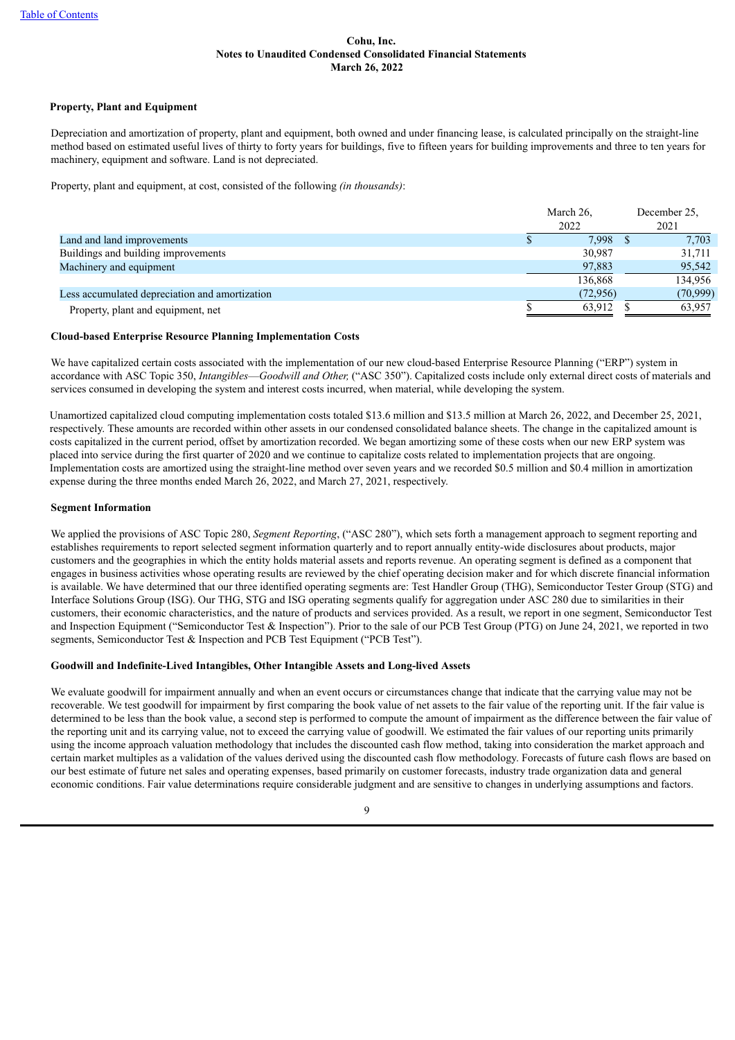Cohu, Inc.
Notes to Unaudited Condensed Consolidated Financial Statements
March 26, 2022

### Property, Plant and Equipment

Depreciation and amortization of property, plant and equipment, both owned and under financing lease, is calculated principally on the straight-line method based on estimated useful lives of thirty to forty years for buildings, five to fifteen years for building improvements and three to ten years for machinery, equipment and software. Land is not depreciated.

Property, plant and equipment, at cost, consisted of the following *(in thousands)*:

| | March 26, 2022 | December 25, 2021 |
|---|---|---|
| Land and land improvements | $ 7,998 | $ 7,703 |
| Buildings and building improvements | 30,987 | 31,711 |
| Machinery and equipment | 97,883 | 95,542 |
| | 136,868 | 134,956 |
| Less accumulated depreciation and amortization | (72,956) | (70,999) |
| Property, plant and equipment, net | $ 63,912 | $ 63,957 |

### Cloud-based Enterprise Resource Planning Implementation Costs

We have capitalized certain costs associated with the implementation of our new cloud-based Enterprise Resource Planning ("ERP") system in accordance with ASC Topic 350, *Intangibles—Goodwill and Other,* ("ASC 350"). Capitalized costs include only external direct costs of materials and services consumed in developing the system and interest costs incurred, when material, while developing the system.

Unamortized capitalized cloud computing implementation costs totaled $13.6 million and $13.5 million at March 26, 2022, and December 25, 2021, respectively. These amounts are recorded within other assets in our condensed consolidated balance sheets. The change in the capitalized amount is costs capitalized in the current period, offset by amortization recorded. We began amortizing some of these costs when our new ERP system was placed into service during the first quarter of 2020 and we continue to capitalize costs related to implementation projects that are ongoing. Implementation costs are amortized using the straight-line method over seven years and we recorded $0.5 million and $0.4 million in amortization expense during the three months ended March 26, 2022, and March 27, 2021, respectively.

### Segment Information

We applied the provisions of ASC Topic 280, *Segment Reporting*, ("ASC 280"), which sets forth a management approach to segment reporting and establishes requirements to report selected segment information quarterly and to report annually entity-wide disclosures about products, major customers and the geographies in which the entity holds material assets and reports revenue. An operating segment is defined as a component that engages in business activities whose operating results are reviewed by the chief operating decision maker and for which discrete financial information is available. We have determined that our three identified operating segments are: Test Handler Group (THG), Semiconductor Tester Group (STG) and Interface Solutions Group (ISG). Our THG, STG and ISG operating segments qualify for aggregation under ASC 280 due to similarities in their customers, their economic characteristics, and the nature of products and services provided. As a result, we report in one segment, Semiconductor Test and Inspection Equipment ("Semiconductor Test & Inspection"). Prior to the sale of our PCB Test Group (PTG) on June 24, 2021, we reported in two segments, Semiconductor Test & Inspection and PCB Test Equipment ("PCB Test").

### Goodwill and Indefinite-Lived Intangibles, Other Intangible Assets and Long-lived Assets

We evaluate goodwill for impairment annually and when an event occurs or circumstances change that indicate that the carrying value may not be recoverable. We test goodwill for impairment by first comparing the book value of net assets to the fair value of the reporting unit. If the fair value is determined to be less than the book value, a second step is performed to compute the amount of impairment as the difference between the fair value of the reporting unit and its carrying value, not to exceed the carrying value of goodwill. We estimated the fair values of our reporting units primarily using the income approach valuation methodology that includes the discounted cash flow method, taking into consideration the market approach and certain market multiples as a validation of the values derived using the discounted cash flow methodology. Forecasts of future cash flows are based on our best estimate of future net sales and operating expenses, based primarily on customer forecasts, industry trade organization data and general economic conditions. Fair value determinations require considerable judgment and are sensitive to changes in underlying assumptions and factors.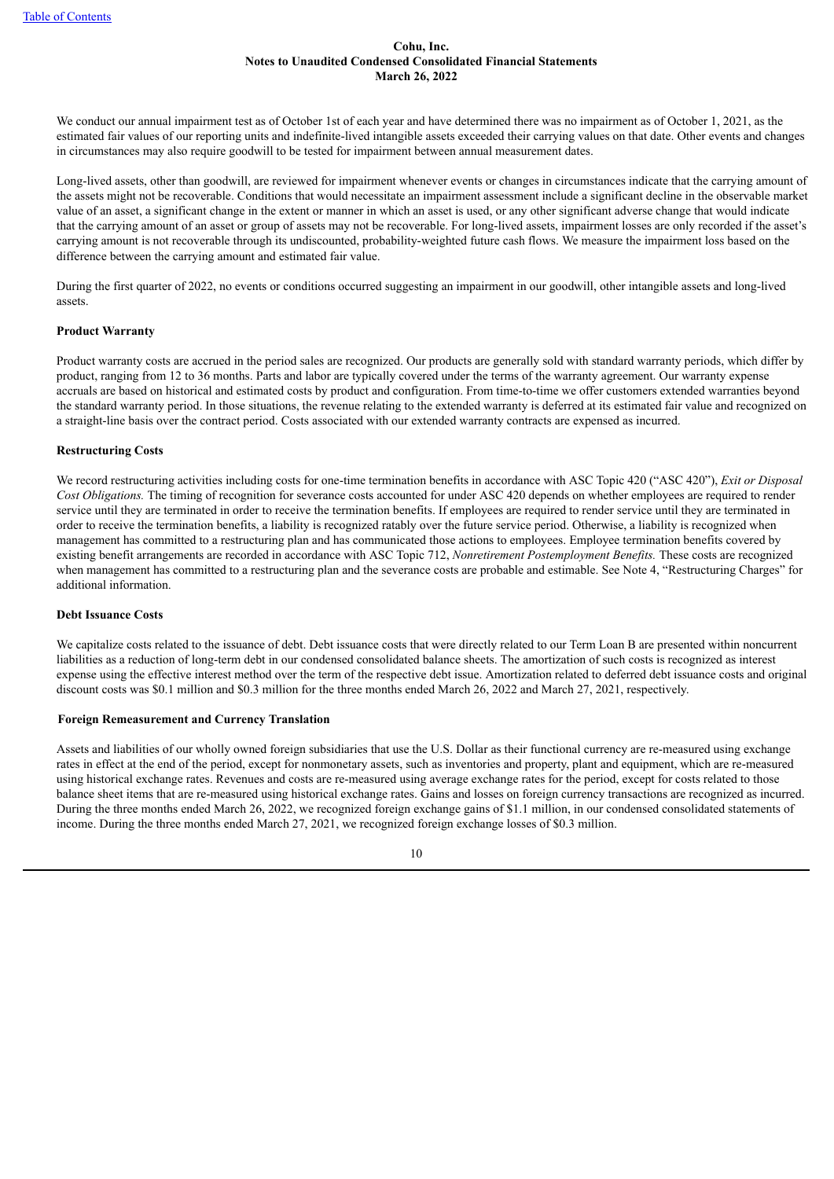We conduct our annual impairment test as of October 1st of each year and have determined there was no impairment as of October 1, 2021, as the estimated fair values of our reporting units and indefinite-lived intangible assets exceeded their carrying values on that date. Other events and changes in circumstances may also require goodwill to be tested for impairment between annual measurement dates.

Long-lived assets, other than goodwill, are reviewed for impairment whenever events or changes in circumstances indicate that the carrying amount of the assets might not be recoverable. Conditions that would necessitate an impairment assessment include a significant decline in the observable market value of an asset, a significant change in the extent or manner in which an asset is used, or any other significant adverse change that would indicate that the carrying amount of an asset or group of assets may not be recoverable. For long-lived assets, impairment losses are only recorded if the asset's carrying amount is not recoverable through its undiscounted, probability-weighted future cash flows. We measure the impairment loss based on the difference between the carrying amount and estimated fair value.

During the first quarter of 2022, no events or conditions occurred suggesting an impairment in our goodwill, other intangible assets and long-lived assets.

**Product Warranty**

Product warranty costs are accrued in the period sales are recognized. Our products are generally sold with standard warranty periods, which differ by product, ranging from 12 to 36 months. Parts and labor are typically covered under the terms of the warranty agreement. Our warranty expense accruals are based on historical and estimated costs by product and configuration. From time-to-time we offer customers extended warranties beyond the standard warranty period. In those situations, the revenue relating to the extended warranty is deferred at its estimated fair value and recognized on a straight-line basis over the contract period. Costs associated with our extended warranty contracts are expensed as incurred.

**Restructuring Costs**

We record restructuring activities including costs for one-time termination benefits in accordance with ASC Topic 420 ("ASC 420"), *Exit or Disposal Cost Obligations.* The timing of recognition for severance costs accounted for under ASC 420 depends on whether employees are required to render service until they are terminated in order to receive the termination benefits. If employees are required to render service until they are terminated in order to receive the termination benefits, a liability is recognized ratably over the future service period. Otherwise, a liability is recognized when management has committed to a restructuring plan and has communicated those actions to employees. Employee termination benefits covered by existing benefit arrangements are recorded in accordance with ASC Topic 712, *Nonretirement Postemployment Benefits.* These costs are recognized when management has committed to a restructuring plan and the severance costs are probable and estimable. See Note 4, "Restructuring Charges" for additional information.

**Debt Issuance Costs**

We capitalize costs related to the issuance of debt. Debt issuance costs that were directly related to our Term Loan B are presented within noncurrent liabilities as a reduction of long-term debt in our condensed consolidated balance sheets. The amortization of such costs is recognized as interest expense using the effective interest method over the term of the respective debt issue. Amortization related to deferred debt issuance costs and original discount costs was $0.1 million and $0.3 million for the three months ended March 26, 2022 and March 27, 2021, respectively.

**Foreign Remeasurement and Currency Translation**

Assets and liabilities of our wholly owned foreign subsidiaries that use the U.S. Dollar as their functional currency are re-measured using exchange rates in effect at the end of the period, except for nonmonetary assets, such as inventories and property, plant and equipment, which are re-measured using historical exchange rates. Revenues and costs are re-measured using average exchange rates for the period, except for costs related to those balance sheet items that are re-measured using historical exchange rates. Gains and losses on foreign currency transactions are recognized as incurred. During the three months ended March 26, 2022, we recognized foreign exchange gains of $1.1 million, in our condensed consolidated statements of income. During the three months ended March 27, 2021, we recognized foreign exchange losses of $0.3 million.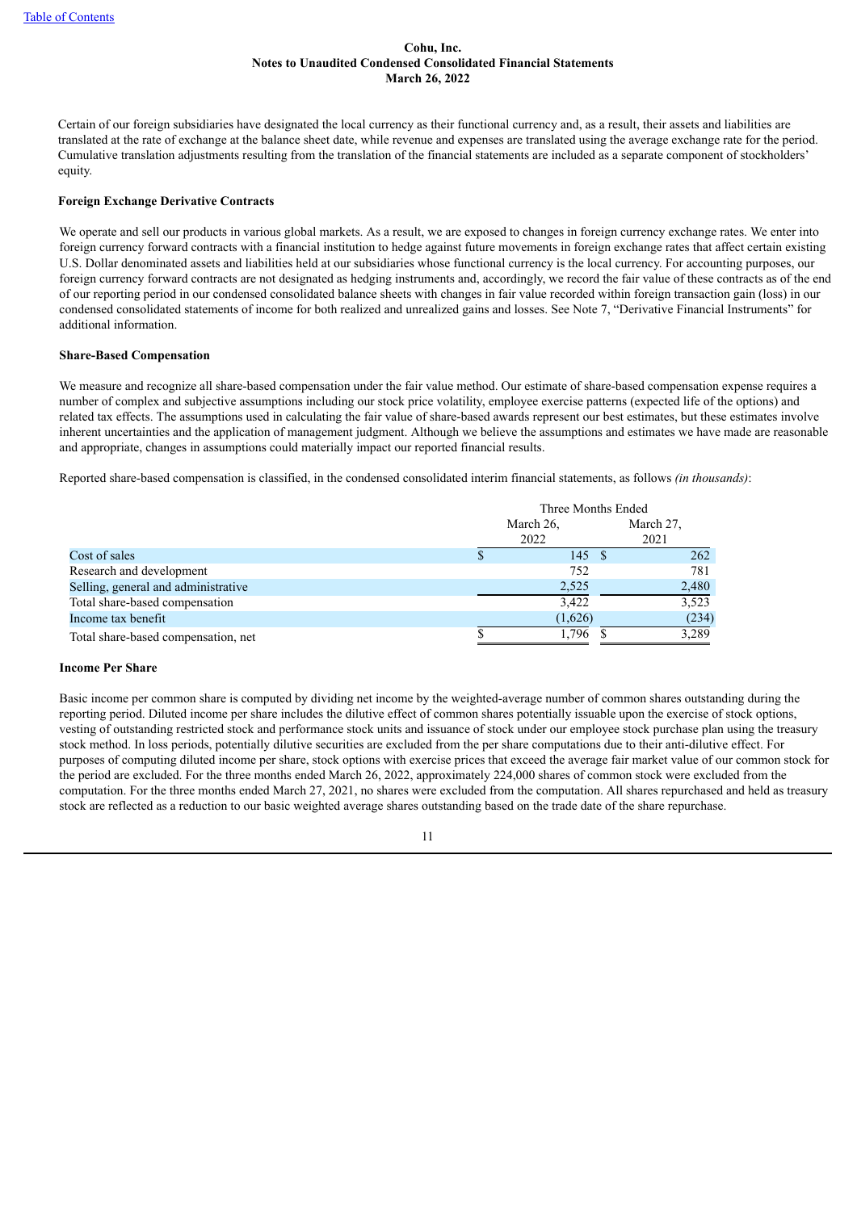Certain of our foreign subsidiaries have designated the local currency as their functional currency and, as a result, their assets and liabilities are translated at the rate of exchange at the balance sheet date, while revenue and expenses are translated using the average exchange rate for the period. Cumulative translation adjustments resulting from the translation of the financial statements are included as a separate component of stockholders' equity.

**Foreign Exchange Derivative Contracts**

We operate and sell our products in various global markets. As a result, we are exposed to changes in foreign currency exchange rates. We enter into foreign currency forward contracts with a financial institution to hedge against future movements in foreign exchange rates that affect certain existing U.S. Dollar denominated assets and liabilities held at our subsidiaries whose functional currency is the local currency. For accounting purposes, our foreign currency forward contracts are not designated as hedging instruments and, accordingly, we record the fair value of these contracts as of the end of our reporting period in our condensed consolidated balance sheets with changes in fair value recorded within foreign transaction gain (loss) in our condensed consolidated statements of income for both realized and unrealized gains and losses. See Note 7, "Derivative Financial Instruments" for additional information.

**Share-Based Compensation**

We measure and recognize all share-based compensation under the fair value method. Our estimate of share-based compensation expense requires a number of complex and subjective assumptions including our stock price volatility, employee exercise patterns (expected life of the options) and related tax effects. The assumptions used in calculating the fair value of share-based awards represent our best estimates, but these estimates involve inherent uncertainties and the application of management judgment. Although we believe the assumptions and estimates we have made are reasonable and appropriate, changes in assumptions could materially impact our reported financial results.

Reported share-based compensation is classified, in the condensed consolidated interim financial statements, as follows *(in thousands)*:

| | Three Months Ended | |
|---|---|---|
| | March 26, 2022 | March 27, 2021 |
| Cost of sales | $ 145 | $ 262 |
| Research and development | 752 | 781 |
| Selling, general and administrative | 2,525 | 2,480 |
| Total share-based compensation | 3,422 | 3,523 |
| Income tax benefit | (1,626) | (234) |
| Total share-based compensation, net | $ 1,796 | $ 3,289 |

**Income Per Share**

Basic income per common share is computed by dividing net income by the weighted-average number of common shares outstanding during the reporting period. Diluted income per share includes the dilutive effect of common shares potentially issuable upon the exercise of stock options, vesting of outstanding restricted stock and performance stock units and issuance of stock under our employee stock purchase plan using the treasury stock method. In loss periods, potentially dilutive securities are excluded from the per share computations due to their anti-dilutive effect. For purposes of computing diluted income per share, stock options with exercise prices that exceed the average fair market value of our common stock for the period are excluded. For the three months ended March 26, 2022, approximately 224,000 shares of common stock were excluded from the computation. For the three months ended March 27, 2021, no shares were excluded from the computation. All shares repurchased and held as treasury stock are reflected as a reduction to our basic weighted average shares outstanding based on the trade date of the share repurchase.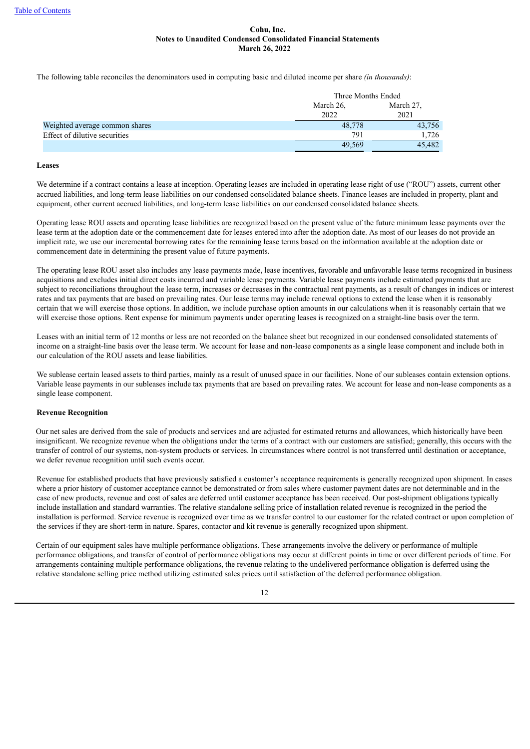The following table reconciles the denominators used in computing basic and diluted income per share *(in thousands)*:

| | Three Months Ended | |
|---|---|---|
| | March 26, 2022 | March 27, 2021 |
| Weighted average common shares | 48,778 | 43,756 |
| Effect of dilutive securities | 791 | 1,726 |
| | 49,569 | 45,482 |

**Leases**

We determine if a contract contains a lease at inception. Operating leases are included in operating lease right of use ("ROU") assets, current other accrued liabilities, and long-term lease liabilities on our condensed consolidated balance sheets. Finance leases are included in property, plant and equipment, other current accrued liabilities, and long-term lease liabilities on our condensed consolidated balance sheets.

Operating lease ROU assets and operating lease liabilities are recognized based on the present value of the future minimum lease payments over the lease term at the adoption date or the commencement date for leases entered into after the adoption date. As most of our leases do not provide an implicit rate, we use our incremental borrowing rates for the remaining lease terms based on the information available at the adoption date or commencement date in determining the present value of future payments.

The operating lease ROU asset also includes any lease payments made, lease incentives, favorable and unfavorable lease terms recognized in business acquisitions and excludes initial direct costs incurred and variable lease payments. Variable lease payments include estimated payments that are subject to reconciliations throughout the lease term, increases or decreases in the contractual rent payments, as a result of changes in indices or interest rates and tax payments that are based on prevailing rates. Our lease terms may include renewal options to extend the lease when it is reasonably certain that we will exercise those options. In addition, we include purchase option amounts in our calculations when it is reasonably certain that we will exercise those options. Rent expense for minimum payments under operating leases is recognized on a straight-line basis over the term.

Leases with an initial term of 12 months or less are not recorded on the balance sheet but recognized in our condensed consolidated statements of income on a straight-line basis over the lease term. We account for lease and non-lease components as a single lease component and include both in our calculation of the ROU assets and lease liabilities.

We sublease certain leased assets to third parties, mainly as a result of unused space in our facilities. None of our subleases contain extension options. Variable lease payments in our subleases include tax payments that are based on prevailing rates. We account for lease and non-lease components as a single lease component.

**Revenue Recognition**

Our net sales are derived from the sale of products and services and are adjusted for estimated returns and allowances, which historically have been insignificant. We recognize revenue when the obligations under the terms of a contract with our customers are satisfied; generally, this occurs with the transfer of control of our systems, non-system products or services. In circumstances where control is not transferred until destination or acceptance, we defer revenue recognition until such events occur.

Revenue for established products that have previously satisfied a customer's acceptance requirements is generally recognized upon shipment. In cases where a prior history of customer acceptance cannot be demonstrated or from sales where customer payment dates are not determinable and in the case of new products, revenue and cost of sales are deferred until customer acceptance has been received. Our post-shipment obligations typically include installation and standard warranties. The relative standalone selling price of installation related revenue is recognized in the period the installation is performed. Service revenue is recognized over time as we transfer control to our customer for the related contract or upon completion of the services if they are short-term in nature. Spares, contactor and kit revenue is generally recognized upon shipment.

Certain of our equipment sales have multiple performance obligations. These arrangements involve the delivery or performance of multiple performance obligations, and transfer of control of performance obligations may occur at different points in time or over different periods of time. For arrangements containing multiple performance obligations, the revenue relating to the undelivered performance obligation is deferred using the relative standalone selling price method utilizing estimated sales prices until satisfaction of the deferred performance obligation.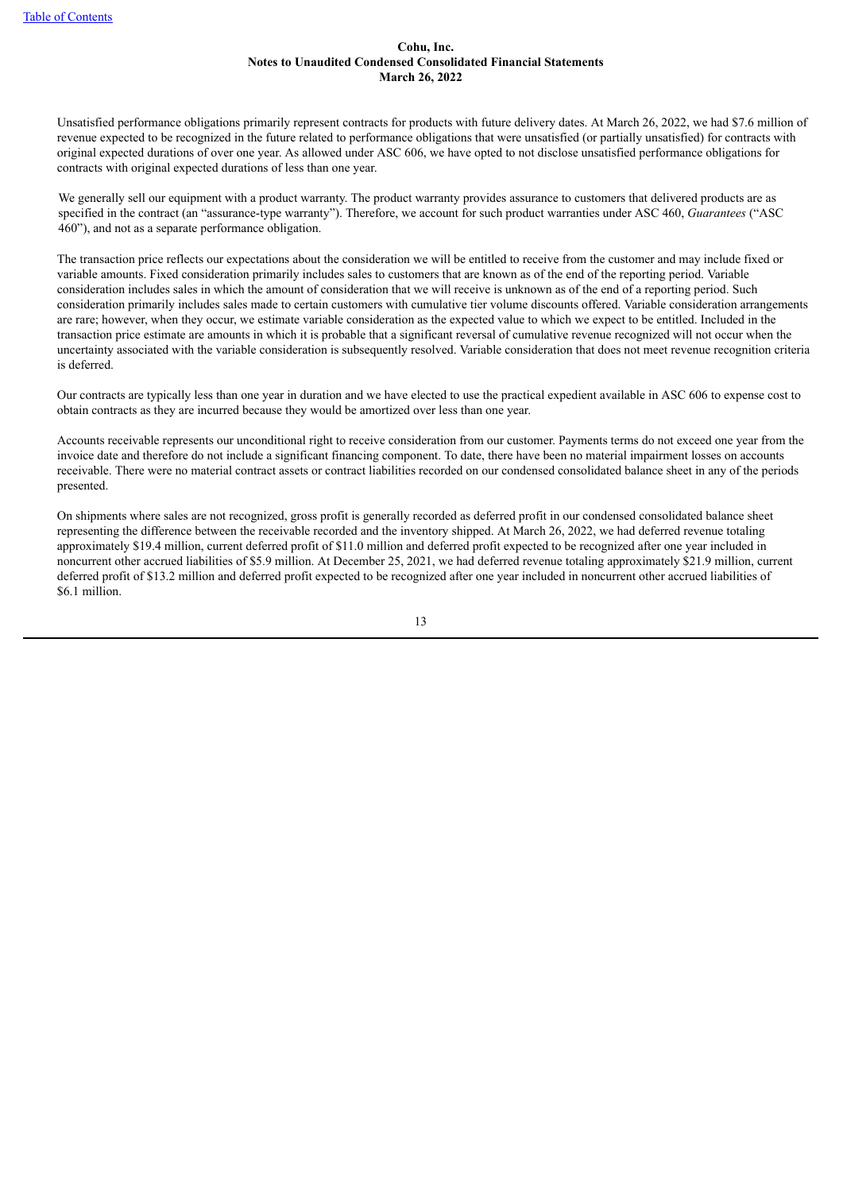Unsatisfied performance obligations primarily represent contracts for products with future delivery dates. At March 26, 2022, we had $7.6 million of revenue expected to be recognized in the future related to performance obligations that were unsatisfied (or partially unsatisfied) for contracts with original expected durations of over one year. As allowed under ASC 606, we have opted to not disclose unsatisfied performance obligations for contracts with original expected durations of less than one year.

We generally sell our equipment with a product warranty. The product warranty provides assurance to customers that delivered products are as specified in the contract (an "assurance-type warranty"). Therefore, we account for such product warranties under ASC 460, *Guarantees* ("ASC 460"), and not as a separate performance obligation.

The transaction price reflects our expectations about the consideration we will be entitled to receive from the customer and may include fixed or variable amounts. Fixed consideration primarily includes sales to customers that are known as of the end of the reporting period. Variable consideration includes sales in which the amount of consideration that we will receive is unknown as of the end of a reporting period. Such consideration primarily includes sales made to certain customers with cumulative tier volume discounts offered. Variable consideration arrangements are rare; however, when they occur, we estimate variable consideration as the expected value to which we expect to be entitled. Included in the transaction price estimate are amounts in which it is probable that a significant reversal of cumulative revenue recognized will not occur when the uncertainty associated with the variable consideration is subsequently resolved. Variable consideration that does not meet revenue recognition criteria is deferred.

Our contracts are typically less than one year in duration and we have elected to use the practical expedient available in ASC 606 to expense cost to obtain contracts as they are incurred because they would be amortized over less than one year.

Accounts receivable represents our unconditional right to receive consideration from our customer. Payments terms do not exceed one year from the invoice date and therefore do not include a significant financing component. To date, there have been no material impairment losses on accounts receivable. There were no material contract assets or contract liabilities recorded on our condensed consolidated balance sheet in any of the periods presented.

On shipments where sales are not recognized, gross profit is generally recorded as deferred profit in our condensed consolidated balance sheet representing the difference between the receivable recorded and the inventory shipped. At March 26, 2022, we had deferred revenue totaling approximately $19.4 million, current deferred profit of $11.0 million and deferred profit expected to be recognized after one year included in noncurrent other accrued liabilities of $5.9 million. At December 25, 2021, we had deferred revenue totaling approximately $21.9 million, current deferred profit of $13.2 million and deferred profit expected to be recognized after one year included in noncurrent other accrued liabilities of $6.1 million.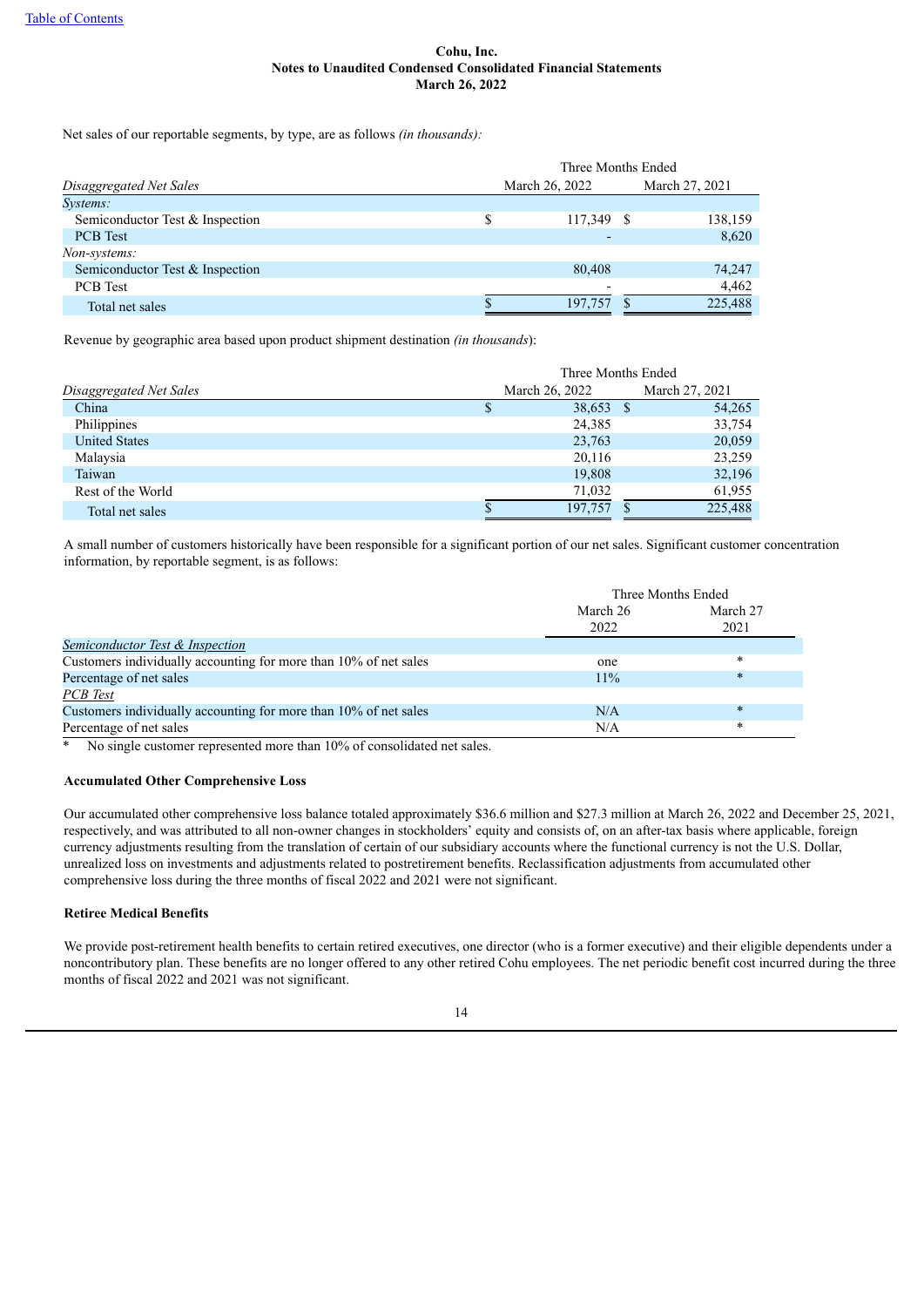Net sales of our reportable segments, by type, are as follows *(in thousands)*:

| | Three Months Ended | |
|---|---|---|
| *Disaggregated Net Sales* | March 26, 2022 | March 27, 2021 |
| *Systems:* | | |
| Semiconductor Test & Inspection | $ 117,349 | $ 138,159 |
| PCB Test | - | 8,620 |
| *Non-systems:* | | |
| Semiconductor Test & Inspection | 80,408 | 74,247 |
| PCB Test | - | 4,462 |
| Total net sales | $ 197,757 | $ 225,488 |

Revenue by geographic area based upon product shipment destination *(in thousands)*:

| | Three Months Ended | |
|---|---|---|
| *Disaggregated Net Sales* | March 26, 2022 | March 27, 2021 |
| China | $ 38,653 | $ 54,265 |
| Philippines | 24,385 | 33,754 |
| United States | 23,763 | 20,059 |
| Malaysia | 20,116 | 23,259 |
| Taiwan | 19,808 | 32,196 |
| Rest of the World | 71,032 | 61,955 |
| Total net sales | $ 197,757 | $ 225,488 |

A small number of customers historically have been responsible for a significant portion of our net sales. Significant customer concentration information, by reportable segment, is as follows:

| | Three Months Ended | |
|---|---|---|
| | March 26 2022 | March 27 2021 |
| *Semiconductor Test & Inspection* | | |
| Customers individually accounting for more than 10% of net sales | one | * |
| Percentage of net sales | 11% | * |
| *PCB Test* | | |
| Customers individually accounting for more than 10% of net sales | N/A | * |
| Percentage of net sales | N/A | * |

\* No single customer represented more than 10% of consolidated net sales.

**Accumulated Other Comprehensive Loss**

Our accumulated other comprehensive loss balance totaled approximately $36.6 million and $27.3 million at March 26, 2022 and December 25, 2021, respectively, and was attributed to all non-owner changes in stockholders' equity and consists of, on an after-tax basis where applicable, foreign currency adjustments resulting from the translation of certain of our subsidiary accounts where the functional currency is not the U.S. Dollar, unrealized loss on investments and adjustments related to postretirement benefits. Reclassification adjustments from accumulated other comprehensive loss during the three months of fiscal 2022 and 2021 were not significant.

**Retiree Medical Benefits**

We provide post-retirement health benefits to certain retired executives, one director (who is a former executive) and their eligible dependents under a noncontributory plan. These benefits are no longer offered to any other retired Cohu employees. The net periodic benefit cost incurred during the three months of fiscal 2022 and 2021 was not significant.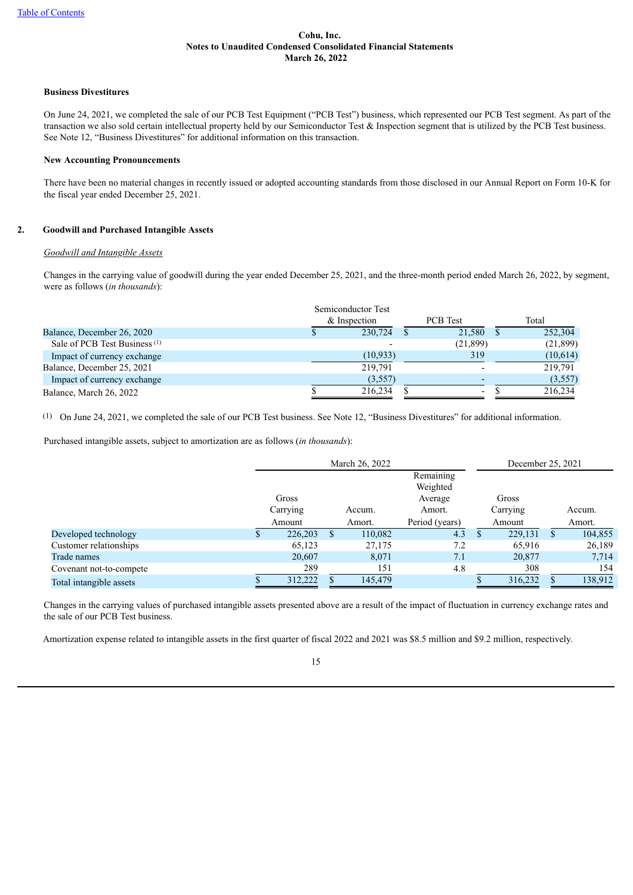Cohu, Inc.
Notes to Unaudited Condensed Consolidated Financial Statements
March 26, 2022

**Business Divestitures**

On June 24, 2021, we completed the sale of our PCB Test Equipment ("PCB Test") business, which represented our PCB Test segment. As part of the transaction we also sold certain intellectual property held by our Semiconductor Test & Inspection segment that is utilized by the PCB Test business. See Note 12, "Business Divestitures" for additional information on this transaction.

**New Accounting Pronouncements**

There have been no material changes in recently issued or adopted accounting standards from those disclosed in our Annual Report on Form 10-K for the fiscal year ended December 25, 2021.

## 2. Goodwill and Purchased Intangible Assets

*Goodwill and Intangible Assets*

Changes in the carrying value of goodwill during the year ended December 25, 2021, and the three-month period ended March 26, 2022, by segment, were as follows (*in thousands*):

| | Semiconductor Test & Inspection | PCB Test | Total |
|---|---|---|---|
| Balance, December 26, 2020 | $ 230,724 | $ 21,580 | $ 252,304 |
| Sale of PCB Test Business [(1)] | - | (21,899) | (21,899) |
| Impact of currency exchange | (10,933) | 319 | (10,614) |
| Balance, December 25, 2021 | 219,791 | - | 219,791 |
| Impact of currency exchange | (3,557) | - | (3,557) |
| Balance, March 26, 2022 | $ 216,234 | $ - | $ 216,234 |

(1) On June 24, 2021, we completed the sale of our PCB Test business. See Note 12, "Business Divestitures" for additional information.

Purchased intangible assets, subject to amortization are as follows (*in thousands*):

| | March 26, 2022 | | | December 25, 2021 | |
|---|---|---|---|---|---|
| | Gross Carrying Amount | Accum. Amort. | Remaining Weighted Average Amort. Period (years) | Gross Carrying Amount | Accum. Amort. |
| Developed technology | $ 226,203 | $ 110,082 | 4.3 | $ 229,131 | $ 104,855 |
| Customer relationships | 65,123 | 27,175 | 7.2 | 65,916 | 26,189 |
| Trade names | 20,607 | 8,071 | 7.1 | 20,877 | 7,714 |
| Covenant not-to-compete | 289 | 151 | 4.8 | 308 | 154 |
| Total intangible assets | $ 312,222 | $ 145,479 | | $ 316,232 | $ 138,912 |

Changes in the carrying values of purchased intangible assets presented above are a result of the impact of fluctuation in currency exchange rates and the sale of our PCB Test business.

Amortization expense related to intangible assets in the first quarter of fiscal 2022 and 2021 was $8.5 million and $9.2 million, respectively.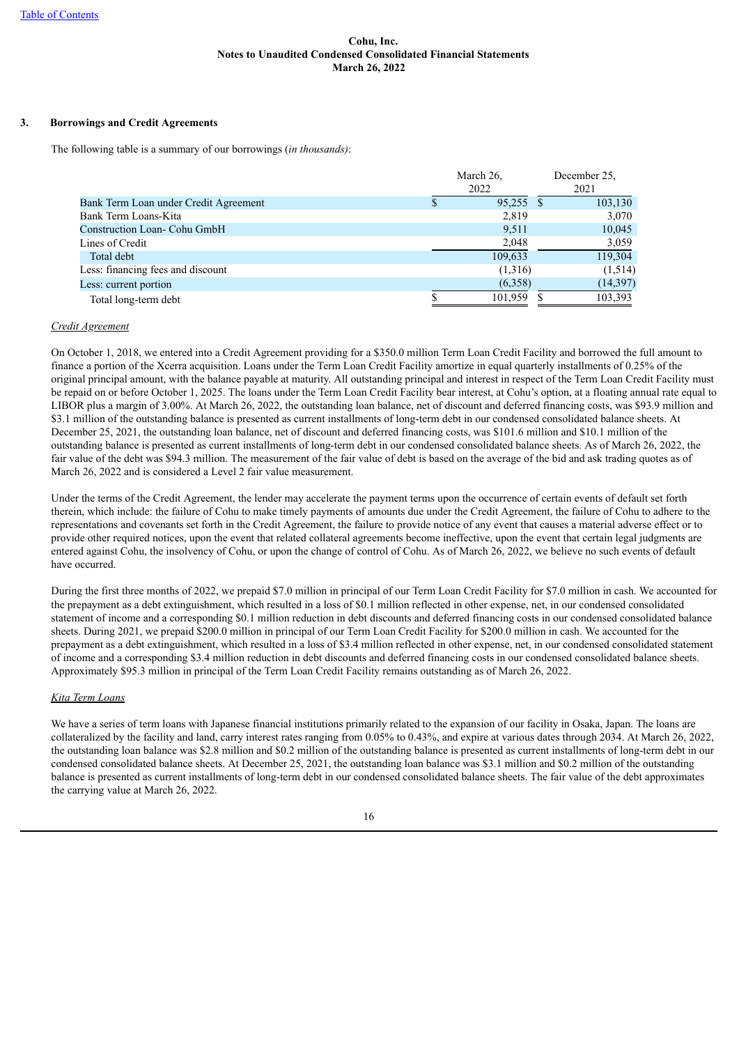Cohu, Inc.
**Notes to Unaudited Condensed Consolidated Financial Statements**
**March 26, 2022**

## 3. Borrowings and Credit Agreements

The following table is a summary of our borrowings (*in thousands)*:

| | March 26, 2022 | December 25, 2021 |
|---|---|---|
| Bank Term Loan under Credit Agreement | $ 95,255 | $ 103,130 |
| Bank Term Loans-Kita | 2,819 | 3,070 |
| Construction Loan- Cohu GmbH | 9,511 | 10,045 |
| Lines of Credit | 2,048 | 3,059 |
| Total debt | 109,633 | 119,304 |
| Less: financing fees and discount | (1,316) | (1,514) |
| Less: current portion | (6,358) | (14,397) |
| Total long-term debt | $ 101,959 | $ 103,393 |

*Credit Agreement*

On October 1, 2018, we entered into a Credit Agreement providing for a $350.0 million Term Loan Credit Facility and borrowed the full amount to finance a portion of the Xcerra acquisition. Loans under the Term Loan Credit Facility amortize in equal quarterly installments of 0.25% of the original principal amount, with the balance payable at maturity. All outstanding principal and interest in respect of the Term Loan Credit Facility must be repaid on or before October 1, 2025. The loans under the Term Loan Credit Facility bear interest, at Cohu's option, at a floating annual rate equal to LIBOR plus a margin of 3.00%. At March 26, 2022, the outstanding loan balance, net of discount and deferred financing costs, was $93.9 million and $3.1 million of the outstanding balance is presented as current installments of long-term debt in our condensed consolidated balance sheets. At December 25, 2021, the outstanding loan balance, net of discount and deferred financing costs, was $101.6 million and $10.1 million of the outstanding balance is presented as current installments of long-term debt in our condensed consolidated balance sheets. As of March 26, 2022, the fair value of the debt was $94.3 million. The measurement of the fair value of debt is based on the average of the bid and ask trading quotes as of March 26, 2022 and is considered a Level 2 fair value measurement.

Under the terms of the Credit Agreement, the lender may accelerate the payment terms upon the occurrence of certain events of default set forth therein, which include: the failure of Cohu to make timely payments of amounts due under the Credit Agreement, the failure of Cohu to adhere to the representations and covenants set forth in the Credit Agreement, the failure to provide notice of any event that causes a material adverse effect or to provide other required notices, upon the event that related collateral agreements become ineffective, upon the event that certain legal judgments are entered against Cohu, the insolvency of Cohu, or upon the change of control of Cohu. As of March 26, 2022, we believe no such events of default have occurred.

During the first three months of 2022, we prepaid $7.0 million in principal of our Term Loan Credit Facility for $7.0 million in cash. We accounted for the prepayment as a debt extinguishment, which resulted in a loss of $0.1 million reflected in other expense, net, in our condensed consolidated statement of income and a corresponding $0.1 million reduction in debt discounts and deferred financing costs in our condensed consolidated balance sheets. During 2021, we prepaid $200.0 million in principal of our Term Loan Credit Facility for $200.0 million in cash. We accounted for the prepayment as a debt extinguishment, which resulted in a loss of $3.4 million reflected in other expense, net, in our condensed consolidated statement of income and a corresponding $3.4 million reduction in debt discounts and deferred financing costs in our condensed consolidated balance sheets. Approximately $95.3 million in principal of the Term Loan Credit Facility remains outstanding as of March 26, 2022.

*Kita Term Loans*

We have a series of term loans with Japanese financial institutions primarily related to the expansion of our facility in Osaka, Japan. The loans are collateralized by the facility and land, carry interest rates ranging from 0.05% to 0.43%, and expire at various dates through 2034. At March 26, 2022, the outstanding loan balance was $2.8 million and $0.2 million of the outstanding balance is presented as current installments of long-term debt in our condensed consolidated balance sheets. At December 25, 2021, the outstanding loan balance was $3.1 million and $0.2 million of the outstanding balance is presented as current installments of long-term debt in our condensed consolidated balance sheets. The fair value of the debt approximates the carrying value at March 26, 2022.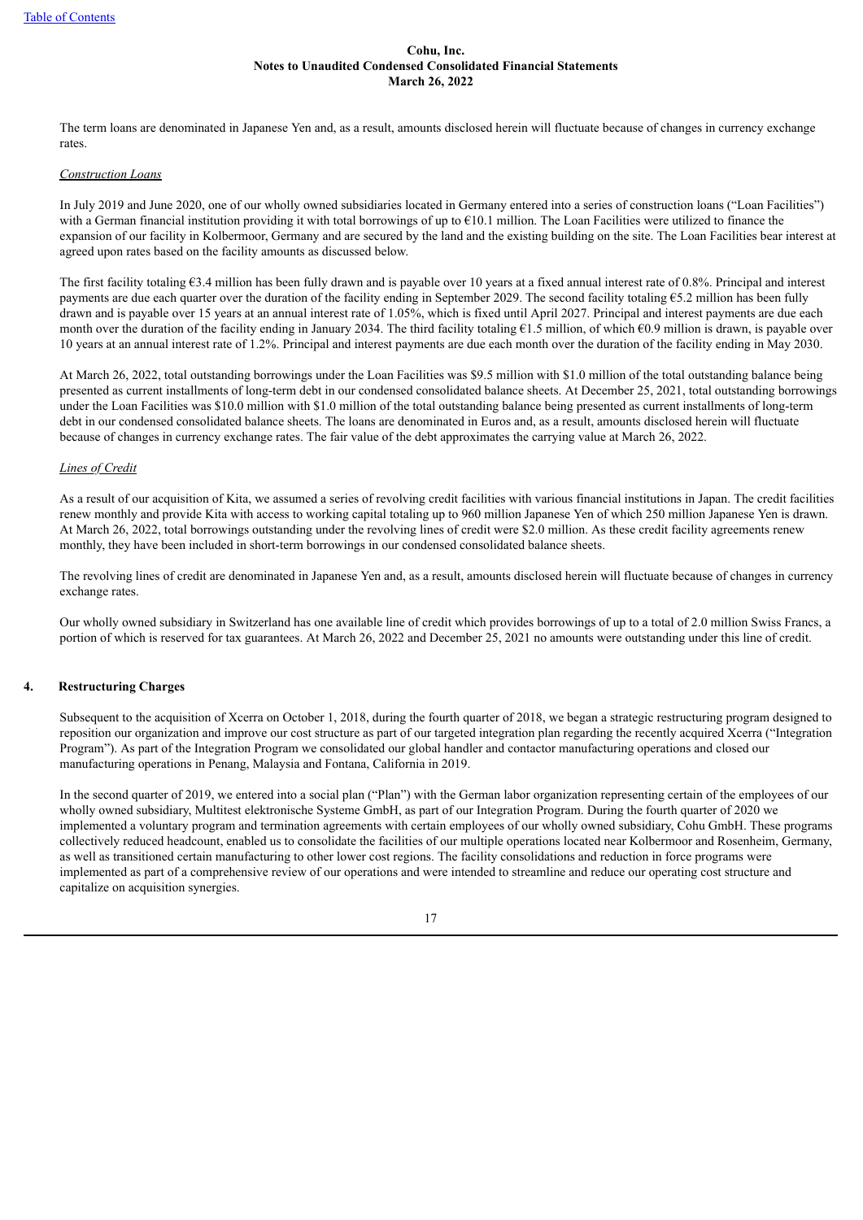The term loans are denominated in Japanese Yen and, as a result, amounts disclosed herein will fluctuate because of changes in currency exchange rates.

*Construction Loans*

In July 2019 and June 2020, one of our wholly owned subsidiaries located in Germany entered into a series of construction loans ("Loan Facilities") with a German financial institution providing it with total borrowings of up to €10.1 million. The Loan Facilities were utilized to finance the expansion of our facility in Kolbermoor, Germany and are secured by the land and the existing building on the site. The Loan Facilities bear interest at agreed upon rates based on the facility amounts as discussed below.

The first facility totaling €3.4 million has been fully drawn and is payable over 10 years at a fixed annual interest rate of 0.8%. Principal and interest payments are due each quarter over the duration of the facility ending in September 2029. The second facility totaling €5.2 million has been fully drawn and is payable over 15 years at an annual interest rate of 1.05%, which is fixed until April 2027. Principal and interest payments are due each month over the duration of the facility ending in January 2034. The third facility totaling €1.5 million, of which €0.9 million is drawn, is payable over 10 years at an annual interest rate of 1.2%. Principal and interest payments are due each month over the duration of the facility ending in May 2030.

At March 26, 2022, total outstanding borrowings under the Loan Facilities was $9.5 million with $1.0 million of the total outstanding balance being presented as current installments of long-term debt in our condensed consolidated balance sheets. At December 25, 2021, total outstanding borrowings under the Loan Facilities was $10.0 million with $1.0 million of the total outstanding balance being presented as current installments of long-term debt in our condensed consolidated balance sheets. The loans are denominated in Euros and, as a result, amounts disclosed herein will fluctuate because of changes in currency exchange rates. The fair value of the debt approximates the carrying value at March 26, 2022.

*Lines of Credit*

As a result of our acquisition of Kita, we assumed a series of revolving credit facilities with various financial institutions in Japan. The credit facilities renew monthly and provide Kita with access to working capital totaling up to 960 million Japanese Yen of which 250 million Japanese Yen is drawn. At March 26, 2022, total borrowings outstanding under the revolving lines of credit were $2.0 million. As these credit facility agreements renew monthly, they have been included in short-term borrowings in our condensed consolidated balance sheets.

The revolving lines of credit are denominated in Japanese Yen and, as a result, amounts disclosed herein will fluctuate because of changes in currency exchange rates.

Our wholly owned subsidiary in Switzerland has one available line of credit which provides borrowings of up to a total of 2.0 million Swiss Francs, a portion of which is reserved for tax guarantees. At March 26, 2022 and December 25, 2021 no amounts were outstanding under this line of credit.

## 4. Restructuring Charges

Subsequent to the acquisition of Xcerra on October 1, 2018, during the fourth quarter of 2018, we began a strategic restructuring program designed to reposition our organization and improve our cost structure as part of our targeted integration plan regarding the recently acquired Xcerra ("Integration Program"). As part of the Integration Program we consolidated our global handler and contactor manufacturing operations and closed our manufacturing operations in Penang, Malaysia and Fontana, California in 2019.

In the second quarter of 2019, we entered into a social plan ("Plan") with the German labor organization representing certain of the employees of our wholly owned subsidiary, Multitest elektronische Systeme GmbH, as part of our Integration Program. During the fourth quarter of 2020 we implemented a voluntary program and termination agreements with certain employees of our wholly owned subsidiary, Cohu GmbH. These programs collectively reduced headcount, enabled us to consolidate the facilities of our multiple operations located near Kolbermoor and Rosenheim, Germany, as well as transitioned certain manufacturing to other lower cost regions. The facility consolidations and reduction in force programs were implemented as part of a comprehensive review of our operations and were intended to streamline and reduce our operating cost structure and capitalize on acquisition synergies.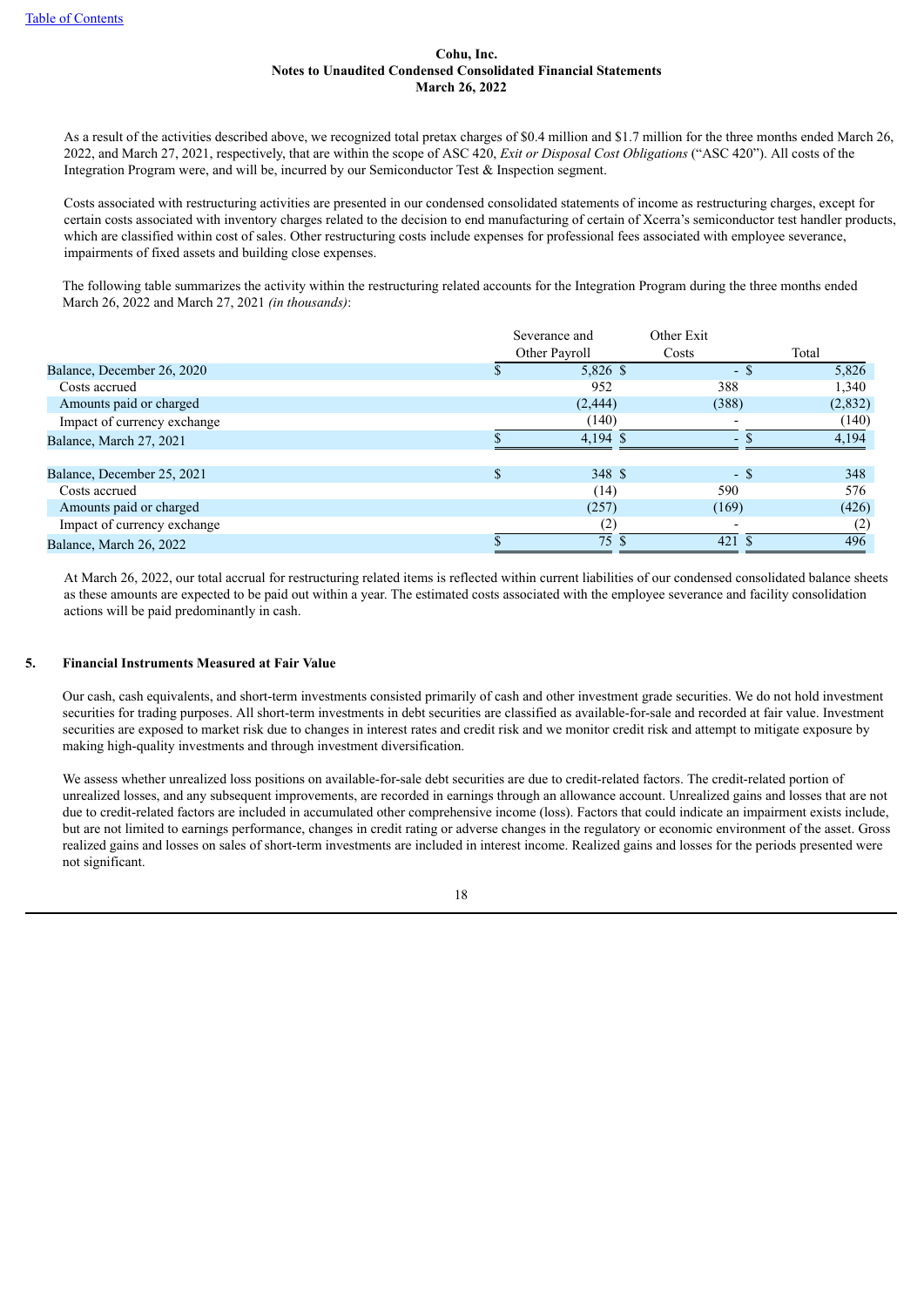Cohu, Inc.
Notes to Unaudited Condensed Consolidated Financial Statements
March 26, 2022

As a result of the activities described above, we recognized total pretax charges of $0.4 million and $1.7 million for the three months ended March 26, 2022, and March 27, 2021, respectively, that are within the scope of ASC 420, *Exit or Disposal Cost Obligations* ("ASC 420"). All costs of the Integration Program were, and will be, incurred by our Semiconductor Test & Inspection segment.

Costs associated with restructuring activities are presented in our condensed consolidated statements of income as restructuring charges, except for certain costs associated with inventory charges related to the decision to end manufacturing of certain of Xcerra's semiconductor test handler products, which are classified within cost of sales. Other restructuring costs include expenses for professional fees associated with employee severance, impairments of fixed assets and building close expenses.

The following table summarizes the activity within the restructuring related accounts for the Integration Program during the three months ended March 26, 2022 and March 27, 2021 *(in thousands)*:

| | Severance and Other Payroll | Other Exit Costs | Total |
|---|---|---|---|
| Balance, December 26, 2020 | $ 5,826 | $ - | $ 5,826 |
| Costs accrued | 952 | 388 | 1,340 |
| Amounts paid or charged | (2,444) | (388) | (2,832) |
| Impact of currency exchange | (140) | - | (140) |
| Balance, March 27, 2021 | $ 4,194 | $ - | $ 4,194 |
| | | | |
| Balance, December 25, 2021 | $ 348 | $ - | $ 348 |
| Costs accrued | (14) | 590 | 576 |
| Amounts paid or charged | (257) | (169) | (426) |
| Impact of currency exchange | (2) | - | (2) |
| Balance, March 26, 2022 | $ 75 | $ 421 | $ 496 |

At March 26, 2022, our total accrual for restructuring related items is reflected within current liabilities of our condensed consolidated balance sheets as these amounts are expected to be paid out within a year. The estimated costs associated with the employee severance and facility consolidation actions will be paid predominantly in cash.

## 5. Financial Instruments Measured at Fair Value

Our cash, cash equivalents, and short-term investments consisted primarily of cash and other investment grade securities. We do not hold investment securities for trading purposes. All short-term investments in debt securities are classified as available-for-sale and recorded at fair value. Investment securities are exposed to market risk due to changes in interest rates and credit risk and we monitor credit risk and attempt to mitigate exposure by making high-quality investments and through investment diversification.

We assess whether unrealized loss positions on available-for-sale debt securities are due to credit-related factors. The credit-related portion of unrealized losses, and any subsequent improvements, are recorded in earnings through an allowance account. Unrealized gains and losses that are not due to credit-related factors are included in accumulated other comprehensive income (loss). Factors that could indicate an impairment exists include, but are not limited to earnings performance, changes in credit rating or adverse changes in the regulatory or economic environment of the asset. Gross realized gains and losses on sales of short-term investments are included in interest income. Realized gains and losses for the periods presented were not significant.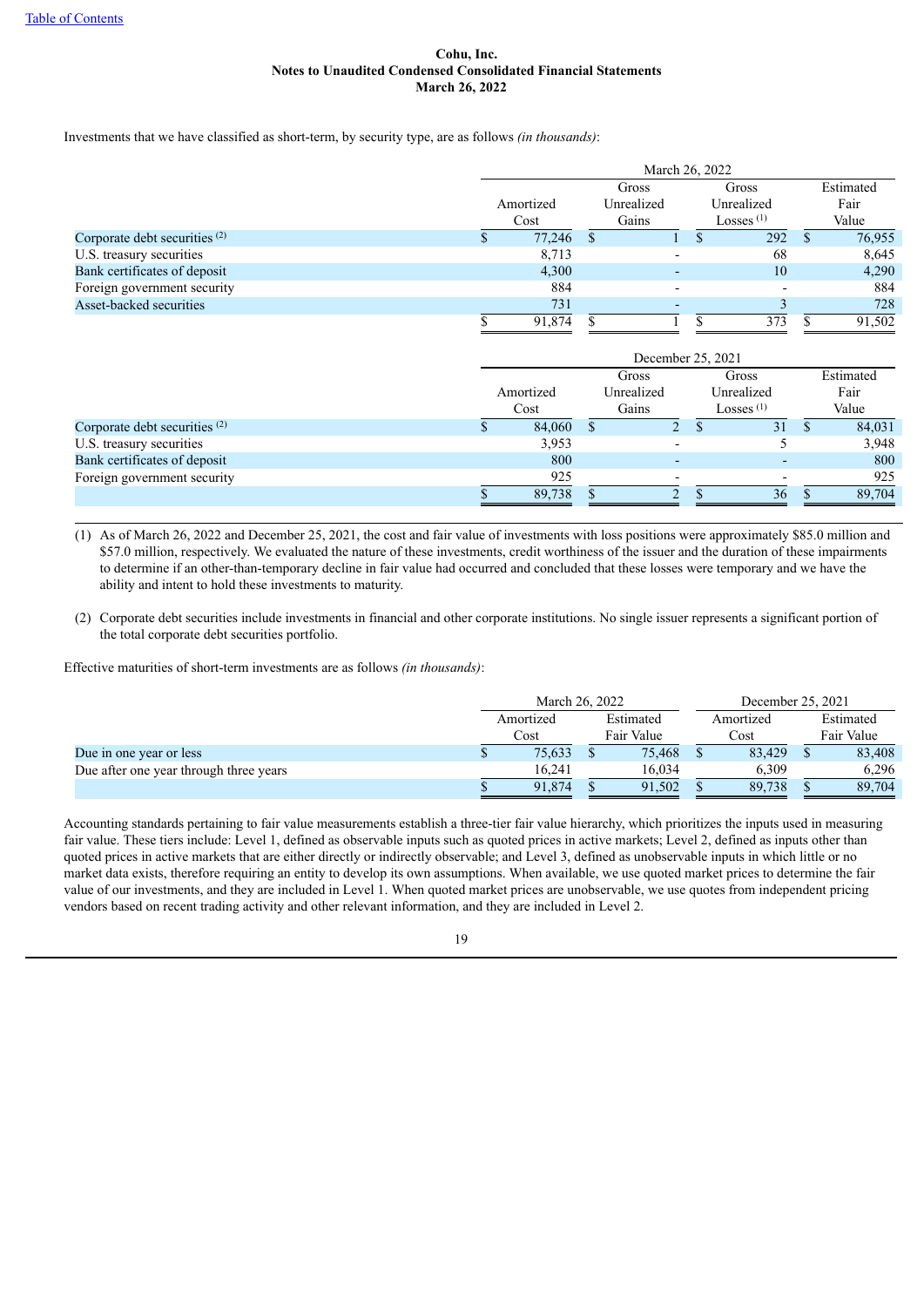[Table of Contents](#)

**Cohu, Inc.**
**Notes to Unaudited Condensed Consolidated Financial Statements**
**March 26, 2022**

Investments that we have classified as short-term, by security type, are as follows *(in thousands)*:

| | March 26, 2022 | | | |
|---|---|---|---|---|
| | Amortized Cost | Gross Unrealized Gains | Gross Unrealized Losses [(1)] | Estimated Fair Value |
| Corporate debt securities [(2)] | $ 77,246 | $ 1 | $ 292 | $ 76,955 |
| U.S. treasury securities | 8,713 | - | 68 | 8,645 |
| Bank certificates of deposit | 4,300 | - | 10 | 4,290 |
| Foreign government security | 884 | - | - | 884 |
| Asset-backed securities | 731 | - | 3 | 728 |
| | $ 91,874 | $ 1 | $ 373 | $ 91,502 |

| | December 25, 2021 | | | |
|---|---|---|---|---|
| | Amortized Cost | Gross Unrealized Gains | Gross Unrealized Losses [(1)] | Estimated Fair Value |
| Corporate debt securities [(2)] | $ 84,060 | $ 2 | $ 31 | $ 84,031 |
| U.S. treasury securities | 3,953 | - | 5 | 3,948 |
| Bank certificates of deposit | 800 | - | - | 800 |
| Foreign government security | 925 | - | - | 925 |
| | $ 89,738 | $ 2 | $ 36 | $ 89,704 |

(1) As of March 26, 2022 and December 25, 2021, the cost and fair value of investments with loss positions were approximately $85.0 million and $57.0 million, respectively. We evaluated the nature of these investments, credit worthiness of the issuer and the duration of these impairments to determine if an other-than-temporary decline in fair value had occurred and concluded that these losses were temporary and we have the ability and intent to hold these investments to maturity.

(2) Corporate debt securities include investments in financial and other corporate institutions. No single issuer represents a significant portion of the total corporate debt securities portfolio.

Effective maturities of short-term investments are as follows *(in thousands)*:

| | March 26, 2022 | | December 25, 2021 | |
|---|---|---|---|---|
| | Amortized Cost | Estimated Fair Value | Amortized Cost | Estimated Fair Value |
| Due in one year or less | $ 75,633 | $ 75,468 | $ 83,429 | $ 83,408 |
| Due after one year through three years | 16,241 | 16,034 | 6,309 | 6,296 |
| | $ 91,874 | $ 91,502 | $ 89,738 | $ 89,704 |

Accounting standards pertaining to fair value measurements establish a three-tier fair value hierarchy, which prioritizes the inputs used in measuring fair value. These tiers include: Level 1, defined as observable inputs such as quoted prices in active markets; Level 2, defined as inputs other than quoted prices in active markets that are either directly or indirectly observable; and Level 3, defined as unobservable inputs in which little or no market data exists, therefore requiring an entity to develop its own assumptions. When available, we use quoted market prices to determine the fair value of our investments, and they are included in Level 1. When quoted market prices are unobservable, we use quotes from independent pricing vendors based on recent trading activity and other relevant information, and they are included in Level 2.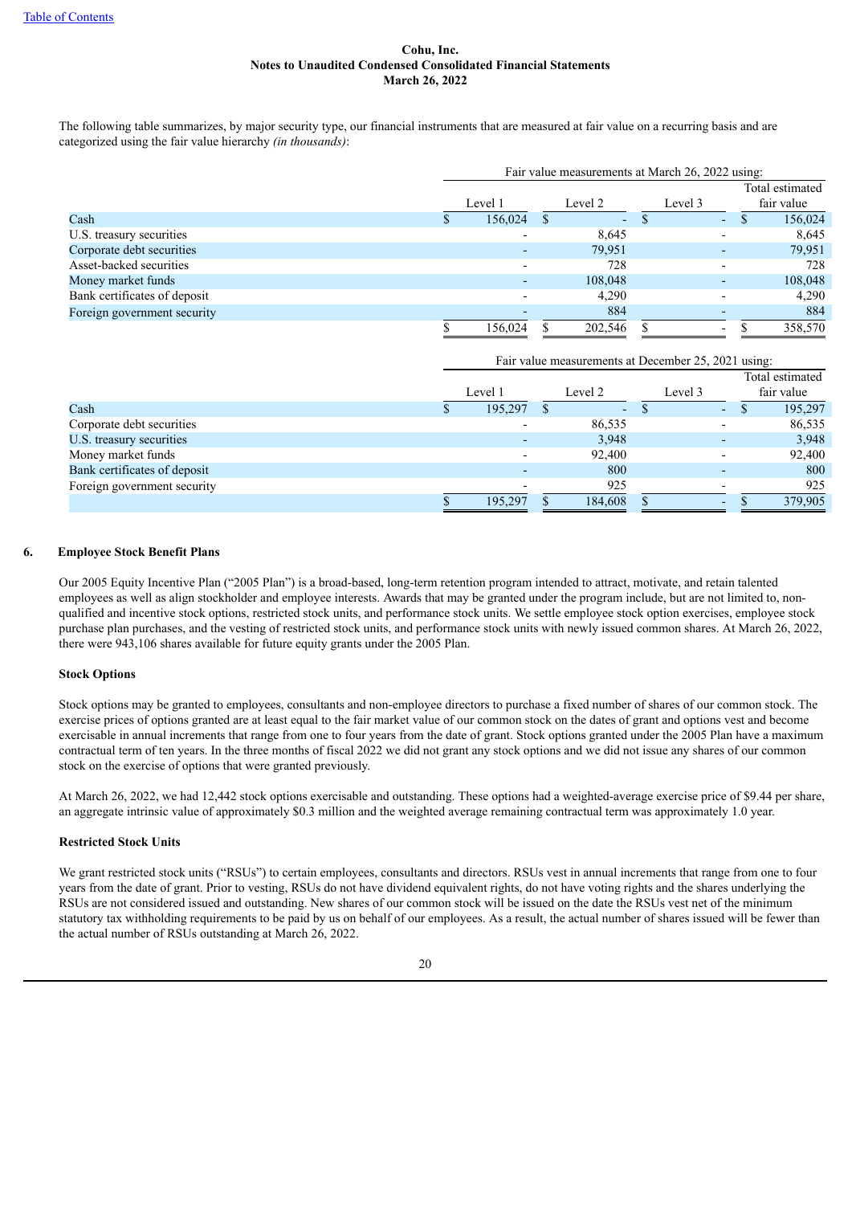Cohu, Inc.
Notes to Unaudited Condensed Consolidated Financial Statements
March 26, 2022

The following table summarizes, by major security type, our financial instruments that are measured at fair value on a recurring basis and are categorized using the fair value hierarchy *(in thousands)*:

| | Fair value measurements at March 26, 2022 using: | | | |
|---|---|---|---|---|
| | Level 1 | Level 2 | Level 3 | Total estimated fair value |
| Cash | $ 156,024 | $ - | $ - | $ 156,024 |
| U.S. treasury securities | - | 8,645 | - | 8,645 |
| Corporate debt securities | - | 79,951 | - | 79,951 |
| Asset-backed securities | - | 728 | - | 728 |
| Money market funds | - | 108,048 | - | 108,048 |
| Bank certificates of deposit | - | 4,290 | - | 4,290 |
| Foreign government security | - | 884 | - | 884 |
| | $ 156,024 | $ 202,546 | $ - | $ 358,570 |

| | Fair value measurements at December 25, 2021 using: | | | |
|---|---|---|---|---|
| | Level 1 | Level 2 | Level 3 | Total estimated fair value |
| Cash | $ 195,297 | $ - | $ - | $ 195,297 |
| Corporate debt securities | - | 86,535 | - | 86,535 |
| U.S. treasury securities | - | 3,948 | - | 3,948 |
| Money market funds | - | 92,400 | - | 92,400 |
| Bank certificates of deposit | - | 800 | - | 800 |
| Foreign government security | - | 925 | - | 925 |
| | $ 195,297 | $ 184,608 | $ - | $ 379,905 |

## 6. Employee Stock Benefit Plans

Our 2005 Equity Incentive Plan ("2005 Plan") is a broad-based, long-term retention program intended to attract, motivate, and retain talented employees as well as align stockholder and employee interests. Awards that may be granted under the program include, but are not limited to, non-qualified and incentive stock options, restricted stock units, and performance stock units. We settle employee stock option exercises, employee stock purchase plan purchases, and the vesting of restricted stock units, and performance stock units with newly issued common shares. At March 26, 2022, there were 943,106 shares available for future equity grants under the 2005 Plan.

### Stock Options

Stock options may be granted to employees, consultants and non-employee directors to purchase a fixed number of shares of our common stock. The exercise prices of options granted are at least equal to the fair market value of our common stock on the dates of grant and options vest and become exercisable in annual increments that range from one to four years from the date of grant. Stock options granted under the 2005 Plan have a maximum contractual term of ten years. In the three months of fiscal 2022 we did not grant any stock options and we did not issue any shares of our common stock on the exercise of options that were granted previously.

At March 26, 2022, we had 12,442 stock options exercisable and outstanding. These options had a weighted-average exercise price of $9.44 per share, an aggregate intrinsic value of approximately $0.3 million and the weighted average remaining contractual term was approximately 1.0 year.

### Restricted Stock Units

We grant restricted stock units ("RSUs") to certain employees, consultants and directors. RSUs vest in annual increments that range from one to four years from the date of grant. Prior to vesting, RSUs do not have dividend equivalent rights, do not have voting rights and the shares underlying the RSUs are not considered issued and outstanding. New shares of our common stock will be issued on the date the RSUs vest net of the minimum statutory tax withholding requirements to be paid by us on behalf of our employees. As a result, the actual number of shares issued will be fewer than the actual number of RSUs outstanding at March 26, 2022.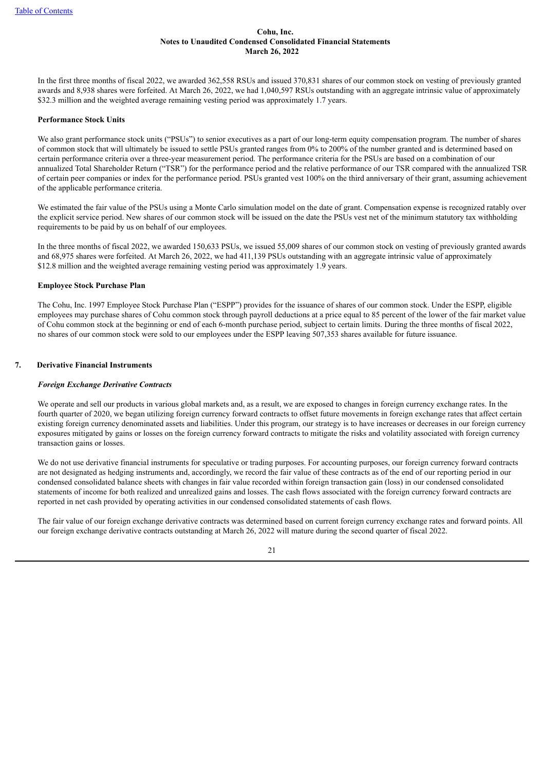In the first three months of fiscal 2022, we awarded 362,558 RSUs and issued 370,831 shares of our common stock on vesting of previously granted awards and 8,938 shares were forfeited. At March 26, 2022, we had 1,040,597 RSUs outstanding with an aggregate intrinsic value of approximately $32.3 million and the weighted average remaining vesting period was approximately 1.7 years.

**Performance Stock Units**

We also grant performance stock units ("PSUs") to senior executives as a part of our long-term equity compensation program. The number of shares of common stock that will ultimately be issued to settle PSUs granted ranges from 0% to 200% of the number granted and is determined based on certain performance criteria over a three-year measurement period. The performance criteria for the PSUs are based on a combination of our annualized Total Shareholder Return ("TSR") for the performance period and the relative performance of our TSR compared with the annualized TSR of certain peer companies or index for the performance period. PSUs granted vest 100% on the third anniversary of their grant, assuming achievement of the applicable performance criteria.

We estimated the fair value of the PSUs using a Monte Carlo simulation model on the date of grant. Compensation expense is recognized ratably over the explicit service period. New shares of our common stock will be issued on the date the PSUs vest net of the minimum statutory tax withholding requirements to be paid by us on behalf of our employees.

In the three months of fiscal 2022, we awarded 150,633 PSUs, we issued 55,009 shares of our common stock on vesting of previously granted awards and 68,975 shares were forfeited. At March 26, 2022, we had 411,139 PSUs outstanding with an aggregate intrinsic value of approximately $12.8 million and the weighted average remaining vesting period was approximately 1.9 years.

**Employee Stock Purchase Plan**

The Cohu, Inc. 1997 Employee Stock Purchase Plan ("ESPP") provides for the issuance of shares of our common stock. Under the ESPP, eligible employees may purchase shares of Cohu common stock through payroll deductions at a price equal to 85 percent of the lower of the fair market value of Cohu common stock at the beginning or end of each 6-month purchase period, subject to certain limits. During the three months of fiscal 2022, no shares of our common stock were sold to our employees under the ESPP leaving 507,353 shares available for future issuance.

## 7. Derivative Financial Instruments

***Foreign Exchange Derivative Contracts***

We operate and sell our products in various global markets and, as a result, we are exposed to changes in foreign currency exchange rates. In the fourth quarter of 2020, we began utilizing foreign currency forward contracts to offset future movements in foreign exchange rates that affect certain existing foreign currency denominated assets and liabilities. Under this program, our strategy is to have increases or decreases in our foreign currency exposures mitigated by gains or losses on the foreign currency forward contracts to mitigate the risks and volatility associated with foreign currency transaction gains or losses.

We do not use derivative financial instruments for speculative or trading purposes. For accounting purposes, our foreign currency forward contracts are not designated as hedging instruments and, accordingly, we record the fair value of these contracts as of the end of our reporting period in our condensed consolidated balance sheets with changes in fair value recorded within foreign transaction gain (loss) in our condensed consolidated statements of income for both realized and unrealized gains and losses. The cash flows associated with the foreign currency forward contracts are reported in net cash provided by operating activities in our condensed consolidated statements of cash flows.

The fair value of our foreign exchange derivative contracts was determined based on current foreign currency exchange rates and forward points. All our foreign exchange derivative contracts outstanding at March 26, 2022 will mature during the second quarter of fiscal 2022.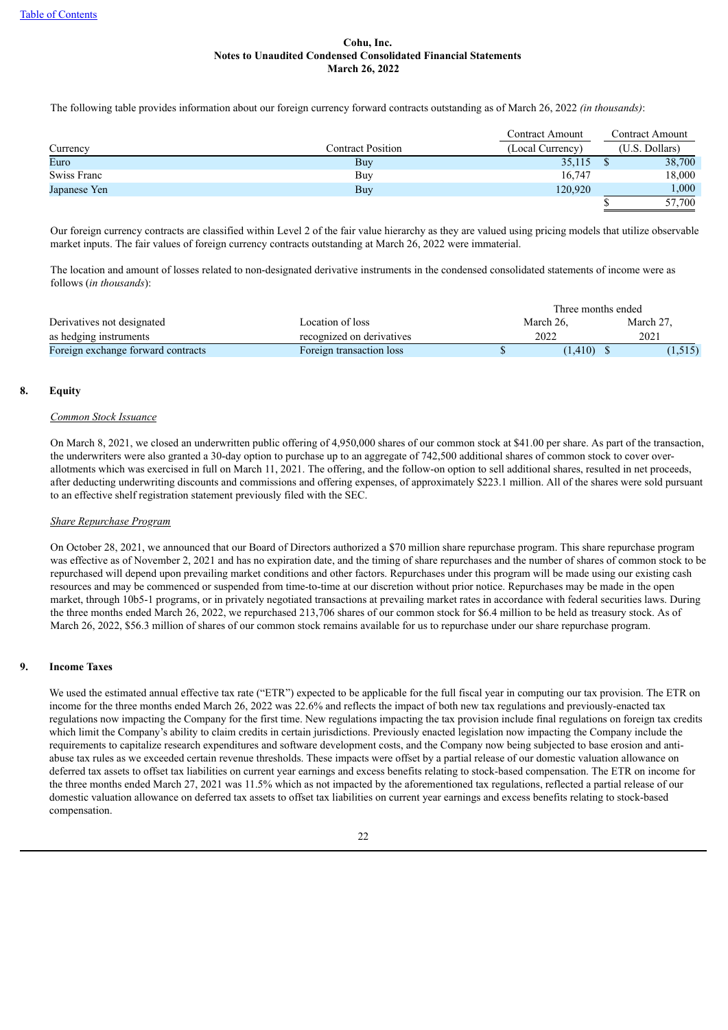Cohu, Inc.
Notes to Unaudited Condensed Consolidated Financial Statements
March 26, 2022

The following table provides information about our foreign currency forward contracts outstanding as of March 26, 2022 *(in thousands)*:

| Currency | Contract Position | Contract Amount (Local Currency) | Contract Amount (U.S. Dollars) |
|---|---|---|---|
| Euro | Buy | 35,115 | $ 38,700 |
| Swiss Franc | Buy | 16,747 | 18,000 |
| Japanese Yen | Buy | 120,920 | 1,000 |
| | | | $ 57,700 |

Our foreign currency contracts are classified within Level 2 of the fair value hierarchy as they are valued using pricing models that utilize observable market inputs. The fair values of foreign currency contracts outstanding at March 26, 2022 were immaterial.

The location and amount of losses related to non-designated derivative instruments in the condensed consolidated statements of income were as follows (*in thousands*):

| | | Three months ended | |
|---|---|---|---|
| Derivatives not designated as hedging instruments | Location of loss recognized on derivatives | March 26, 2022 | March 27, 2021 |
| Foreign exchange forward contracts | Foreign transaction loss | $ (1,410) | $ (1,515) |

## 8. Equity

*Common Stock Issuance*

On March 8, 2021, we closed an underwritten public offering of 4,950,000 shares of our common stock at $41.00 per share. As part of the transaction, the underwriters were also granted a 30-day option to purchase up to an aggregate of 742,500 additional shares of common stock to cover over-allotments which was exercised in full on March 11, 2021. The offering, and the follow-on option to sell additional shares, resulted in net proceeds, after deducting underwriting discounts and commissions and offering expenses, of approximately $223.1 million. All of the shares were sold pursuant to an effective shelf registration statement previously filed with the SEC.

*Share Repurchase Program*

On October 28, 2021, we announced that our Board of Directors authorized a $70 million share repurchase program. This share repurchase program was effective as of November 2, 2021 and has no expiration date, and the timing of share repurchases and the number of shares of common stock to be repurchased will depend upon prevailing market conditions and other factors. Repurchases under this program will be made using our existing cash resources and may be commenced or suspended from time-to-time at our discretion without prior notice. Repurchases may be made in the open market, through 10b5-1 programs, or in privately negotiated transactions at prevailing market rates in accordance with federal securities laws. During the three months ended March 26, 2022, we repurchased 213,706 shares of our common stock for $6.4 million to be held as treasury stock. As of March 26, 2022, $56.3 million of shares of our common stock remains available for us to repurchase under our share repurchase program.

## 9. Income Taxes

We used the estimated annual effective tax rate ("ETR") expected to be applicable for the full fiscal year in computing our tax provision. The ETR on income for the three months ended March 26, 2022 was 22.6% and reflects the impact of both new tax regulations and previously-enacted tax regulations now impacting the Company for the first time. New regulations impacting the tax provision include final regulations on foreign tax credits which limit the Company's ability to claim credits in certain jurisdictions. Previously enacted legislation now impacting the Company include the requirements to capitalize research expenditures and software development costs, and the Company now being subjected to base erosion and anti-abuse tax rules as we exceeded certain revenue thresholds. These impacts were offset by a partial release of our domestic valuation allowance on deferred tax assets to offset tax liabilities on current year earnings and excess benefits relating to stock-based compensation. The ETR on income for the three months ended March 27, 2021 was 11.5% which as not impacted by the aforementioned tax regulations, reflected a partial release of our domestic valuation allowance on deferred tax assets to offset tax liabilities on current year earnings and excess benefits relating to stock-based compensation.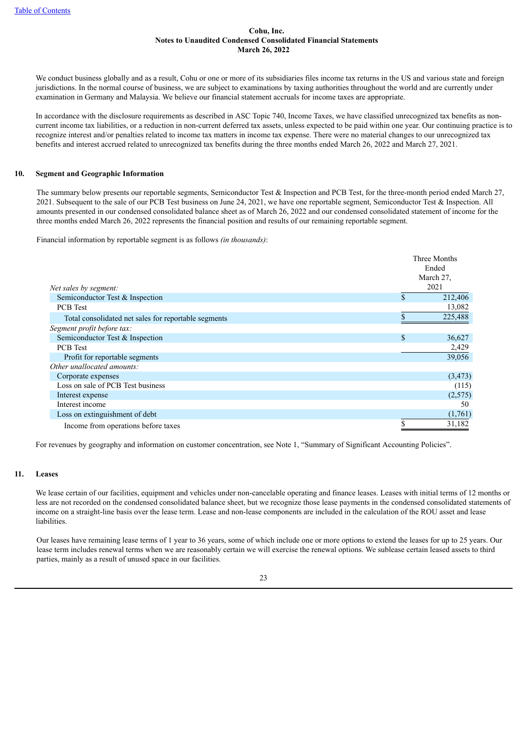We conduct business globally and as a result, Cohu or one or more of its subsidiaries files income tax returns in the US and various state and foreign jurisdictions. In the normal course of business, we are subject to examinations by taxing authorities throughout the world and are currently under examination in Germany and Malaysia. We believe our financial statement accruals for income taxes are appropriate.

In accordance with the disclosure requirements as described in ASC Topic 740, Income Taxes, we have classified unrecognized tax benefits as non-current income tax liabilities, or a reduction in non-current deferred tax assets, unless expected to be paid within one year. Our continuing practice is to recognize interest and/or penalties related to income tax matters in income tax expense. There were no material changes to our unrecognized tax benefits and interest accrued related to unrecognized tax benefits during the three months ended March 26, 2022 and March 27, 2021.

## 10. Segment and Geographic Information

The summary below presents our reportable segments, Semiconductor Test & Inspection and PCB Test, for the three-month period ended March 27, 2021. Subsequent to the sale of our PCB Test business on June 24, 2021, we have one reportable segment, Semiconductor Test & Inspection. All amounts presented in our condensed consolidated balance sheet as of March 26, 2022 and our condensed consolidated statement of income for the three months ended March 26, 2022 represents the financial position and results of our remaining reportable segment.

Financial information by reportable segment is as follows *(in thousands)*:

| *Net sales by segment:* | Three Months Ended March 27, 2021 |
|---|---|
| Semiconductor Test & Inspection | $ 212,406 |
| PCB Test | 13,082 |
| Total consolidated net sales for reportable segments | $ 225,488 |
| *Segment profit before tax:* | |
| Semiconductor Test & Inspection | $ 36,627 |
| PCB Test | 2,429 |
| Profit for reportable segments | 39,056 |
| *Other unallocated amounts:* | |
| Corporate expenses | (3,473) |
| Loss on sale of PCB Test business | (115) |
| Interest expense | (2,575) |
| Interest income | 50 |
| Loss on extinguishment of debt | (1,761) |
| Income from operations before taxes | $ 31,182 |

For revenues by geography and information on customer concentration, see Note 1, "Summary of Significant Accounting Policies".

## 11. Leases

We lease certain of our facilities, equipment and vehicles under non-cancelable operating and finance leases. Leases with initial terms of 12 months or less are not recorded on the condensed consolidated balance sheet, but we recognize those lease payments in the condensed consolidated statements of income on a straight-line basis over the lease term. Lease and non-lease components are included in the calculation of the ROU asset and lease liabilities.

Our leases have remaining lease terms of 1 year to 36 years, some of which include one or more options to extend the leases for up to 25 years. Our lease term includes renewal terms when we are reasonably certain we will exercise the renewal options. We sublease certain leased assets to third parties, mainly as a result of unused space in our facilities.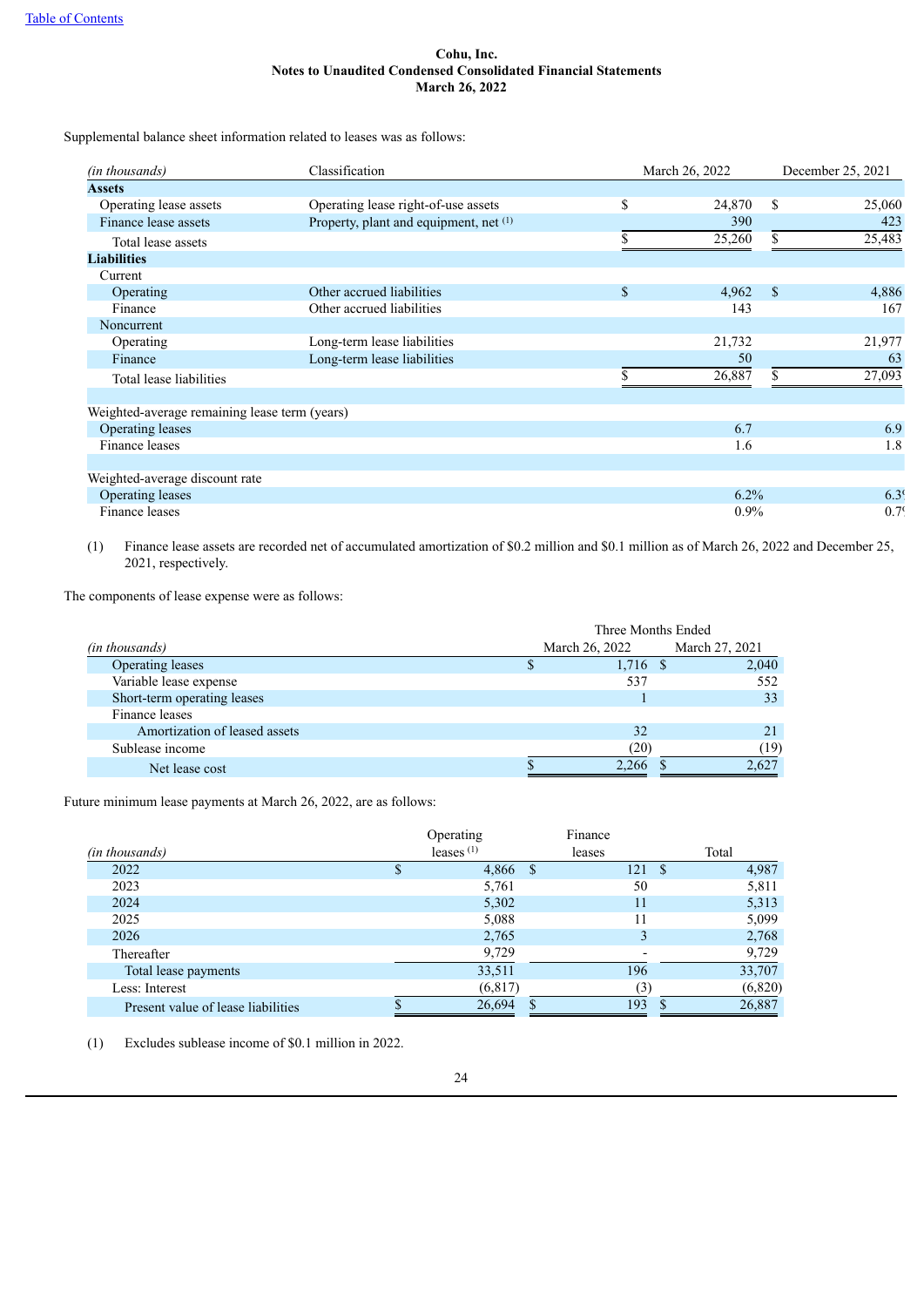Cohu, Inc.
**Notes to Unaudited Condensed Consolidated Financial Statements**
**March 26, 2022**

Supplemental balance sheet information related to leases was as follows:

| *(in thousands)* | Classification | March 26, 2022 | December 25, 2021 |
|---|---|---|---|
| **Assets** | | | |
| Operating lease assets | Operating lease right-of-use assets | $ 24,870 | $ 25,060 |
| Finance lease assets | Property, plant and equipment, net [(1)] | 390 | 423 |
| Total lease assets | | $ 25,260 | $ 25,483 |
| **Liabilities** | | | |
| Current | | | |
| Operating | Other accrued liabilities | $ 4,962 | $ 4,886 |
| Finance | Other accrued liabilities | 143 | 167 |
| Noncurrent | | | |
| Operating | Long-term lease liabilities | 21,732 | 21,977 |
| Finance | Long-term lease liabilities | 50 | 63 |
| Total lease liabilities | | $ 26,887 | $ 27,093 |
| | | | |
| Weighted-average remaining lease term (years) | | | |
| Operating leases | | 6.7 | 6.9 |
| Finance leases | | 1.6 | 1.8 |
| | | | |
| Weighted-average discount rate | | | |
| Operating leases | | 6.2% | 6.3% |
| Finance leases | | 0.9% | 0.7% |

(1) Finance lease assets are recorded net of accumulated amortization of $0.2 million and $0.1 million as of March 26, 2022 and December 25, 2021, respectively.

The components of lease expense were as follows:

| | Three Months Ended | |
|---|---|---|
| *(in thousands)* | March 26, 2022 | March 27, 2021 |
| Operating leases | $ 1,716 | $ 2,040 |
| Variable lease expense | 537 | 552 |
| Short-term operating leases | 1 | 33 |
| Finance leases | | |
| Amortization of leased assets | 32 | 21 |
| Sublease income | (20) | (19) |
| Net lease cost | $ 2,266 | $ 2,627 |

Future minimum lease payments at March 26, 2022, are as follows:

| *(in thousands)* | Operating leases [(1)] | Finance leases | Total |
|---|---|---|---|
| 2022 | $ 4,866 | $ 121 | $ 4,987 |
| 2023 | 5,761 | 50 | 5,811 |
| 2024 | 5,302 | 11 | 5,313 |
| 2025 | 5,088 | 11 | 5,099 |
| 2026 | 2,765 | 3 | 2,768 |
| Thereafter | 9,729 | - | 9,729 |
| Total lease payments | 33,511 | 196 | 33,707 |
| Less: Interest | (6,817) | (3) | (6,820) |
| Present value of lease liabilities | $ 26,694 | $ 193 | $ 26,887 |

(1) Excludes sublease income of $0.1 million in 2022.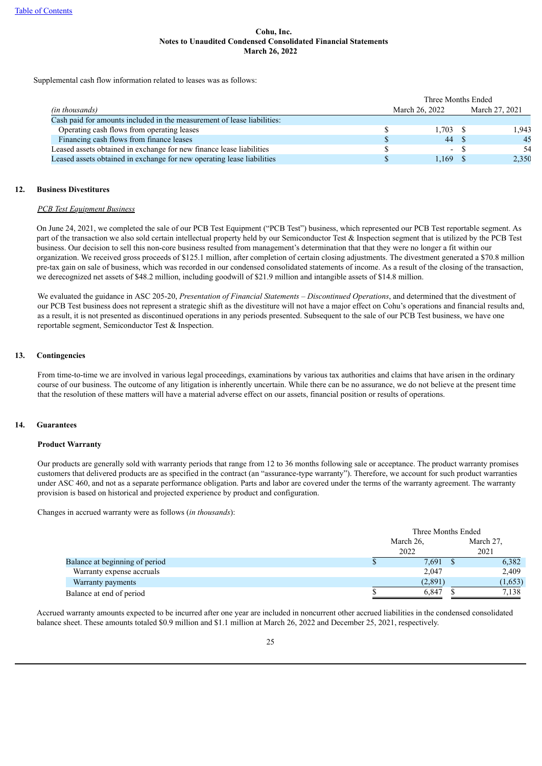Supplemental cash flow information related to leases was as follows:

| (in thousands) | Three Months Ended March 26, 2022 | Three Months Ended March 27, 2021 |
|---|---|---|
| Cash paid for amounts included in the measurement of lease liabilities: | | |
| Operating cash flows from operating leases | $ 1,703 | $ 1,943 |
| Financing cash flows from finance leases | $ 44 | $ 45 |
| Leased assets obtained in exchange for new finance lease liabilities | $ - | $ 54 |
| Leased assets obtained in exchange for new operating lease liabilities | $ 1,169 | $ 2,350 |

## 12. Business Divestitures

*PCB Test Equipment Business*

On June 24, 2021, we completed the sale of our PCB Test Equipment ("PCB Test") business, which represented our PCB Test reportable segment. As part of the transaction we also sold certain intellectual property held by our Semiconductor Test & Inspection segment that is utilized by the PCB Test business. Our decision to sell this non-core business resulted from management's determination that that they were no longer a fit within our organization. We received gross proceeds of $125.1 million, after completion of certain closing adjustments. The divestment generated a $70.8 million pre-tax gain on sale of business, which was recorded in our condensed consolidated statements of income. As a result of the closing of the transaction, we derecognized net assets of $48.2 million, including goodwill of $21.9 million and intangible assets of $14.8 million.

We evaluated the guidance in ASC 205-20, *Presentation of Financial Statements – Discontinued Operations*, and determined that the divestment of our PCB Test business does not represent a strategic shift as the divestiture will not have a major effect on Cohu's operations and financial results and, as a result, it is not presented as discontinued operations in any periods presented. Subsequent to the sale of our PCB Test business, we have one reportable segment, Semiconductor Test & Inspection.

## 13. Contingencies

From time-to-time we are involved in various legal proceedings, examinations by various tax authorities and claims that have arisen in the ordinary course of our business. The outcome of any litigation is inherently uncertain. While there can be no assurance, we do not believe at the present time that the resolution of these matters will have a material adverse effect on our assets, financial position or results of operations.

## 14. Guarantees

**Product Warranty**

Our products are generally sold with warranty periods that range from 12 to 36 months following sale or acceptance. The product warranty promises customers that delivered products are as specified in the contract (an "assurance-type warranty"). Therefore, we account for such product warranties under ASC 460, and not as a separate performance obligation. Parts and labor are covered under the terms of the warranty agreement. The warranty provision is based on historical and projected experience by product and configuration.

Changes in accrued warranty were as follows (*in thousands*):

| | Three Months Ended March 26, 2022 | Three Months Ended March 27, 2021 |
|---|---|---|
| Balance at beginning of period | $ 7,691 | $ 6,382 |
| Warranty expense accruals | 2,047 | 2,409 |
| Warranty payments | (2,891) | (1,653) |
| Balance at end of period | $ 6,847 | $ 7,138 |

Accrued warranty amounts expected to be incurred after one year are included in noncurrent other accrued liabilities in the condensed consolidated balance sheet. These amounts totaled $0.9 million and $1.1 million at March 26, 2022 and December 25, 2021, respectively.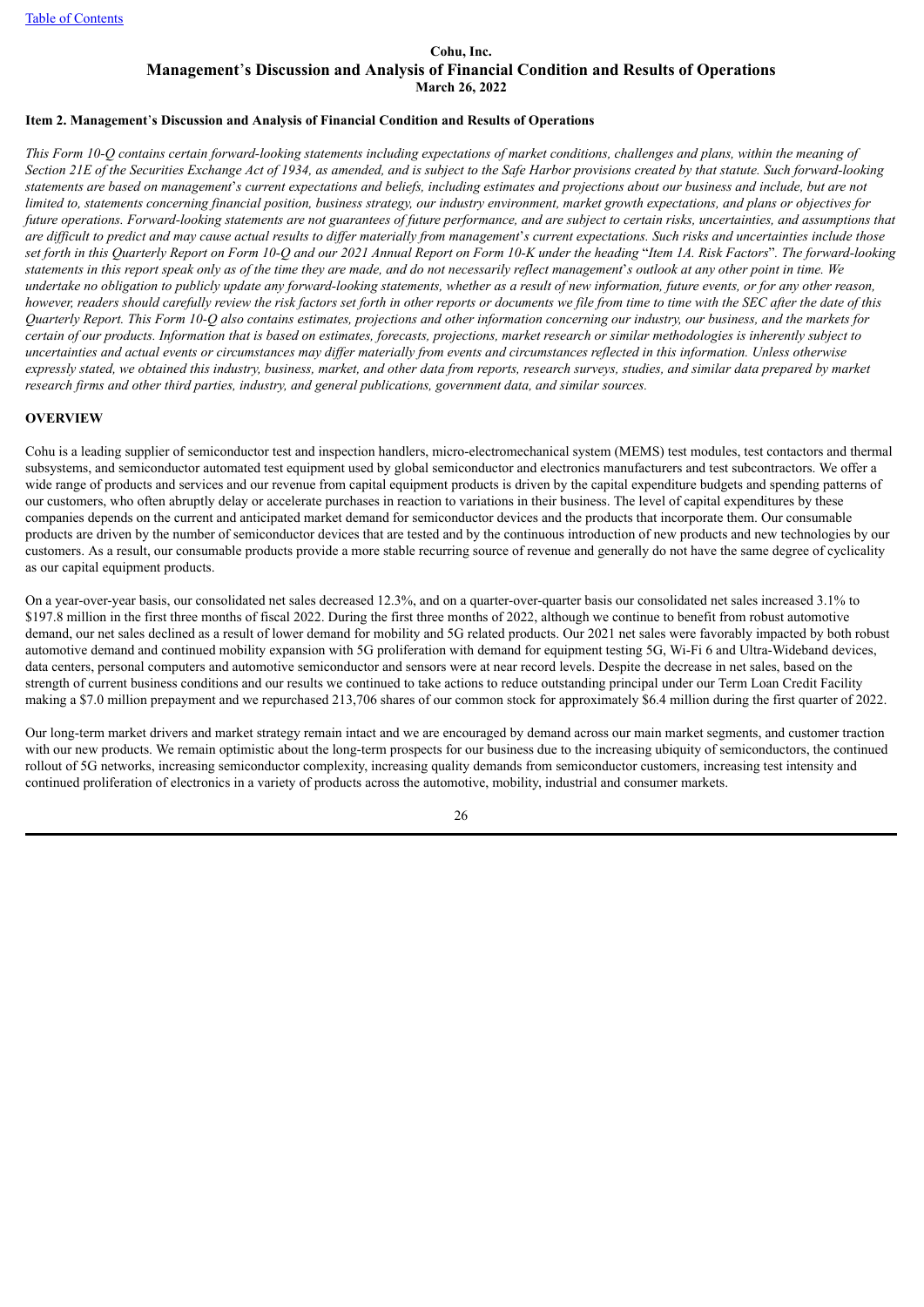**Cohu, Inc.**
**Management's Discussion and Analysis of Financial Condition and Results of Operations**
**March 26, 2022**

### Item 2. Management's Discussion and Analysis of Financial Condition and Results of Operations

*This Form 10-Q contains certain forward-looking statements including expectations of market conditions, challenges and plans, within the meaning of Section 21E of the Securities Exchange Act of 1934, as amended, and is subject to the Safe Harbor provisions created by that statute. Such forward-looking statements are based on management's current expectations and beliefs, including estimates and projections about our business and include, but are not limited to, statements concerning financial position, business strategy, our industry environment, market growth expectations, and plans or objectives for future operations. Forward-looking statements are not guarantees of future performance, and are subject to certain risks, uncertainties, and assumptions that are difficult to predict and may cause actual results to differ materially from management's current expectations. Such risks and uncertainties include those set forth in this Quarterly Report on Form 10-Q and our 2021 Annual Report on Form 10-K under the heading "Item 1A. Risk Factors". The forward-looking statements in this report speak only as of the time they are made, and do not necessarily reflect management's outlook at any other point in time. We undertake no obligation to publicly update any forward-looking statements, whether as a result of new information, future events, or for any other reason, however, readers should carefully review the risk factors set forth in other reports or documents we file from time to time with the SEC after the date of this Quarterly Report. This Form 10-Q also contains estimates, projections and other information concerning our industry, our business, and the markets for certain of our products. Information that is based on estimates, forecasts, projections, market research or similar methodologies is inherently subject to uncertainties and actual events or circumstances may differ materially from events and circumstances reflected in this information. Unless otherwise expressly stated, we obtained this industry, business, market, and other data from reports, research surveys, studies, and similar data prepared by market research firms and other third parties, industry, and general publications, government data, and similar sources.*

### OVERVIEW

Cohu is a leading supplier of semiconductor test and inspection handlers, micro-electromechanical system (MEMS) test modules, test contactors and thermal subsystems, and semiconductor automated test equipment used by global semiconductor and electronics manufacturers and test subcontractors. We offer a wide range of products and services and our revenue from capital equipment products is driven by the capital expenditure budgets and spending patterns of our customers, who often abruptly delay or accelerate purchases in reaction to variations in their business. The level of capital expenditures by these companies depends on the current and anticipated market demand for semiconductor devices and the products that incorporate them. Our consumable products are driven by the number of semiconductor devices that are tested and by the continuous introduction of new products and new technologies by our customers. As a result, our consumable products provide a more stable recurring source of revenue and generally do not have the same degree of cyclicality as our capital equipment products.

On a year-over-year basis, our consolidated net sales decreased 12.3%, and on a quarter-over-quarter basis our consolidated net sales increased 3.1% to $197.8 million in the first three months of fiscal 2022. During the first three months of 2022, although we continue to benefit from robust automotive demand, our net sales declined as a result of lower demand for mobility and 5G related products. Our 2021 net sales were favorably impacted by both robust automotive demand and continued mobility expansion with 5G proliferation with demand for equipment testing 5G, Wi-Fi 6 and Ultra-Wideband devices, data centers, personal computers and automotive semiconductor and sensors were at near record levels. Despite the decrease in net sales, based on the strength of current business conditions and our results we continued to take actions to reduce outstanding principal under our Term Loan Credit Facility making a $7.0 million prepayment and we repurchased 213,706 shares of our common stock for approximately $6.4 million during the first quarter of 2022.

Our long-term market drivers and market strategy remain intact and we are encouraged by demand across our main market segments, and customer traction with our new products. We remain optimistic about the long-term prospects for our business due to the increasing ubiquity of semiconductors, the continued rollout of 5G networks, increasing semiconductor complexity, increasing quality demands from semiconductor customers, increasing test intensity and continued proliferation of electronics in a variety of products across the automotive, mobility, industrial and consumer markets.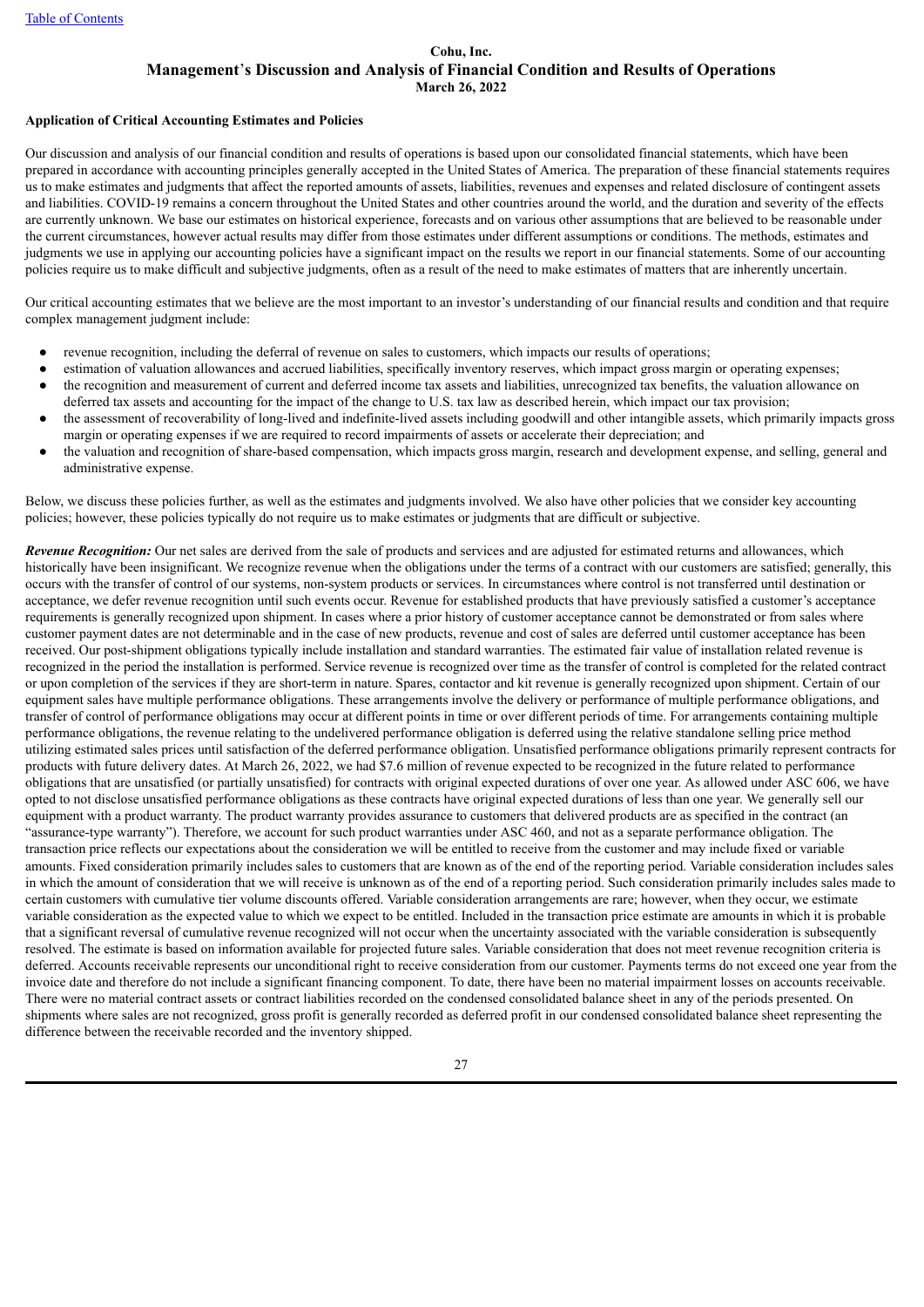**Cohu, Inc.**
**Management's Discussion and Analysis of Financial Condition and Results of Operations**
**March 26, 2022**

**Application of Critical Accounting Estimates and Policies**

Our discussion and analysis of our financial condition and results of operations is based upon our consolidated financial statements, which have been prepared in accordance with accounting principles generally accepted in the United States of America. The preparation of these financial statements requires us to make estimates and judgments that affect the reported amounts of assets, liabilities, revenues and expenses and related disclosure of contingent assets and liabilities. COVID-19 remains a concern throughout the United States and other countries around the world, and the duration and severity of the effects are currently unknown. We base our estimates on historical experience, forecasts and on various other assumptions that are believed to be reasonable under the current circumstances, however actual results may differ from those estimates under different assumptions or conditions. The methods, estimates and judgments we use in applying our accounting policies have a significant impact on the results we report in our financial statements. Some of our accounting policies require us to make difficult and subjective judgments, often as a result of the need to make estimates of matters that are inherently uncertain.

Our critical accounting estimates that we believe are the most important to an investor's understanding of our financial results and condition and that require complex management judgment include:

- revenue recognition, including the deferral of revenue on sales to customers, which impacts our results of operations;
- estimation of valuation allowances and accrued liabilities, specifically inventory reserves, which impact gross margin or operating expenses;
- the recognition and measurement of current and deferred income tax assets and liabilities, unrecognized tax benefits, the valuation allowance on deferred tax assets and accounting for the impact of the change to U.S. tax law as described herein, which impact our tax provision;
- the assessment of recoverability of long-lived and indefinite-lived assets including goodwill and other intangible assets, which primarily impacts gross margin or operating expenses if we are required to record impairments of assets or accelerate their depreciation; and
- the valuation and recognition of share-based compensation, which impacts gross margin, research and development expense, and selling, general and administrative expense.

Below, we discuss these policies further, as well as the estimates and judgments involved. We also have other policies that we consider key accounting policies; however, these policies typically do not require us to make estimates or judgments that are difficult or subjective.

***Revenue Recognition:*** Our net sales are derived from the sale of products and services and are adjusted for estimated returns and allowances, which historically have been insignificant. We recognize revenue when the obligations under the terms of a contract with our customers are satisfied; generally, this occurs with the transfer of control of our systems, non-system products or services. In circumstances where control is not transferred until destination or acceptance, we defer revenue recognition until such events occur. Revenue for established products that have previously satisfied a customer's acceptance requirements is generally recognized upon shipment. In cases where a prior history of customer acceptance cannot be demonstrated or from sales where customer payment dates are not determinable and in the case of new products, revenue and cost of sales are deferred until customer acceptance has been received. Our post-shipment obligations typically include installation and standard warranties. The estimated fair value of installation related revenue is recognized in the period the installation is performed. Service revenue is recognized over time as the transfer of control is completed for the related contract or upon completion of the services if they are short-term in nature. Spares, contactor and kit revenue is generally recognized upon shipment. Certain of our equipment sales have multiple performance obligations. These arrangements involve the delivery or performance of multiple performance obligations, and transfer of control of performance obligations may occur at different points in time or over different periods of time. For arrangements containing multiple performance obligations, the revenue relating to the undelivered performance obligation is deferred using the relative standalone selling price method utilizing estimated sales prices until satisfaction of the deferred performance obligation. Unsatisfied performance obligations primarily represent contracts for products with future delivery dates. At March 26, 2022, we had $7.6 million of revenue expected to be recognized in the future related to performance obligations that are unsatisfied (or partially unsatisfied) for contracts with original expected durations of over one year. As allowed under ASC 606, we have opted to not disclose unsatisfied performance obligations as these contracts have original expected durations of less than one year. We generally sell our equipment with a product warranty. The product warranty provides assurance to customers that delivered products are as specified in the contract (an "assurance-type warranty"). Therefore, we account for such product warranties under ASC 460, and not as a separate performance obligation. The transaction price reflects our expectations about the consideration we will be entitled to receive from the customer and may include fixed or variable amounts. Fixed consideration primarily includes sales to customers that are known as of the end of the reporting period. Variable consideration includes sales in which the amount of consideration that we will receive is unknown as of the end of a reporting period. Such consideration primarily includes sales made to certain customers with cumulative tier volume discounts offered. Variable consideration arrangements are rare; however, when they occur, we estimate variable consideration as the expected value to which we expect to be entitled. Included in the transaction price estimate are amounts in which it is probable that a significant reversal of cumulative revenue recognized will not occur when the uncertainty associated with the variable consideration is subsequently resolved. The estimate is based on information available for projected future sales. Variable consideration that does not meet revenue recognition criteria is deferred. Accounts receivable represents our unconditional right to receive consideration from our customer. Payments terms do not exceed one year from the invoice date and therefore do not include a significant financing component. To date, there have been no material impairment losses on accounts receivable. There were no material contract assets or contract liabilities recorded on the condensed consolidated balance sheet in any of the periods presented. On shipments where sales are not recognized, gross profit is generally recorded as deferred profit in our condensed consolidated balance sheet representing the difference between the receivable recorded and the inventory shipped.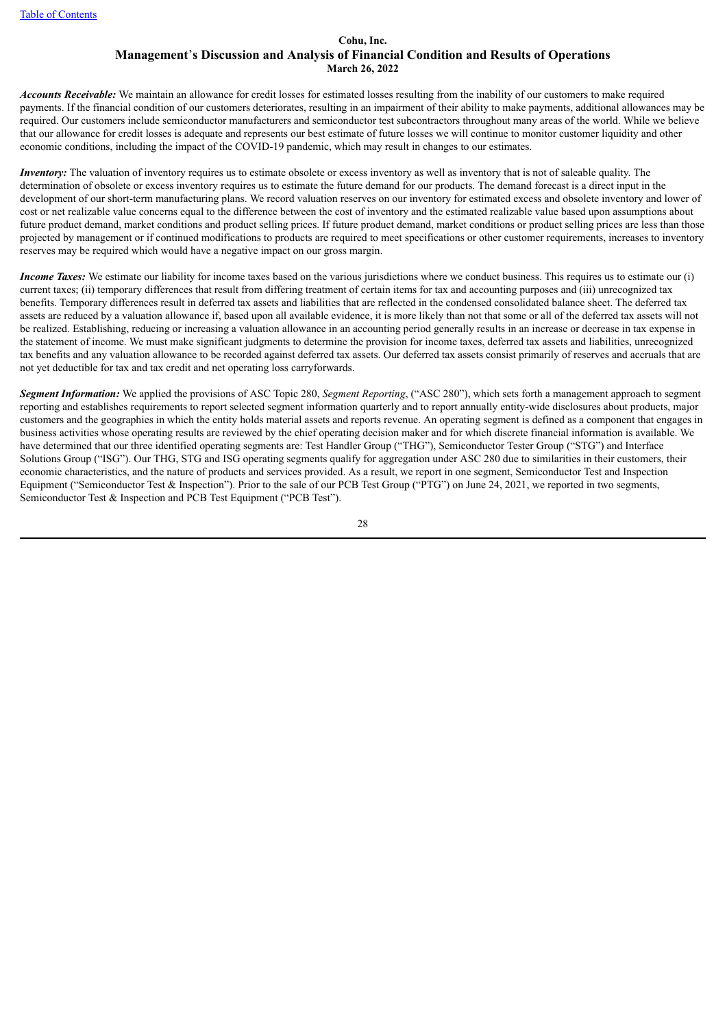*Accounts Receivable:* We maintain an allowance for credit losses for estimated losses resulting from the inability of our customers to make required payments. If the financial condition of our customers deteriorates, resulting in an impairment of their ability to make payments, additional allowances may be required. Our customers include semiconductor manufacturers and semiconductor test subcontractors throughout many areas of the world. While we believe that our allowance for credit losses is adequate and represents our best estimate of future losses we will continue to monitor customer liquidity and other economic conditions, including the impact of the COVID-19 pandemic, which may result in changes to our estimates.

*Inventory:* The valuation of inventory requires us to estimate obsolete or excess inventory as well as inventory that is not of saleable quality. The determination of obsolete or excess inventory requires us to estimate the future demand for our products. The demand forecast is a direct input in the development of our short-term manufacturing plans. We record valuation reserves on our inventory for estimated excess and obsolete inventory and lower of cost or net realizable value concerns equal to the difference between the cost of inventory and the estimated realizable value based upon assumptions about future product demand, market conditions and product selling prices. If future product demand, market conditions or product selling prices are less than those projected by management or if continued modifications to products are required to meet specifications or other customer requirements, increases to inventory reserves may be required which would have a negative impact on our gross margin.

*Income Taxes:* We estimate our liability for income taxes based on the various jurisdictions where we conduct business. This requires us to estimate our (i) current taxes; (ii) temporary differences that result from differing treatment of certain items for tax and accounting purposes and (iii) unrecognized tax benefits. Temporary differences result in deferred tax assets and liabilities that are reflected in the condensed consolidated balance sheet. The deferred tax assets are reduced by a valuation allowance if, based upon all available evidence, it is more likely than not that some or all of the deferred tax assets will not be realized. Establishing, reducing or increasing a valuation allowance in an accounting period generally results in an increase or decrease in tax expense in the statement of income. We must make significant judgments to determine the provision for income taxes, deferred tax assets and liabilities, unrecognized tax benefits and any valuation allowance to be recorded against deferred tax assets. Our deferred tax assets consist primarily of reserves and accruals that are not yet deductible for tax and tax credit and net operating loss carryforwards.

*Segment Information:* We applied the provisions of ASC Topic 280, *Segment Reporting*, ("ASC 280"), which sets forth a management approach to segment reporting and establishes requirements to report selected segment information quarterly and to report annually entity-wide disclosures about products, major customers and the geographies in which the entity holds material assets and reports revenue. An operating segment is defined as a component that engages in business activities whose operating results are reviewed by the chief operating decision maker and for which discrete financial information is available. We have determined that our three identified operating segments are: Test Handler Group ("THG"), Semiconductor Tester Group ("STG") and Interface Solutions Group ("ISG"). Our THG, STG and ISG operating segments qualify for aggregation under ASC 280 due to similarities in their customers, their economic characteristics, and the nature of products and services provided. As a result, we report in one segment, Semiconductor Test and Inspection Equipment ("Semiconductor Test & Inspection"). Prior to the sale of our PCB Test Group ("PTG") on June 24, 2021, we reported in two segments, Semiconductor Test & Inspection and PCB Test Equipment ("PCB Test").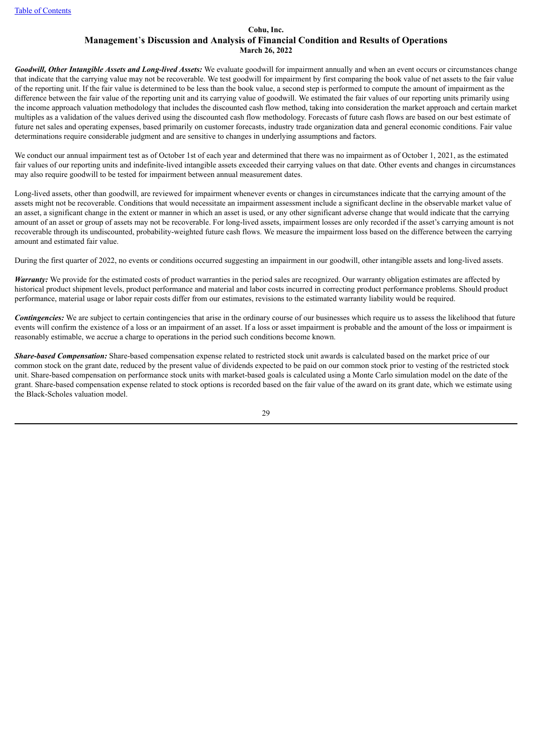*Goodwill, Other Intangible Assets and Long-lived Assets:* We evaluate goodwill for impairment annually and when an event occurs or circumstances change that indicate that the carrying value may not be recoverable. We test goodwill for impairment by first comparing the book value of net assets to the fair value of the reporting unit. If the fair value is determined to be less than the book value, a second step is performed to compute the amount of impairment as the difference between the fair value of the reporting unit and its carrying value of goodwill. We estimated the fair values of our reporting units primarily using the income approach valuation methodology that includes the discounted cash flow method, taking into consideration the market approach and certain market multiples as a validation of the values derived using the discounted cash flow methodology. Forecasts of future cash flows are based on our best estimate of future net sales and operating expenses, based primarily on customer forecasts, industry trade organization data and general economic conditions. Fair value determinations require considerable judgment and are sensitive to changes in underlying assumptions and factors.

We conduct our annual impairment test as of October 1st of each year and determined that there was no impairment as of October 1, 2021, as the estimated fair values of our reporting units and indefinite-lived intangible assets exceeded their carrying values on that date. Other events and changes in circumstances may also require goodwill to be tested for impairment between annual measurement dates.

Long-lived assets, other than goodwill, are reviewed for impairment whenever events or changes in circumstances indicate that the carrying amount of the assets might not be recoverable. Conditions that would necessitate an impairment assessment include a significant decline in the observable market value of an asset, a significant change in the extent or manner in which an asset is used, or any other significant adverse change that would indicate that the carrying amount of an asset or group of assets may not be recoverable. For long-lived assets, impairment losses are only recorded if the asset's carrying amount is not recoverable through its undiscounted, probability-weighted future cash flows. We measure the impairment loss based on the difference between the carrying amount and estimated fair value.

During the first quarter of 2022, no events or conditions occurred suggesting an impairment in our goodwill, other intangible assets and long-lived assets.

*Warranty:* We provide for the estimated costs of product warranties in the period sales are recognized. Our warranty obligation estimates are affected by historical product shipment levels, product performance and material and labor costs incurred in correcting product performance problems. Should product performance, material usage or labor repair costs differ from our estimates, revisions to the estimated warranty liability would be required.

*Contingencies:* We are subject to certain contingencies that arise in the ordinary course of our businesses which require us to assess the likelihood that future events will confirm the existence of a loss or an impairment of an asset. If a loss or asset impairment is probable and the amount of the loss or impairment is reasonably estimable, we accrue a charge to operations in the period such conditions become known.

*Share-based Compensation:* Share-based compensation expense related to restricted stock unit awards is calculated based on the market price of our common stock on the grant date, reduced by the present value of dividends expected to be paid on our common stock prior to vesting of the restricted stock unit. Share-based compensation on performance stock units with market-based goals is calculated using a Monte Carlo simulation model on the date of the grant. Share-based compensation expense related to stock options is recorded based on the fair value of the award on its grant date, which we estimate using the Black-Scholes valuation model.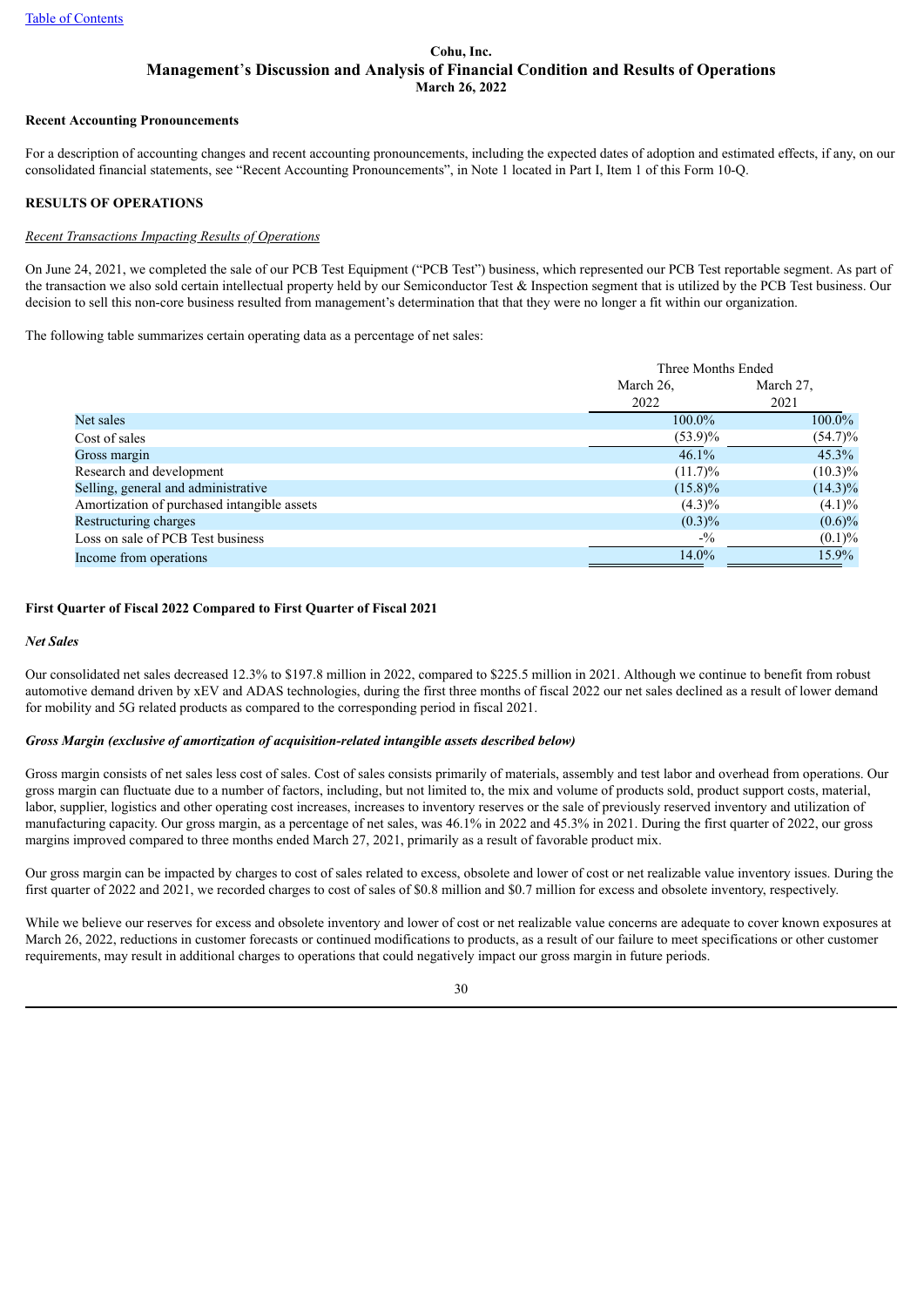Table of Contents

**Cohu, Inc.**
**Management's Discussion and Analysis of Financial Condition and Results of Operations**
**March 26, 2022**

**Recent Accounting Pronouncements**

For a description of accounting changes and recent accounting pronouncements, including the expected dates of adoption and estimated effects, if any, on our consolidated financial statements, see "Recent Accounting Pronouncements", in Note 1 located in Part I, Item 1 of this Form 10-Q.

**RESULTS OF OPERATIONS**

*Recent Transactions Impacting Results of Operations*

On June 24, 2021, we completed the sale of our PCB Test Equipment ("PCB Test") business, which represented our PCB Test reportable segment. As part of the transaction we also sold certain intellectual property held by our Semiconductor Test & Inspection segment that is utilized by the PCB Test business. Our decision to sell this non-core business resulted from management's determination that that they were no longer a fit within our organization.

The following table summarizes certain operating data as a percentage of net sales:

| | Three Months Ended | |
|---|---|---|
| | March 26, 2022 | March 27, 2021 |
| Net sales | 100.0% | 100.0% |
| Cost of sales | (53.9)% | (54.7)% |
| Gross margin | 46.1% | 45.3% |
| Research and development | (11.7)% | (10.3)% |
| Selling, general and administrative | (15.8)% | (14.3)% |
| Amortization of purchased intangible assets | (4.3)% | (4.1)% |
| Restructuring charges | (0.3)% | (0.6)% |
| Loss on sale of PCB Test business | -% | (0.1)% |
| Income from operations | 14.0% | 15.9% |

**First Quarter of Fiscal 2022 Compared to First Quarter of Fiscal 2021**

***Net Sales***

Our consolidated net sales decreased 12.3% to $197.8 million in 2022, compared to $225.5 million in 2021. Although we continue to benefit from robust automotive demand driven by xEV and ADAS technologies, during the first three months of fiscal 2022 our net sales declined as a result of lower demand for mobility and 5G related products as compared to the corresponding period in fiscal 2021.

***Gross Margin (exclusive of amortization of acquisition-related intangible assets described below)***

Gross margin consists of net sales less cost of sales. Cost of sales consists primarily of materials, assembly and test labor and overhead from operations. Our gross margin can fluctuate due to a number of factors, including, but not limited to, the mix and volume of products sold, product support costs, material, labor, supplier, logistics and other operating cost increases, increases to inventory reserves or the sale of previously reserved inventory and utilization of manufacturing capacity. Our gross margin, as a percentage of net sales, was 46.1% in 2022 and 45.3% in 2021. During the first quarter of 2022, our gross margins improved compared to three months ended March 27, 2021, primarily as a result of favorable product mix.

Our gross margin can be impacted by charges to cost of sales related to excess, obsolete and lower of cost or net realizable value inventory issues. During the first quarter of 2022 and 2021, we recorded charges to cost of sales of $0.8 million and $0.7 million for excess and obsolete inventory, respectively.

While we believe our reserves for excess and obsolete inventory and lower of cost or net realizable value concerns are adequate to cover known exposures at March 26, 2022, reductions in customer forecasts or continued modifications to products, as a result of our failure to meet specifications or other customer requirements, may result in additional charges to operations that could negatively impact our gross margin in future periods.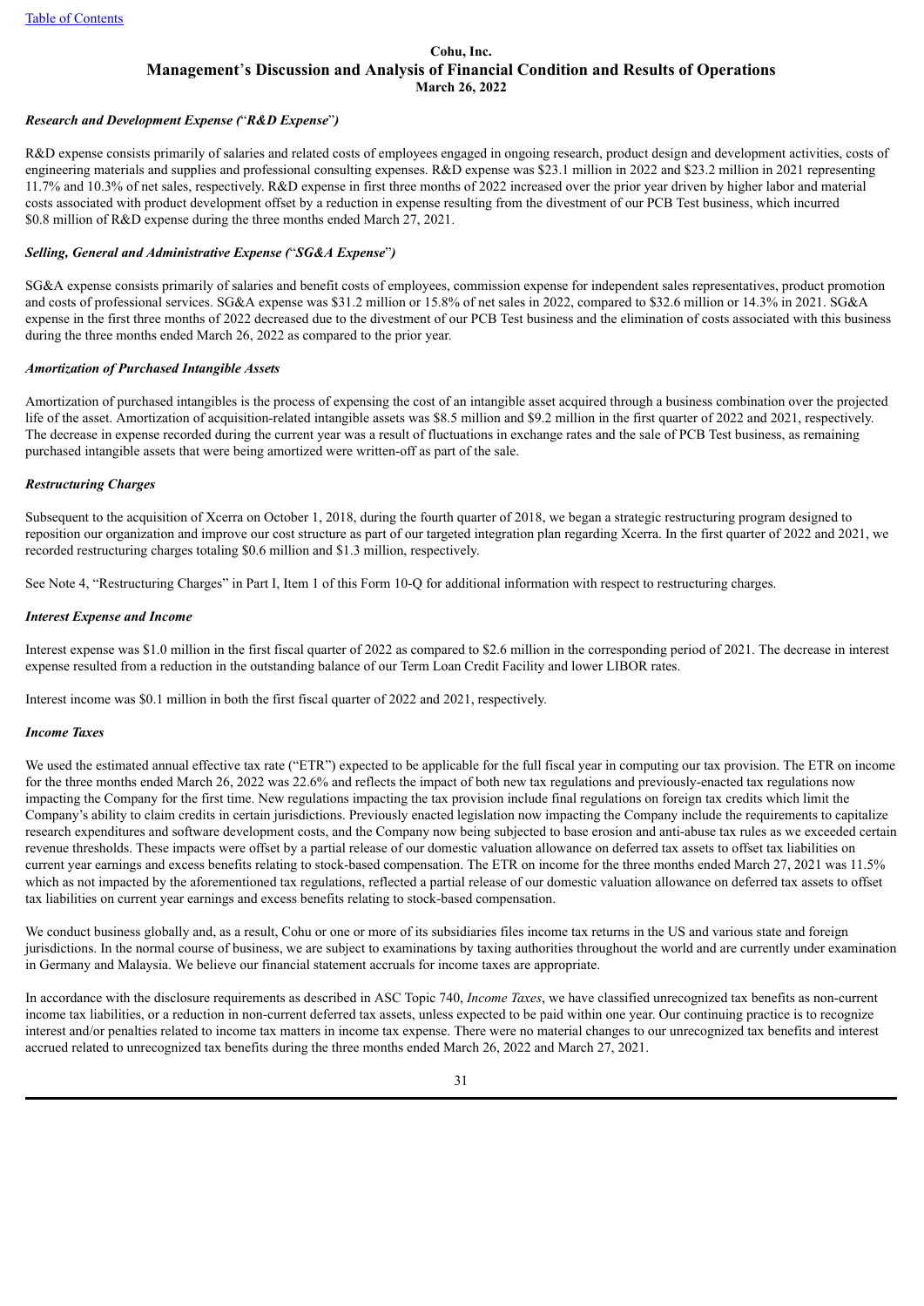**Cohu, Inc.**
## Management's Discussion and Analysis of Financial Condition and Results of Operations
**March 26, 2022**

### *Research and Development Expense ("R&D Expense")*

R&D expense consists primarily of salaries and related costs of employees engaged in ongoing research, product design and development activities, costs of engineering materials and supplies and professional consulting expenses. R&D expense was $23.1 million in 2022 and $23.2 million in 2021 representing 11.7% and 10.3% of net sales, respectively. R&D expense in first three months of 2022 increased over the prior year driven by higher labor and material costs associated with product development offset by a reduction in expense resulting from the divestment of our PCB Test business, which incurred $0.8 million of R&D expense during the three months ended March 27, 2021.

### *Selling, General and Administrative Expense ("SG&A Expense")*

SG&A expense consists primarily of salaries and benefit costs of employees, commission expense for independent sales representatives, product promotion and costs of professional services. SG&A expense was $31.2 million or 15.8% of net sales in 2022, compared to $32.6 million or 14.3% in 2021. SG&A expense in the first three months of 2022 decreased due to the divestment of our PCB Test business and the elimination of costs associated with this business during the three months ended March 26, 2022 as compared to the prior year.

### *Amortization of Purchased Intangible Assets*

Amortization of purchased intangibles is the process of expensing the cost of an intangible asset acquired through a business combination over the projected life of the asset. Amortization of acquisition-related intangible assets was $8.5 million and $9.2 million in the first quarter of 2022 and 2021, respectively. The decrease in expense recorded during the current year was a result of fluctuations in exchange rates and the sale of PCB Test business, as remaining purchased intangible assets that were being amortized were written-off as part of the sale.

### *Restructuring Charges*

Subsequent to the acquisition of Xcerra on October 1, 2018, during the fourth quarter of 2018, we began a strategic restructuring program designed to reposition our organization and improve our cost structure as part of our targeted integration plan regarding Xcerra. In the first quarter of 2022 and 2021, we recorded restructuring charges totaling $0.6 million and $1.3 million, respectively.

See Note 4, "Restructuring Charges" in Part I, Item 1 of this Form 10-Q for additional information with respect to restructuring charges.

### *Interest Expense and Income*

Interest expense was $1.0 million in the first fiscal quarter of 2022 as compared to $2.6 million in the corresponding period of 2021. The decrease in interest expense resulted from a reduction in the outstanding balance of our Term Loan Credit Facility and lower LIBOR rates.

Interest income was $0.1 million in both the first fiscal quarter of 2022 and 2021, respectively.

### *Income Taxes*

We used the estimated annual effective tax rate ("ETR") expected to be applicable for the full fiscal year in computing our tax provision. The ETR on income for the three months ended March 26, 2022 was 22.6% and reflects the impact of both new tax regulations and previously-enacted tax regulations now impacting the Company for the first time. New regulations impacting the tax provision include final regulations on foreign tax credits which limit the Company's ability to claim credits in certain jurisdictions. Previously enacted legislation now impacting the Company include the requirements to capitalize research expenditures and software development costs, and the Company now being subjected to base erosion and anti-abuse tax rules as we exceeded certain revenue thresholds. These impacts were offset by a partial release of our domestic valuation allowance on deferred tax assets to offset tax liabilities on current year earnings and excess benefits relating to stock-based compensation. The ETR on income for the three months ended March 27, 2021 was 11.5% which as not impacted by the aforementioned tax regulations, reflected a partial release of our domestic valuation allowance on deferred tax assets to offset tax liabilities on current year earnings and excess benefits relating to stock-based compensation.

We conduct business globally and, as a result, Cohu or one or more of its subsidiaries files income tax returns in the US and various state and foreign jurisdictions. In the normal course of business, we are subject to examinations by taxing authorities throughout the world and are currently under examination in Germany and Malaysia. We believe our financial statement accruals for income taxes are appropriate.

In accordance with the disclosure requirements as described in ASC Topic 740, *Income Taxes*, we have classified unrecognized tax benefits as non-current income tax liabilities, or a reduction in non-current deferred tax assets, unless expected to be paid within one year. Our continuing practice is to recognize interest and/or penalties related to income tax matters in income tax expense. There were no material changes to our unrecognized tax benefits and interest accrued related to unrecognized tax benefits during the three months ended March 26, 2022 and March 27, 2021.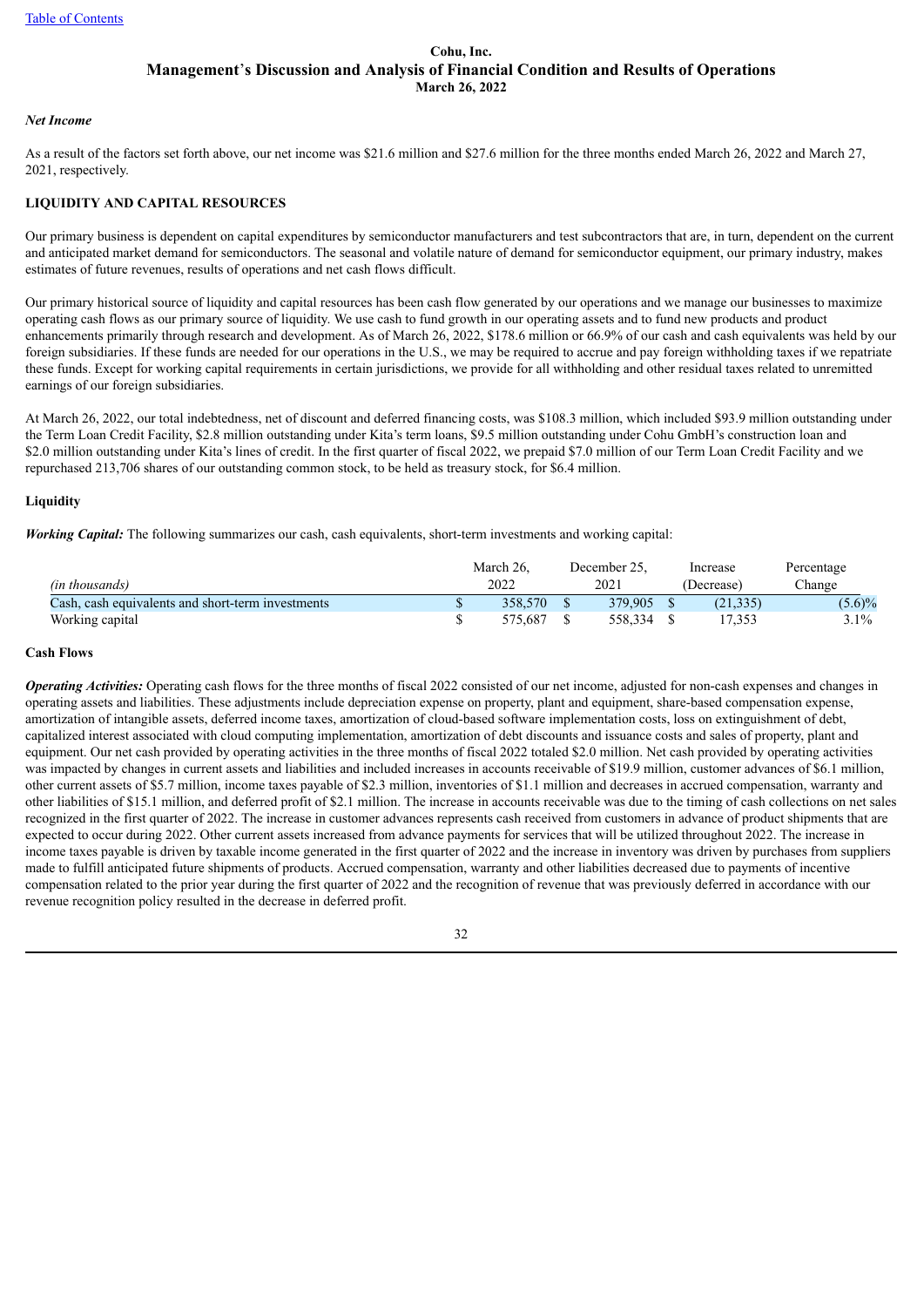# Cohu, Inc.
## Management's Discussion and Analysis of Financial Condition and Results of Operations
**March 26, 2022**

***Net Income***

As a result of the factors set forth above, our net income was $21.6 million and $27.6 million for the three months ended March 26, 2022 and March 27, 2021, respectively.

**LIQUIDITY AND CAPITAL RESOURCES**

Our primary business is dependent on capital expenditures by semiconductor manufacturers and test subcontractors that are, in turn, dependent on the current and anticipated market demand for semiconductors. The seasonal and volatile nature of demand for semiconductor equipment, our primary industry, makes estimates of future revenues, results of operations and net cash flows difficult.

Our primary historical source of liquidity and capital resources has been cash flow generated by our operations and we manage our businesses to maximize operating cash flows as our primary source of liquidity. We use cash to fund growth in our operating assets and to fund new products and product enhancements primarily through research and development. As of March 26, 2022, $178.6 million or 66.9% of our cash and cash equivalents was held by our foreign subsidiaries. If these funds are needed for our operations in the U.S., we may be required to accrue and pay foreign withholding taxes if we repatriate these funds. Except for working capital requirements in certain jurisdictions, we provide for all withholding and other residual taxes related to unremitted earnings of our foreign subsidiaries.

At March 26, 2022, our total indebtedness, net of discount and deferred financing costs, was $108.3 million, which included $93.9 million outstanding under the Term Loan Credit Facility, $2.8 million outstanding under Kita's term loans, $9.5 million outstanding under Cohu GmbH's construction loan and $2.0 million outstanding under Kita's lines of credit. In the first quarter of fiscal 2022, we prepaid $7.0 million of our Term Loan Credit Facility and we repurchased 213,706 shares of our outstanding common stock, to be held as treasury stock, for $6.4 million.

**Liquidity**

***Working Capital:*** The following summarizes our cash, cash equivalents, short-term investments and working capital:

| *(in thousands)* | March 26, 2022 | December 25, 2021 | Increase (Decrease) | Percentage Change |
|---|---|---|---|---|
| Cash, cash equivalents and short-term investments | $ 358,570 | $ 379,905 | $ (21,335) | (5.6)% |
| Working capital | $ 575,687 | $ 558,334 | $ 17,353 | 3.1% |

**Cash Flows**

***Operating Activities:*** Operating cash flows for the three months of fiscal 2022 consisted of our net income, adjusted for non-cash expenses and changes in operating assets and liabilities. These adjustments include depreciation expense on property, plant and equipment, share-based compensation expense, amortization of intangible assets, deferred income taxes, amortization of cloud-based software implementation costs, loss on extinguishment of debt, capitalized interest associated with cloud computing implementation, amortization of debt discounts and issuance costs and sales of property, plant and equipment. Our net cash provided by operating activities in the three months of fiscal 2022 totaled $2.0 million. Net cash provided by operating activities was impacted by changes in current assets and liabilities and included increases in accounts receivable of $19.9 million, customer advances of $6.1 million, other current assets of $5.7 million, income taxes payable of $2.3 million, inventories of $1.1 million and decreases in accrued compensation, warranty and other liabilities of $15.1 million, and deferred profit of $2.1 million. The increase in accounts receivable was due to the timing of cash collections on net sales recognized in the first quarter of 2022. The increase in customer advances represents cash received from customers in advance of product shipments that are expected to occur during 2022. Other current assets increased from advance payments for services that will be utilized throughout 2022. The increase in income taxes payable is driven by taxable income generated in the first quarter of 2022 and the increase in inventory was driven by purchases from suppliers made to fulfill anticipated future shipments of products. Accrued compensation, warranty and other liabilities decreased due to payments of incentive compensation related to the prior year during the first quarter of 2022 and the recognition of revenue that was previously deferred in accordance with our revenue recognition policy resulted in the decrease in deferred profit.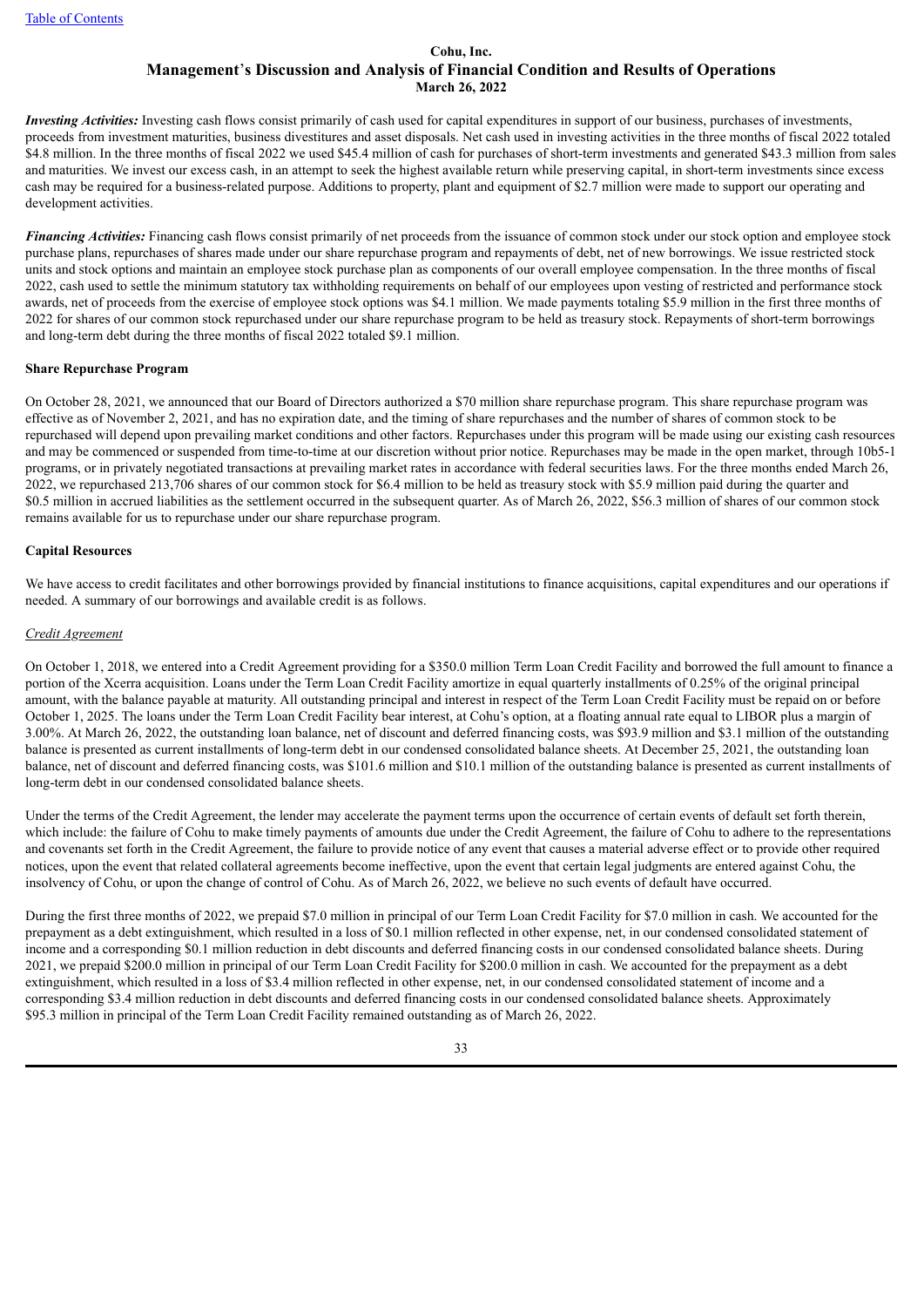*Investing Activities:* Investing cash flows consist primarily of cash used for capital expenditures in support of our business, purchases of investments, proceeds from investment maturities, business divestitures and asset disposals. Net cash used in investing activities in the three months of fiscal 2022 totaled $4.8 million. In the three months of fiscal 2022 we used $45.4 million of cash for purchases of short-term investments and generated $43.3 million from sales and maturities. We invest our excess cash, in an attempt to seek the highest available return while preserving capital, in short-term investments since excess cash may be required for a business-related purpose. Additions to property, plant and equipment of $2.7 million were made to support our operating and development activities.

*Financing Activities:* Financing cash flows consist primarily of net proceeds from the issuance of common stock under our stock option and employee stock purchase plans, repurchases of shares made under our share repurchase program and repayments of debt, net of new borrowings. We issue restricted stock units and stock options and maintain an employee stock purchase plan as components of our overall employee compensation. In the three months of fiscal 2022, cash used to settle the minimum statutory tax withholding requirements on behalf of our employees upon vesting of restricted and performance stock awards, net of proceeds from the exercise of employee stock options was $4.1 million. We made payments totaling $5.9 million in the first three months of 2022 for shares of our common stock repurchased under our share repurchase program to be held as treasury stock. Repayments of short-term borrowings and long-term debt during the three months of fiscal 2022 totaled $9.1 million.

**Share Repurchase Program**

On October 28, 2021, we announced that our Board of Directors authorized a $70 million share repurchase program. This share repurchase program was effective as of November 2, 2021, and has no expiration date, and the timing of share repurchases and the number of shares of common stock to be repurchased will depend upon prevailing market conditions and other factors. Repurchases under this program will be made using our existing cash resources and may be commenced or suspended from time-to-time at our discretion without prior notice. Repurchases may be made in the open market, through 10b5-1 programs, or in privately negotiated transactions at prevailing market rates in accordance with federal securities laws. For the three months ended March 26, 2022, we repurchased 213,706 shares of our common stock for $6.4 million to be held as treasury stock with $5.9 million paid during the quarter and $0.5 million in accrued liabilities as the settlement occurred in the subsequent quarter. As of March 26, 2022, $56.3 million of shares of our common stock remains available for us to repurchase under our share repurchase program.

**Capital Resources**

We have access to credit facilitates and other borrowings provided by financial institutions to finance acquisitions, capital expenditures and our operations if needed. A summary of our borrowings and available credit is as follows.

*Credit Agreement*

On October 1, 2018, we entered into a Credit Agreement providing for a $350.0 million Term Loan Credit Facility and borrowed the full amount to finance a portion of the Xcerra acquisition. Loans under the Term Loan Credit Facility amortize in equal quarterly installments of 0.25% of the original principal amount, with the balance payable at maturity. All outstanding principal and interest in respect of the Term Loan Credit Facility must be repaid on or before October 1, 2025. The loans under the Term Loan Credit Facility bear interest, at Cohu's option, at a floating annual rate equal to LIBOR plus a margin of 3.00%. At March 26, 2022, the outstanding loan balance, net of discount and deferred financing costs, was $93.9 million and $3.1 million of the outstanding balance is presented as current installments of long-term debt in our condensed consolidated balance sheets. At December 25, 2021, the outstanding loan balance, net of discount and deferred financing costs, was $101.6 million and $10.1 million of the outstanding balance is presented as current installments of long-term debt in our condensed consolidated balance sheets.

Under the terms of the Credit Agreement, the lender may accelerate the payment terms upon the occurrence of certain events of default set forth therein, which include: the failure of Cohu to make timely payments of amounts due under the Credit Agreement, the failure of Cohu to adhere to the representations and covenants set forth in the Credit Agreement, the failure to provide notice of any event that causes a material adverse effect or to provide other required notices, upon the event that related collateral agreements become ineffective, upon the event that certain legal judgments are entered against Cohu, the insolvency of Cohu, or upon the change of control of Cohu. As of March 26, 2022, we believe no such events of default have occurred.

During the first three months of 2022, we prepaid $7.0 million in principal of our Term Loan Credit Facility for $7.0 million in cash. We accounted for the prepayment as a debt extinguishment, which resulted in a loss of $0.1 million reflected in other expense, net, in our condensed consolidated statement of income and a corresponding $0.1 million reduction in debt discounts and deferred financing costs in our condensed consolidated balance sheets. During 2021, we prepaid $200.0 million in principal of our Term Loan Credit Facility for $200.0 million in cash. We accounted for the prepayment as a debt extinguishment, which resulted in a loss of $3.4 million reflected in other expense, net, in our condensed consolidated statement of income and a corresponding $3.4 million reduction in debt discounts and deferred financing costs in our condensed consolidated balance sheets. Approximately $95.3 million in principal of the Term Loan Credit Facility remained outstanding as of March 26, 2022.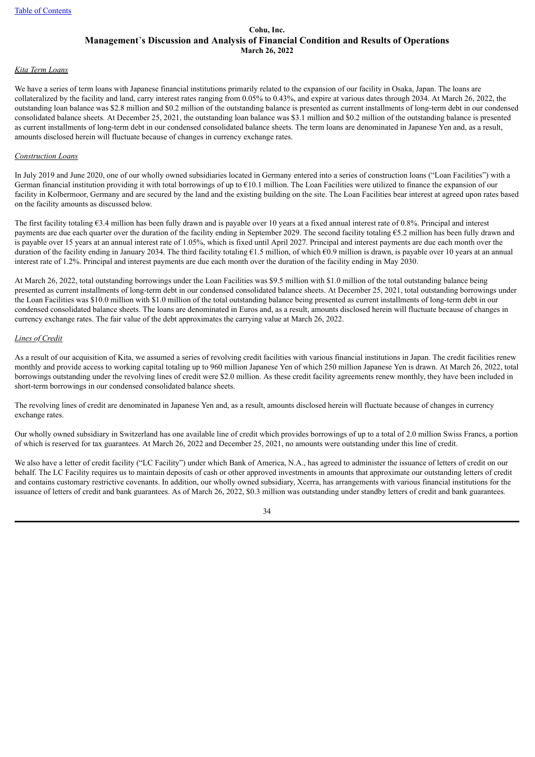*Kita Term Loans*

We have a series of term loans with Japanese financial institutions primarily related to the expansion of our facility in Osaka, Japan. The loans are collateralized by the facility and land, carry interest rates ranging from 0.05% to 0.43%, and expire at various dates through 2034. At March 26, 2022, the outstanding loan balance was $2.8 million and $0.2 million of the outstanding balance is presented as current installments of long-term debt in our condensed consolidated balance sheets. At December 25, 2021, the outstanding loan balance was $3.1 million and $0.2 million of the outstanding balance is presented as current installments of long-term debt in our condensed consolidated balance sheets. The term loans are denominated in Japanese Yen and, as a result, amounts disclosed herein will fluctuate because of changes in currency exchange rates.

*Construction Loans*

In July 2019 and June 2020, one of our wholly owned subsidiaries located in Germany entered into a series of construction loans ("Loan Facilities") with a German financial institution providing it with total borrowings of up to €10.1 million. The Loan Facilities were utilized to finance the expansion of our facility in Kolbermoor, Germany and are secured by the land and the existing building on the site. The Loan Facilities bear interest at agreed upon rates based on the facility amounts as discussed below.

The first facility totaling €3.4 million has been fully drawn and is payable over 10 years at a fixed annual interest rate of 0.8%. Principal and interest payments are due each quarter over the duration of the facility ending in September 2029. The second facility totaling €5.2 million has been fully drawn and is payable over 15 years at an annual interest rate of 1.05%, which is fixed until April 2027. Principal and interest payments are due each month over the duration of the facility ending in January 2034. The third facility totaling €1.5 million, of which €0.9 million is drawn, is payable over 10 years at an annual interest rate of 1.2%. Principal and interest payments are due each month over the duration of the facility ending in May 2030.

At March 26, 2022, total outstanding borrowings under the Loan Facilities was $9.5 million with $1.0 million of the total outstanding balance being presented as current installments of long-term debt in our condensed consolidated balance sheets. At December 25, 2021, total outstanding borrowings under the Loan Facilities was $10.0 million with $1.0 million of the total outstanding balance being presented as current installments of long-term debt in our condensed consolidated balance sheets. The loans are denominated in Euros and, as a result, amounts disclosed herein will fluctuate because of changes in currency exchange rates. The fair value of the debt approximates the carrying value at March 26, 2022.

*Lines of Credit*

As a result of our acquisition of Kita, we assumed a series of revolving credit facilities with various financial institutions in Japan. The credit facilities renew monthly and provide access to working capital totaling up to 960 million Japanese Yen of which 250 million Japanese Yen is drawn. At March 26, 2022, total borrowings outstanding under the revolving lines of credit were $2.0 million. As these credit facility agreements renew monthly, they have been included in short-term borrowings in our condensed consolidated balance sheets.

The revolving lines of credit are denominated in Japanese Yen and, as a result, amounts disclosed herein will fluctuate because of changes in currency exchange rates.

Our wholly owned subsidiary in Switzerland has one available line of credit which provides borrowings of up to a total of 2.0 million Swiss Francs, a portion of which is reserved for tax guarantees. At March 26, 2022 and December 25, 2021, no amounts were outstanding under this line of credit.

We also have a letter of credit facility ("LC Facility") under which Bank of America, N.A., has agreed to administer the issuance of letters of credit on our behalf. The LC Facility requires us to maintain deposits of cash or other approved investments in amounts that approximate our outstanding letters of credit and contains customary restrictive covenants. In addition, our wholly owned subsidiary, Xcerra, has arrangements with various financial institutions for the issuance of letters of credit and bank guarantees. As of March 26, 2022, $0.3 million was outstanding under standby letters of credit and bank guarantees.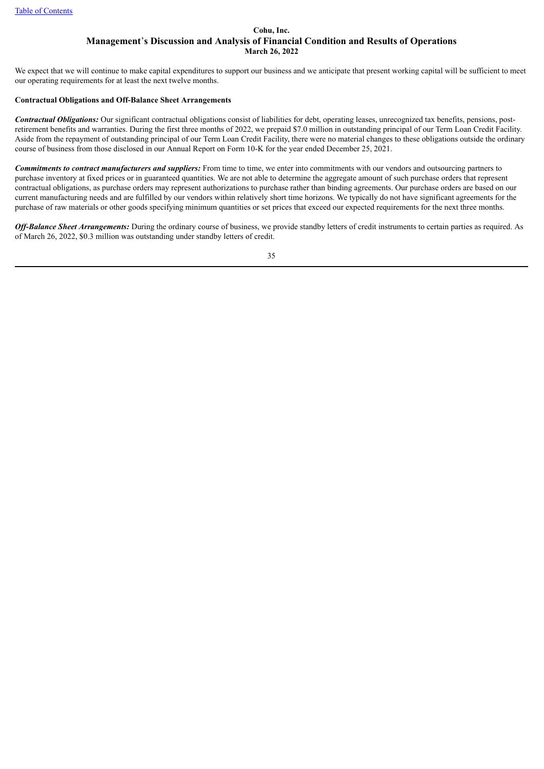We expect that we will continue to make capital expenditures to support our business and we anticipate that present working capital will be sufficient to meet our operating requirements for at least the next twelve months.

**Contractual Obligations and Off-Balance Sheet Arrangements**

***Contractual Obligations:*** Our significant contractual obligations consist of liabilities for debt, operating leases, unrecognized tax benefits, pensions, post-retirement benefits and warranties. During the first three months of 2022, we prepaid $7.0 million in outstanding principal of our Term Loan Credit Facility. Aside from the repayment of outstanding principal of our Term Loan Credit Facility, there were no material changes to these obligations outside the ordinary course of business from those disclosed in our Annual Report on Form 10-K for the year ended December 25, 2021.

***Commitments to contract manufacturers and suppliers:*** From time to time, we enter into commitments with our vendors and outsourcing partners to purchase inventory at fixed prices or in guaranteed quantities. We are not able to determine the aggregate amount of such purchase orders that represent contractual obligations, as purchase orders may represent authorizations to purchase rather than binding agreements. Our purchase orders are based on our current manufacturing needs and are fulfilled by our vendors within relatively short time horizons. We typically do not have significant agreements for the purchase of raw materials or other goods specifying minimum quantities or set prices that exceed our expected requirements for the next three months.

***Off-Balance Sheet Arrangements:*** During the ordinary course of business, we provide standby letters of credit instruments to certain parties as required. As of March 26, 2022, $0.3 million was outstanding under standby letters of credit.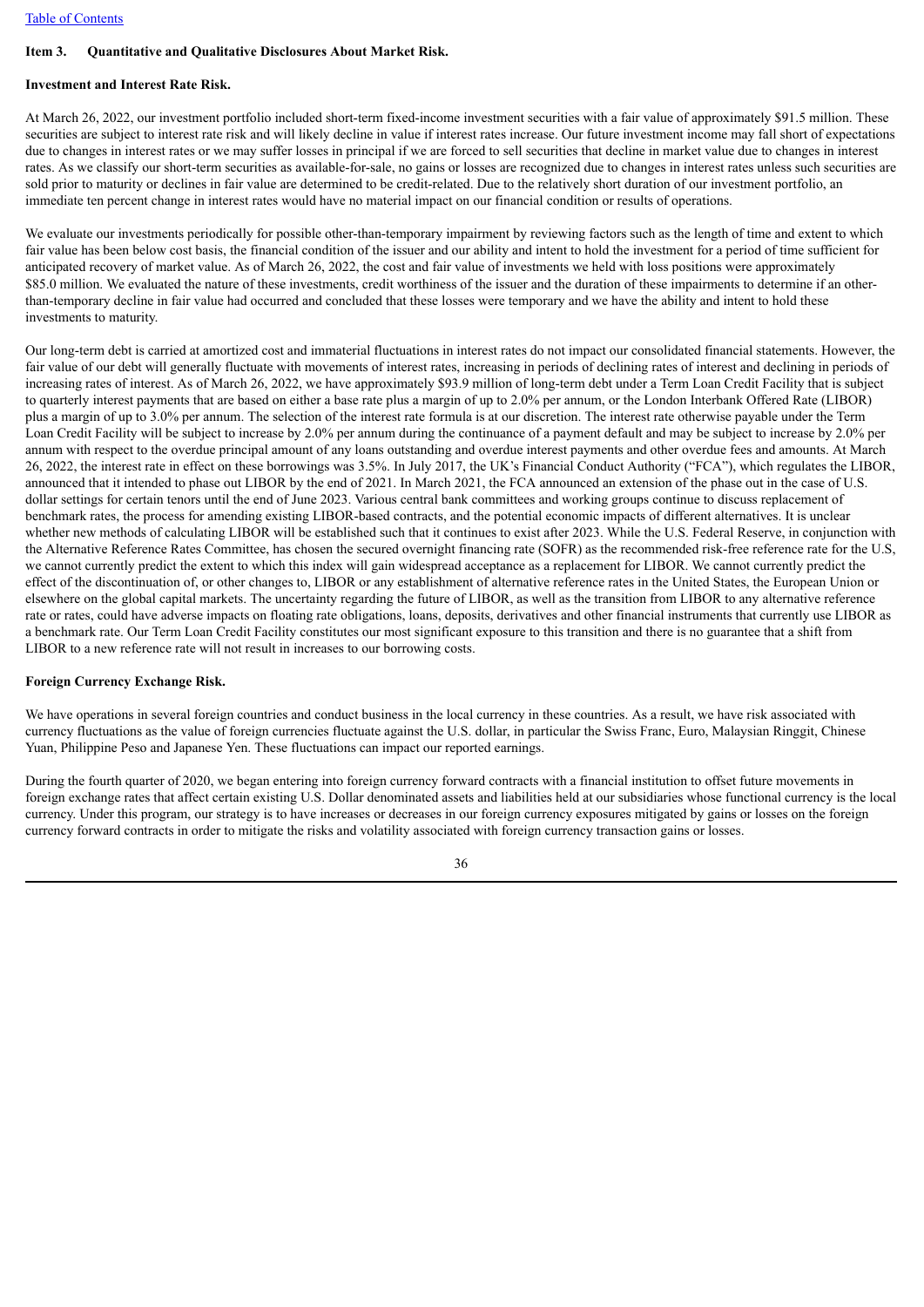### Item 3. Quantitative and Qualitative Disclosures About Market Risk.

**Investment and Interest Rate Risk.**

At March 26, 2022, our investment portfolio included short-term fixed-income investment securities with a fair value of approximately $91.5 million. These securities are subject to interest rate risk and will likely decline in value if interest rates increase. Our future investment income may fall short of expectations due to changes in interest rates or we may suffer losses in principal if we are forced to sell securities that decline in market value due to changes in interest rates. As we classify our short-term securities as available-for-sale, no gains or losses are recognized due to changes in interest rates unless such securities are sold prior to maturity or declines in fair value are determined to be credit-related. Due to the relatively short duration of our investment portfolio, an immediate ten percent change in interest rates would have no material impact on our financial condition or results of operations.

We evaluate our investments periodically for possible other-than-temporary impairment by reviewing factors such as the length of time and extent to which fair value has been below cost basis, the financial condition of the issuer and our ability and intent to hold the investment for a period of time sufficient for anticipated recovery of market value. As of March 26, 2022, the cost and fair value of investments we held with loss positions were approximately $85.0 million. We evaluated the nature of these investments, credit worthiness of the issuer and the duration of these impairments to determine if an other-than-temporary decline in fair value had occurred and concluded that these losses were temporary and we have the ability and intent to hold these investments to maturity.

Our long-term debt is carried at amortized cost and immaterial fluctuations in interest rates do not impact our consolidated financial statements. However, the fair value of our debt will generally fluctuate with movements of interest rates, increasing in periods of declining rates of interest and declining in periods of increasing rates of interest. As of March 26, 2022, we have approximately $93.9 million of long-term debt under a Term Loan Credit Facility that is subject to quarterly interest payments that are based on either a base rate plus a margin of up to 2.0% per annum, or the London Interbank Offered Rate (LIBOR) plus a margin of up to 3.0% per annum. The selection of the interest rate formula is at our discretion. The interest rate otherwise payable under the Term Loan Credit Facility will be subject to increase by 2.0% per annum during the continuance of a payment default and may be subject to increase by 2.0% per annum with respect to the overdue principal amount of any loans outstanding and overdue interest payments and other overdue fees and amounts. At March 26, 2022, the interest rate in effect on these borrowings was 3.5%. In July 2017, the UK's Financial Conduct Authority ("FCA"), which regulates the LIBOR, announced that it intended to phase out LIBOR by the end of 2021. In March 2021, the FCA announced an extension of the phase out in the case of U.S. dollar settings for certain tenors until the end of June 2023. Various central bank committees and working groups continue to discuss replacement of benchmark rates, the process for amending existing LIBOR-based contracts, and the potential economic impacts of different alternatives. It is unclear whether new methods of calculating LIBOR will be established such that it continues to exist after 2023. While the U.S. Federal Reserve, in conjunction with the Alternative Reference Rates Committee, has chosen the secured overnight financing rate (SOFR) as the recommended risk-free reference rate for the U.S, we cannot currently predict the extent to which this index will gain widespread acceptance as a replacement for LIBOR. We cannot currently predict the effect of the discontinuation of, or other changes to, LIBOR or any establishment of alternative reference rates in the United States, the European Union or elsewhere on the global capital markets. The uncertainty regarding the future of LIBOR, as well as the transition from LIBOR to any alternative reference rate or rates, could have adverse impacts on floating rate obligations, loans, deposits, derivatives and other financial instruments that currently use LIBOR as a benchmark rate. Our Term Loan Credit Facility constitutes our most significant exposure to this transition and there is no guarantee that a shift from LIBOR to a new reference rate will not result in increases to our borrowing costs.

**Foreign Currency Exchange Risk.**

We have operations in several foreign countries and conduct business in the local currency in these countries. As a result, we have risk associated with currency fluctuations as the value of foreign currencies fluctuate against the U.S. dollar, in particular the Swiss Franc, Euro, Malaysian Ringgit, Chinese Yuan, Philippine Peso and Japanese Yen. These fluctuations can impact our reported earnings.

During the fourth quarter of 2020, we began entering into foreign currency forward contracts with a financial institution to offset future movements in foreign exchange rates that affect certain existing U.S. Dollar denominated assets and liabilities held at our subsidiaries whose functional currency is the local currency. Under this program, our strategy is to have increases or decreases in our foreign currency exposures mitigated by gains or losses on the foreign currency forward contracts in order to mitigate the risks and volatility associated with foreign currency transaction gains or losses.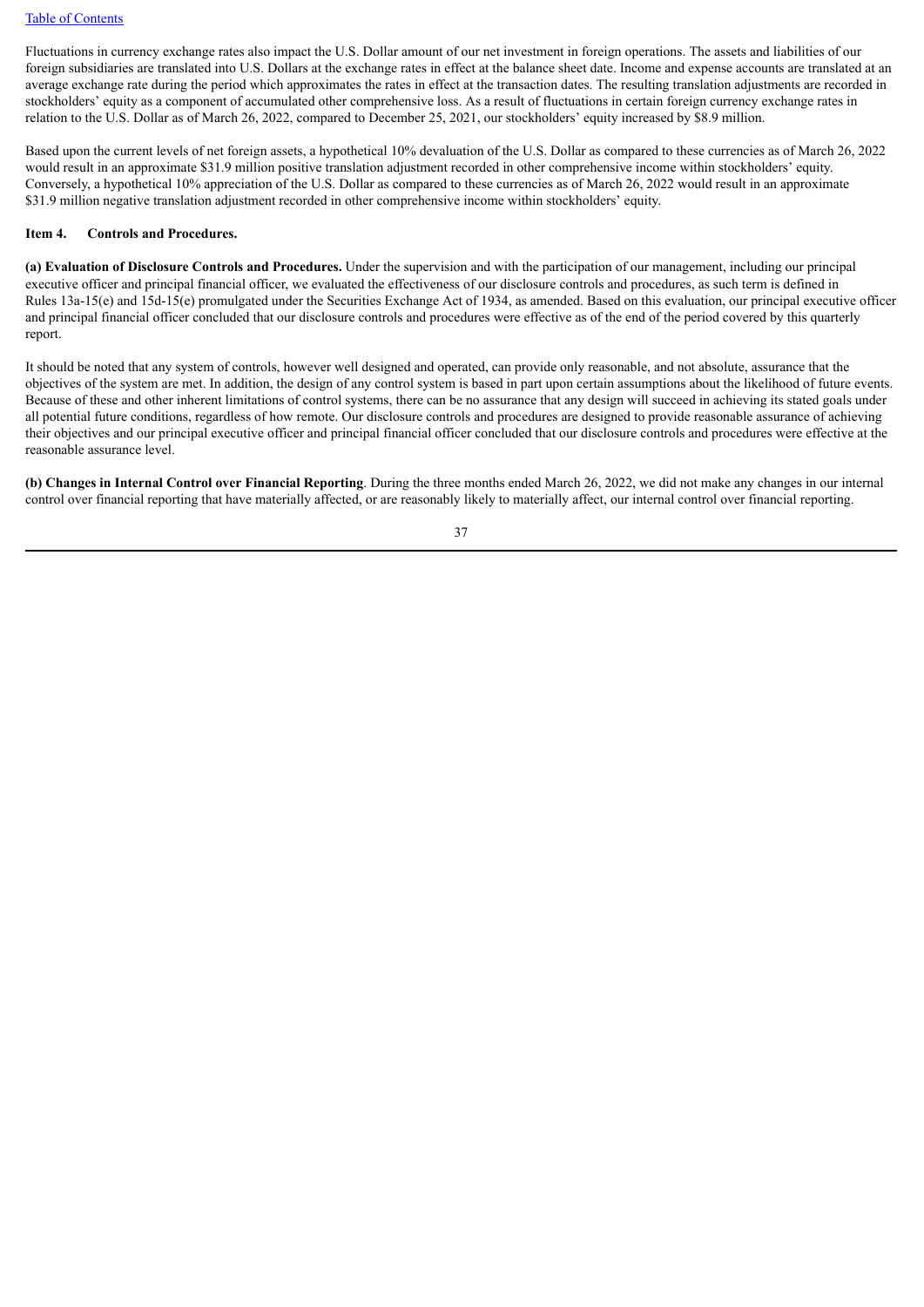Fluctuations in currency exchange rates also impact the U.S. Dollar amount of our net investment in foreign operations. The assets and liabilities of our foreign subsidiaries are translated into U.S. Dollars at the exchange rates in effect at the balance sheet date. Income and expense accounts are translated at an average exchange rate during the period which approximates the rates in effect at the transaction dates. The resulting translation adjustments are recorded in stockholders' equity as a component of accumulated other comprehensive loss. As a result of fluctuations in certain foreign currency exchange rates in relation to the U.S. Dollar as of March 26, 2022, compared to December 25, 2021, our stockholders' equity increased by $8.9 million.

Based upon the current levels of net foreign assets, a hypothetical 10% devaluation of the U.S. Dollar as compared to these currencies as of March 26, 2022 would result in an approximate $31.9 million positive translation adjustment recorded in other comprehensive income within stockholders' equity. Conversely, a hypothetical 10% appreciation of the U.S. Dollar as compared to these currencies as of March 26, 2022 would result in an approximate $31.9 million negative translation adjustment recorded in other comprehensive income within stockholders' equity.

## Item 4. Controls and Procedures.

**(a) Evaluation of Disclosure Controls and Procedures.** Under the supervision and with the participation of our management, including our principal executive officer and principal financial officer, we evaluated the effectiveness of our disclosure controls and procedures, as such term is defined in Rules 13a-15(e) and 15d-15(e) promulgated under the Securities Exchange Act of 1934, as amended. Based on this evaluation, our principal executive officer and principal financial officer concluded that our disclosure controls and procedures were effective as of the end of the period covered by this quarterly report.

It should be noted that any system of controls, however well designed and operated, can provide only reasonable, and not absolute, assurance that the objectives of the system are met. In addition, the design of any control system is based in part upon certain assumptions about the likelihood of future events. Because of these and other inherent limitations of control systems, there can be no assurance that any design will succeed in achieving its stated goals under all potential future conditions, regardless of how remote. Our disclosure controls and procedures are designed to provide reasonable assurance of achieving their objectives and our principal executive officer and principal financial officer concluded that our disclosure controls and procedures were effective at the reasonable assurance level.

**(b) Changes in Internal Control over Financial Reporting**. During the three months ended March 26, 2022, we did not make any changes in our internal control over financial reporting that have materially affected, or are reasonably likely to materially affect, our internal control over financial reporting.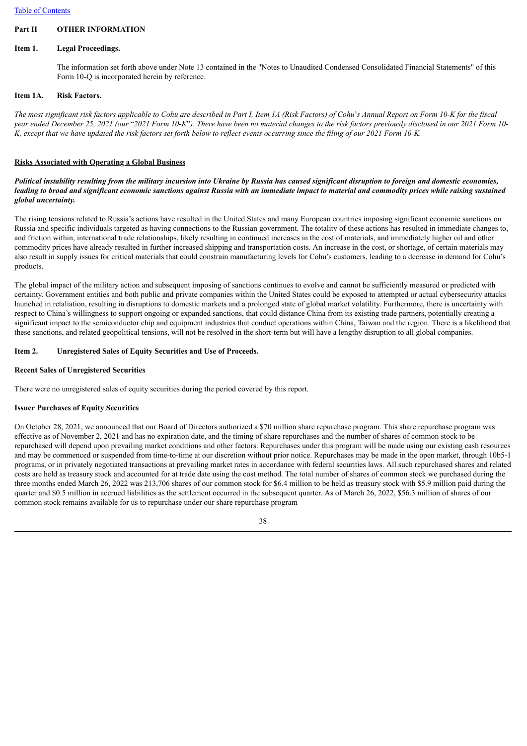## Part II OTHER INFORMATION

### Item 1. Legal Proceedings.

The information set forth above under Note 13 contained in the "Notes to Unaudited Condensed Consolidated Financial Statements" of this Form 10-Q is incorporated herein by reference.

### Item 1A. Risk Factors.

*The most significant risk factors applicable to Cohu are described in Part I, Item 1A (Risk Factors) of Cohu's Annual Report on Form 10-K for the fiscal year ended December 25, 2021 (our "2021 Form 10-K"). There have been no material changes to the risk factors previously disclosed in our 2021 Form 10-K, except that we have updated the risk factors set forth below to reflect events occurring since the filing of our 2021 Form 10-K.*

**Risks Associated with Operating a Global Business**

***Political instability resulting from the military incursion into Ukraine by Russia has caused significant disruption to foreign and domestic economies, leading to broad and significant economic sanctions against Russia with an immediate impact to material and commodity prices while raising sustained global uncertainty.***

The rising tensions related to Russia's actions have resulted in the United States and many European countries imposing significant economic sanctions on Russia and specific individuals targeted as having connections to the Russian government. The totality of these actions has resulted in immediate changes to, and friction within, international trade relationships, likely resulting in continued increases in the cost of materials, and immediately higher oil and other commodity prices have already resulted in further increased shipping and transportation costs. An increase in the cost, or shortage, of certain materials may also result in supply issues for critical materials that could constrain manufacturing levels for Cohu's customers, leading to a decrease in demand for Cohu's products.

The global impact of the military action and subsequent imposing of sanctions continues to evolve and cannot be sufficiently measured or predicted with certainty. Government entities and both public and private companies within the United States could be exposed to attempted or actual cybersecurity attacks launched in retaliation, resulting in disruptions to domestic markets and a prolonged state of global market volatility. Furthermore, there is uncertainty with respect to China's willingness to support ongoing or expanded sanctions, that could distance China from its existing trade partners, potentially creating a significant impact to the semiconductor chip and equipment industries that conduct operations within China, Taiwan and the region. There is a likelihood that these sanctions, and related geopolitical tensions, will not be resolved in the short-term but will have a lengthy disruption to all global companies.

### Item 2. Unregistered Sales of Equity Securities and Use of Proceeds.

**Recent Sales of Unregistered Securities**

There were no unregistered sales of equity securities during the period covered by this report.

**Issuer Purchases of Equity Securities**

On October 28, 2021, we announced that our Board of Directors authorized a $70 million share repurchase program. This share repurchase program was effective as of November 2, 2021 and has no expiration date, and the timing of share repurchases and the number of shares of common stock to be repurchased will depend upon prevailing market conditions and other factors. Repurchases under this program will be made using our existing cash resources and may be commenced or suspended from time-to-time at our discretion without prior notice. Repurchases may be made in the open market, through 10b5-1 programs, or in privately negotiated transactions at prevailing market rates in accordance with federal securities laws. All such repurchased shares and related costs are held as treasury stock and accounted for at trade date using the cost method. The total number of shares of common stock we purchased during the three months ended March 26, 2022 was 213,706 shares of our common stock for $6.4 million to be held as treasury stock with $5.9 million paid during the quarter and $0.5 million in accrued liabilities as the settlement occurred in the subsequent quarter. As of March 26, 2022, $56.3 million of shares of our common stock remains available for us to repurchase under our share repurchase program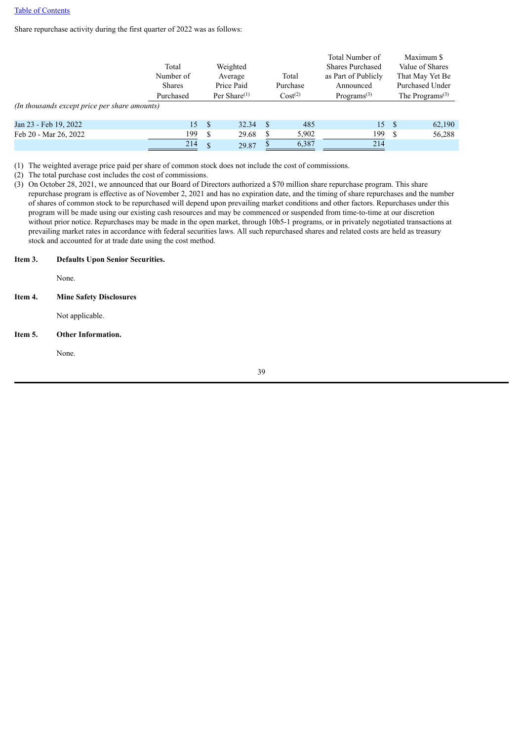[Table of Contents](#)

Share repurchase activity during the first quarter of 2022 was as follows:

| *(In thousands except price per share amounts)* | Total Number of Shares Purchased | Weighted Average Price Paid Per Share[(1)] | Total Purchase Cost[(2)] | Total Number of Shares Purchased as Part of Publicly Announced Programs[(3)] | Maximum $ Value of Shares That May Yet Be Purchased Under The Programs[(3)] |
|---|---|---|---|---|---|
| Jan 23 - Feb 19, 2022 | 15 | $ 32.34 | $ 485 | 15 | $ 62,190 |
| Feb 20 - Mar 26, 2022 | 199 | $ 29.68 | $ 5,902 | 199 | $ 56,288 |
| | 214 | $ 29.87 | $ 6,387 | 214 | |

(1) The weighted average price paid per share of common stock does not include the cost of commissions.

(2) The total purchase cost includes the cost of commissions.

(3) On October 28, 2021, we announced that our Board of Directors authorized a $70 million share repurchase program. This share repurchase program is effective as of November 2, 2021 and has no expiration date, and the timing of share repurchases and the number of shares of common stock to be repurchased will depend upon prevailing market conditions and other factors. Repurchases under this program will be made using our existing cash resources and may be commenced or suspended from time-to-time at our discretion without prior notice. Repurchases may be made in the open market, through 10b5-1 programs, or in privately negotiated transactions at prevailing market rates in accordance with federal securities laws. All such repurchased shares and related costs are held as treasury stock and accounted for at trade date using the cost method.

## Item 3. Defaults Upon Senior Securities.

None.

## Item 4. Mine Safety Disclosures

Not applicable.

## Item 5. Other Information.

None.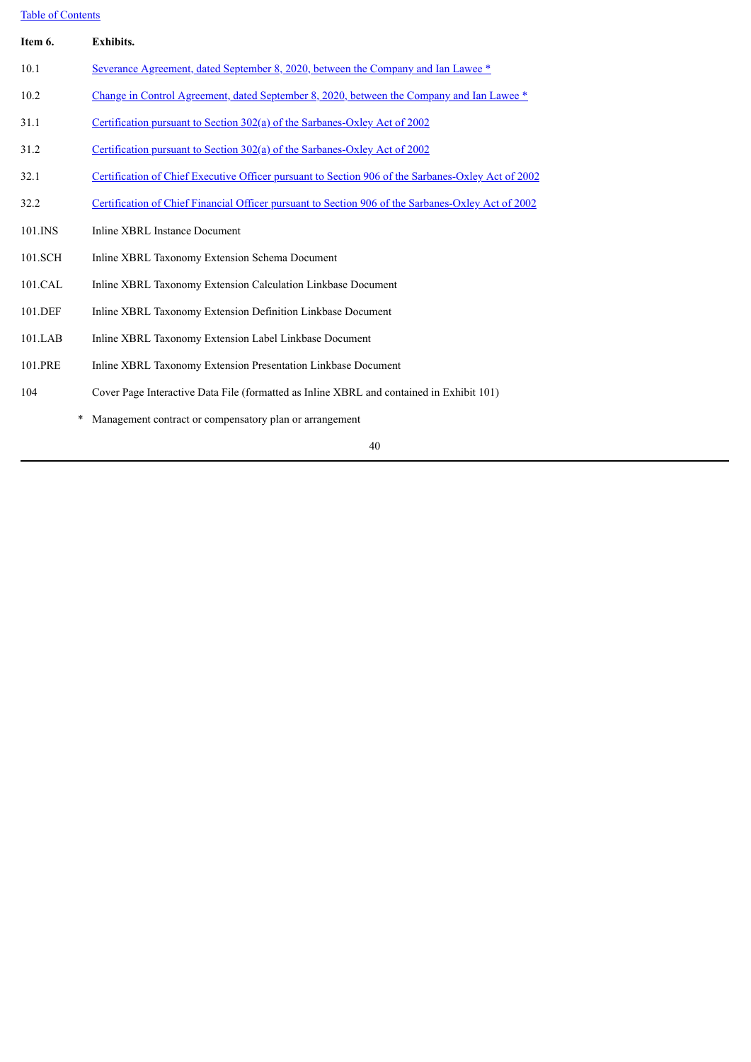Table of Contents

**Item 6. Exhibits.**

| | |
|---|---|
| 10.1 | Severance Agreement, dated September 8, 2020, between the Company and Ian Lawee * |
| 10.2 | Change in Control Agreement, dated September 8, 2020, between the Company and Ian Lawee * |
| 31.1 | Certification pursuant to Section 302(a) of the Sarbanes-Oxley Act of 2002 |
| 31.2 | Certification pursuant to Section 302(a) of the Sarbanes-Oxley Act of 2002 |
| 32.1 | Certification of Chief Executive Officer pursuant to Section 906 of the Sarbanes-Oxley Act of 2002 |
| 32.2 | Certification of Chief Financial Officer pursuant to Section 906 of the Sarbanes-Oxley Act of 2002 |
| 101.INS | Inline XBRL Instance Document |
| 101.SCH | Inline XBRL Taxonomy Extension Schema Document |
| 101.CAL | Inline XBRL Taxonomy Extension Calculation Linkbase Document |
| 101.DEF | Inline XBRL Taxonomy Extension Definition Linkbase Document |
| 101.LAB | Inline XBRL Taxonomy Extension Label Linkbase Document |
| 101.PRE | Inline XBRL Taxonomy Extension Presentation Linkbase Document |
| 104 | Cover Page Interactive Data File (formatted as Inline XBRL and contained in Exhibit 101) |

\* Management contract or compensatory plan or arrangement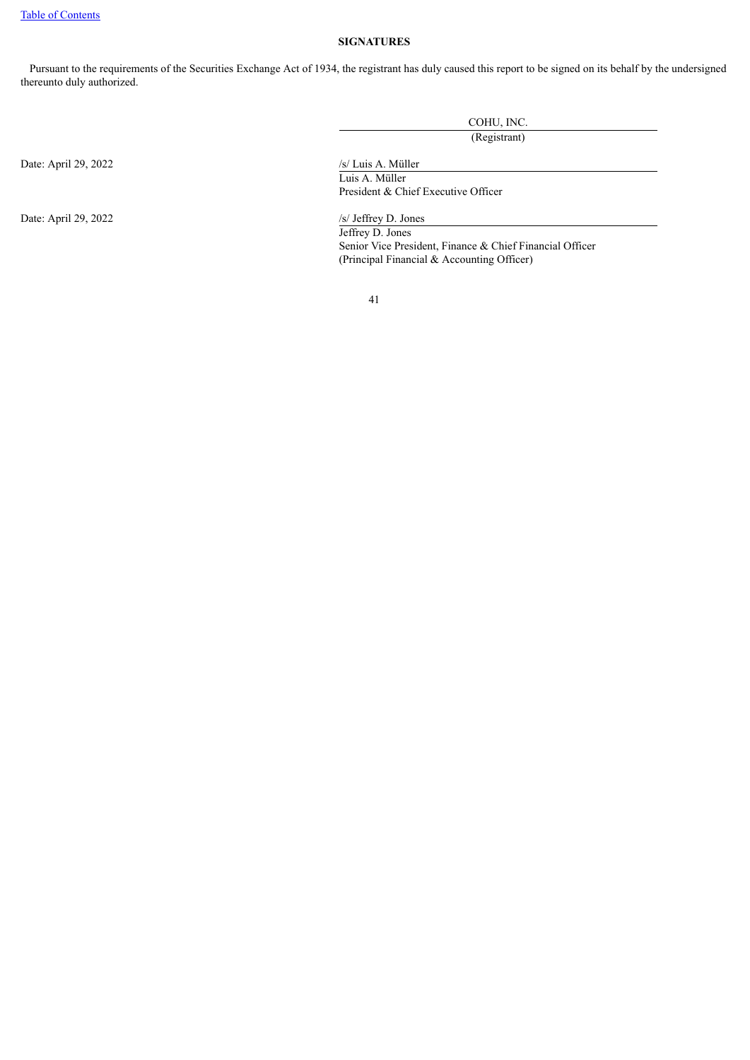[Table of Contents](#)

**SIGNATURES**

Pursuant to the requirements of the Securities Exchange Act of 1934, the registrant has duly caused this report to be signed on its behalf by the undersigned thereunto duly authorized.

COHU, INC.
(Registrant)

Date: April 29, 2022

/s/ Luis A. Müller
Luis A. Müller
President & Chief Executive Officer

Date: April 29, 2022

/s/ Jeffrey D. Jones
Jeffrey D. Jones
Senior Vice President, Finance & Chief Financial Officer
(Principal Financial & Accounting Officer)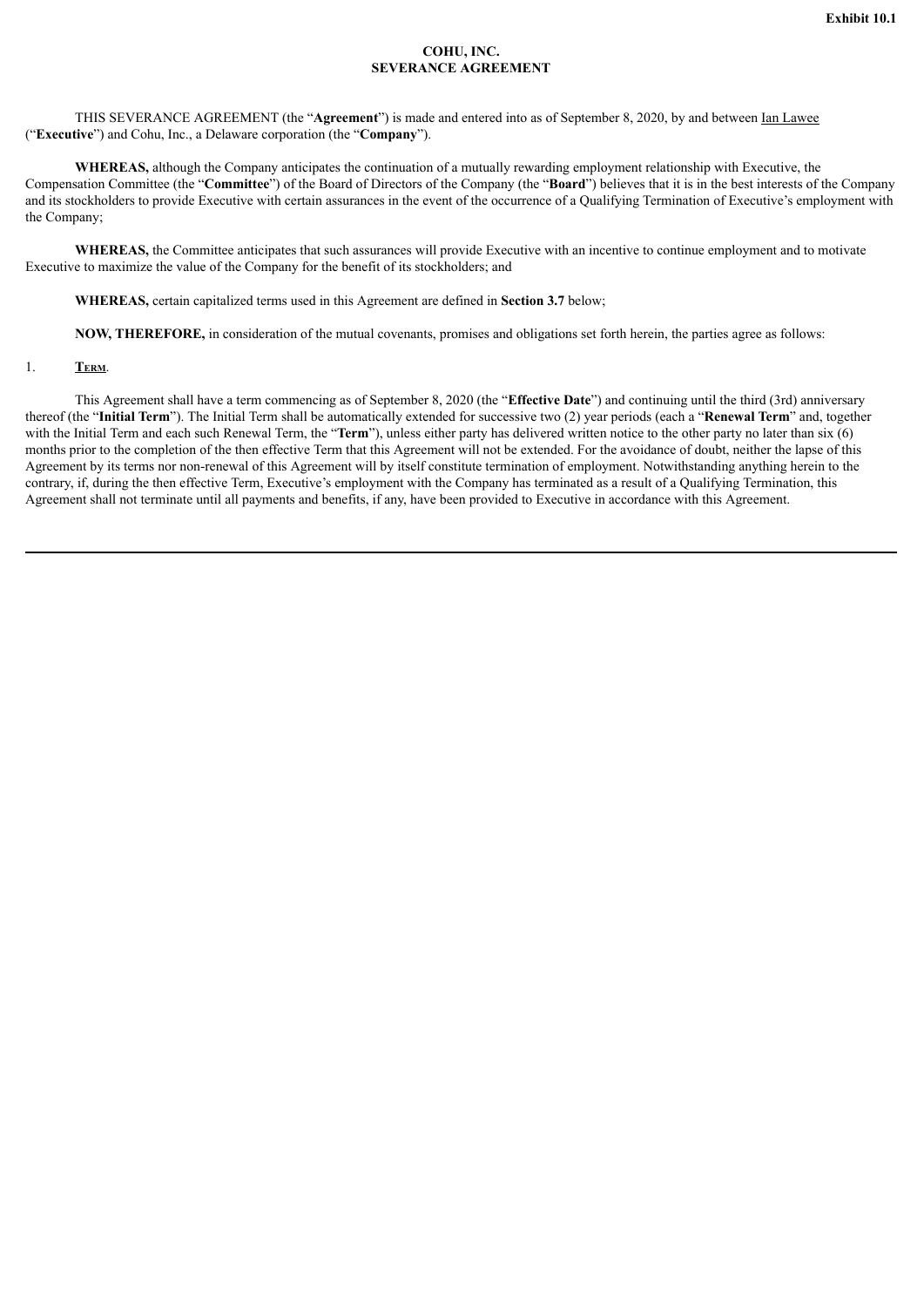**Exhibit 10.1**

**COHU, INC.**
**SEVERANCE AGREEMENT**

THIS SEVERANCE AGREEMENT (the "**Agreement**") is made and entered into as of September 8, 2020, by and between Ian Lawee ("**Executive**") and Cohu, Inc., a Delaware corporation (the "**Company**").

**WHEREAS,** although the Company anticipates the continuation of a mutually rewarding employment relationship with Executive, the Compensation Committee (the "**Committee**") of the Board of Directors of the Company (the "**Board**") believes that it is in the best interests of the Company and its stockholders to provide Executive with certain assurances in the event of the occurrence of a Qualifying Termination of Executive's employment with the Company;

**WHEREAS,** the Committee anticipates that such assurances will provide Executive with an incentive to continue employment and to motivate Executive to maximize the value of the Company for the benefit of its stockholders; and

**WHEREAS,** certain capitalized terms used in this Agreement are defined in **Section 3.7** below;

**NOW, THEREFORE,** in consideration of the mutual covenants, promises and obligations set forth herein, the parties agree as follows:

1. **Term**.

This Agreement shall have a term commencing as of September 8, 2020 (the "**Effective Date**") and continuing until the third (3rd) anniversary thereof (the "**Initial Term**"). The Initial Term shall be automatically extended for successive two (2) year periods (each a "**Renewal Term**" and, together with the Initial Term and each such Renewal Term, the "**Term**"), unless either party has delivered written notice to the other party no later than six (6) months prior to the completion of the then effective Term that this Agreement will not be extended. For the avoidance of doubt, neither the lapse of this Agreement by its terms nor non-renewal of this Agreement will by itself constitute termination of employment. Notwithstanding anything herein to the contrary, if, during the then effective Term, Executive's employment with the Company has terminated as a result of a Qualifying Termination, this Agreement shall not terminate until all payments and benefits, if any, have been provided to Executive in accordance with this Agreement.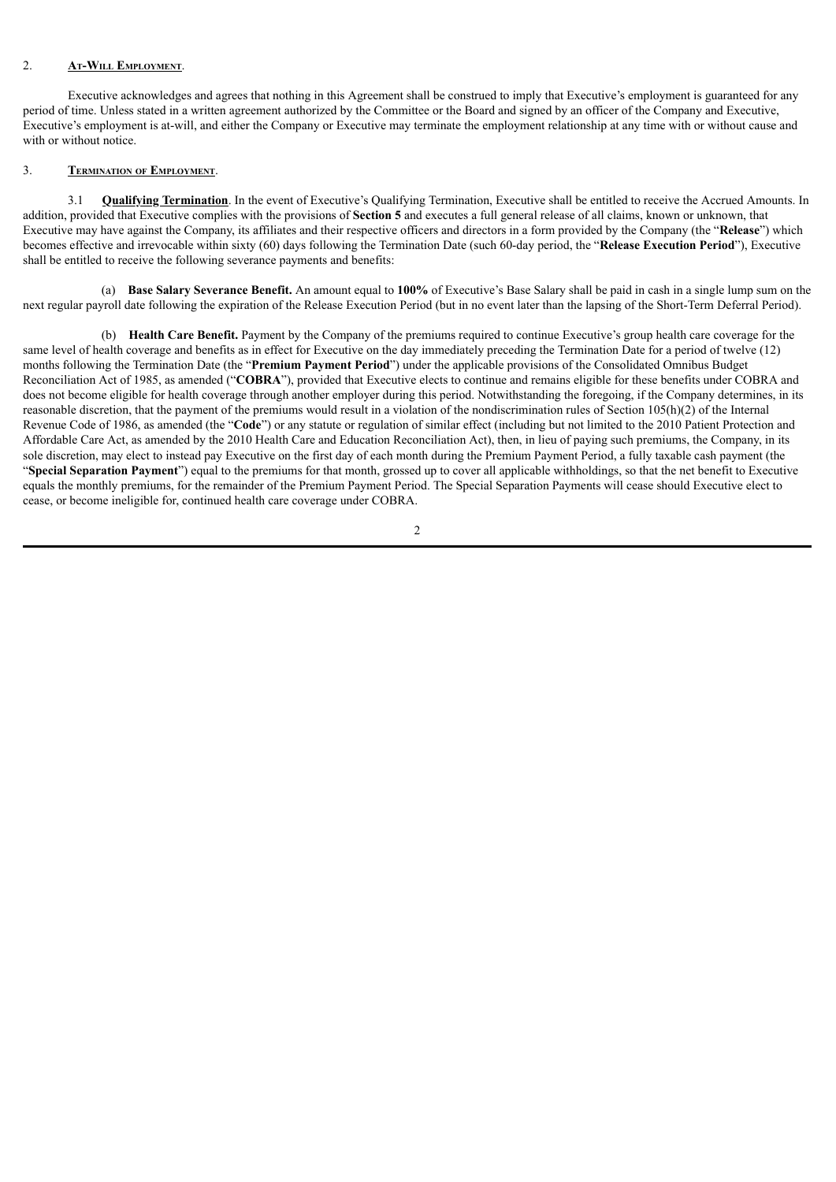2. **At-Will Employment**.

Executive acknowledges and agrees that nothing in this Agreement shall be construed to imply that Executive's employment is guaranteed for any period of time. Unless stated in a written agreement authorized by the Committee or the Board and signed by an officer of the Company and Executive, Executive's employment is at-will, and either the Company or Executive may terminate the employment relationship at any time with or without cause and with or without notice.

3. **Termination of Employment**.

3.1 **Qualifying Termination**. In the event of Executive's Qualifying Termination, Executive shall be entitled to receive the Accrued Amounts. In addition, provided that Executive complies with the provisions of **Section 5** and executes a full general release of all claims, known or unknown, that Executive may have against the Company, its affiliates and their respective officers and directors in a form provided by the Company (the "**Release**") which becomes effective and irrevocable within sixty (60) days following the Termination Date (such 60-day period, the "**Release Execution Period**"), Executive shall be entitled to receive the following severance payments and benefits:

(a) **Base Salary Severance Benefit.** An amount equal to **100%** of Executive's Base Salary shall be paid in cash in a single lump sum on the next regular payroll date following the expiration of the Release Execution Period (but in no event later than the lapsing of the Short-Term Deferral Period).

(b) **Health Care Benefit.** Payment by the Company of the premiums required to continue Executive's group health care coverage for the same level of health coverage and benefits as in effect for Executive on the day immediately preceding the Termination Date for a period of twelve (12) months following the Termination Date (the "**Premium Payment Period**") under the applicable provisions of the Consolidated Omnibus Budget Reconciliation Act of 1985, as amended ("**COBRA**"), provided that Executive elects to continue and remains eligible for these benefits under COBRA and does not become eligible for health coverage through another employer during this period. Notwithstanding the foregoing, if the Company determines, in its reasonable discretion, that the payment of the premiums would result in a violation of the nondiscrimination rules of Section 105(h)(2) of the Internal Revenue Code of 1986, as amended (the "**Code**") or any statute or regulation of similar effect (including but not limited to the 2010 Patient Protection and Affordable Care Act, as amended by the 2010 Health Care and Education Reconciliation Act), then, in lieu of paying such premiums, the Company, in its sole discretion, may elect to instead pay Executive on the first day of each month during the Premium Payment Period, a fully taxable cash payment (the "**Special Separation Payment**") equal to the premiums for that month, grossed up to cover all applicable withholdings, so that the net benefit to Executive equals the monthly premiums, for the remainder of the Premium Payment Period. The Special Separation Payments will cease should Executive elect to cease, or become ineligible for, continued health care coverage under COBRA.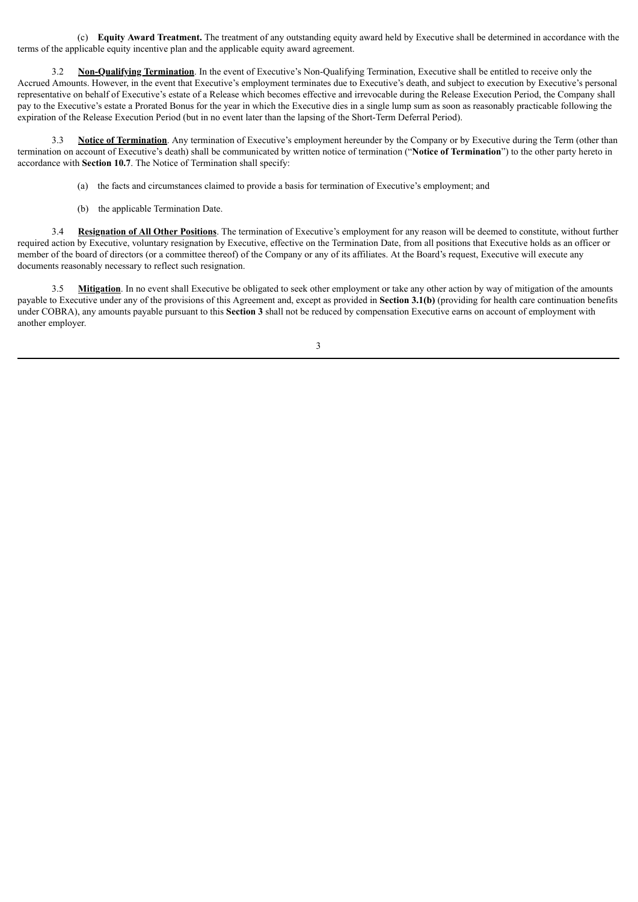(c) **Equity Award Treatment.** The treatment of any outstanding equity award held by Executive shall be determined in accordance with the terms of the applicable equity incentive plan and the applicable equity award agreement.

3.2 **Non-Qualifying Termination**. In the event of Executive's Non-Qualifying Termination, Executive shall be entitled to receive only the Accrued Amounts. However, in the event that Executive's employment terminates due to Executive's death, and subject to execution by Executive's personal representative on behalf of Executive's estate of a Release which becomes effective and irrevocable during the Release Execution Period, the Company shall pay to the Executive's estate a Prorated Bonus for the year in which the Executive dies in a single lump sum as soon as reasonably practicable following the expiration of the Release Execution Period (but in no event later than the lapsing of the Short-Term Deferral Period).

3.3 **Notice of Termination**. Any termination of Executive's employment hereunder by the Company or by Executive during the Term (other than termination on account of Executive's death) shall be communicated by written notice of termination ("**Notice of Termination**") to the other party hereto in accordance with **Section 10.7**. The Notice of Termination shall specify:

(a) the facts and circumstances claimed to provide a basis for termination of Executive's employment; and

(b) the applicable Termination Date.

3.4 **Resignation of All Other Positions**. The termination of Executive's employment for any reason will be deemed to constitute, without further required action by Executive, voluntary resignation by Executive, effective on the Termination Date, from all positions that Executive holds as an officer or member of the board of directors (or a committee thereof) of the Company or any of its affiliates. At the Board's request, Executive will execute any documents reasonably necessary to reflect such resignation.

3.5 **Mitigation**. In no event shall Executive be obligated to seek other employment or take any other action by way of mitigation of the amounts payable to Executive under any of the provisions of this Agreement and, except as provided in **Section 3.1(b)** (providing for health care continuation benefits under COBRA), any amounts payable pursuant to this **Section 3** shall not be reduced by compensation Executive earns on account of employment with another employer.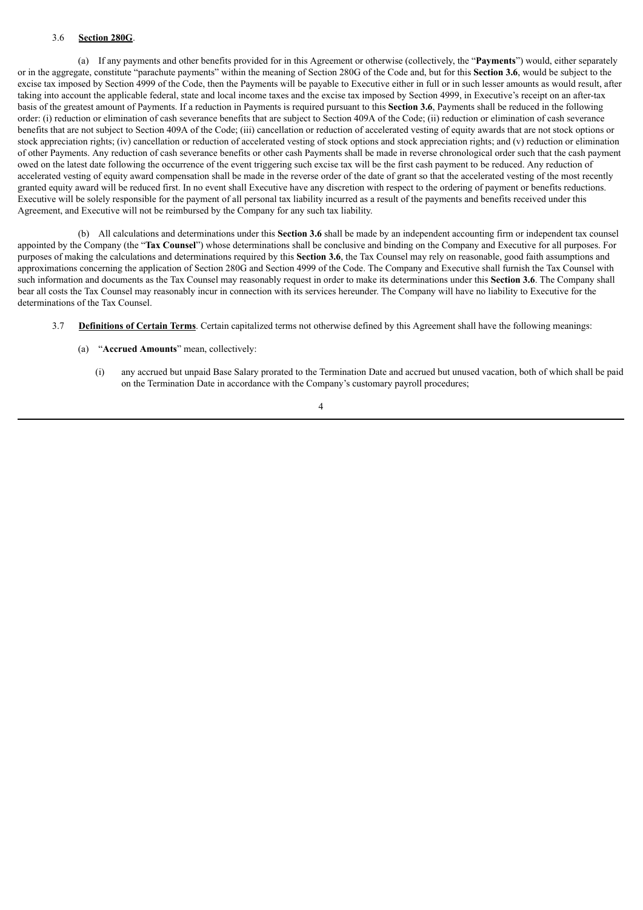3.6 **Section 280G**.

(a) If any payments and other benefits provided for in this Agreement or otherwise (collectively, the "**Payments**") would, either separately or in the aggregate, constitute "parachute payments" within the meaning of Section 280G of the Code and, but for this **Section 3.6**, would be subject to the excise tax imposed by Section 4999 of the Code, then the Payments will be payable to Executive either in full or in such lesser amounts as would result, after taking into account the applicable federal, state and local income taxes and the excise tax imposed by Section 4999, in Executive's receipt on an after-tax basis of the greatest amount of Payments. If a reduction in Payments is required pursuant to this **Section 3.6**, Payments shall be reduced in the following order: (i) reduction or elimination of cash severance benefits that are subject to Section 409A of the Code; (ii) reduction or elimination of cash severance benefits that are not subject to Section 409A of the Code; (iii) cancellation or reduction of accelerated vesting of equity awards that are not stock options or stock appreciation rights; (iv) cancellation or reduction of accelerated vesting of stock options and stock appreciation rights; and (v) reduction or elimination of other Payments. Any reduction of cash severance benefits or other cash Payments shall be made in reverse chronological order such that the cash payment owed on the latest date following the occurrence of the event triggering such excise tax will be the first cash payment to be reduced. Any reduction of accelerated vesting of equity award compensation shall be made in the reverse order of the date of grant so that the accelerated vesting of the most recently granted equity award will be reduced first. In no event shall Executive have any discretion with respect to the ordering of payment or benefits reductions. Executive will be solely responsible for the payment of all personal tax liability incurred as a result of the payments and benefits received under this Agreement, and Executive will not be reimbursed by the Company for any such tax liability.

(b) All calculations and determinations under this **Section 3.6** shall be made by an independent accounting firm or independent tax counsel appointed by the Company (the "**Tax Counsel**") whose determinations shall be conclusive and binding on the Company and Executive for all purposes. For purposes of making the calculations and determinations required by this **Section 3.6**, the Tax Counsel may rely on reasonable, good faith assumptions and approximations concerning the application of Section 280G and Section 4999 of the Code. The Company and Executive shall furnish the Tax Counsel with such information and documents as the Tax Counsel may reasonably request in order to make its determinations under this **Section 3.6**. The Company shall bear all costs the Tax Counsel may reasonably incur in connection with its services hereunder. The Company will have no liability to Executive for the determinations of the Tax Counsel.

3.7 **Definitions of Certain Terms**. Certain capitalized terms not otherwise defined by this Agreement shall have the following meanings:

(a) "**Accrued Amounts**" mean, collectively:

(i) any accrued but unpaid Base Salary prorated to the Termination Date and accrued but unused vacation, both of which shall be paid on the Termination Date in accordance with the Company's customary payroll procedures;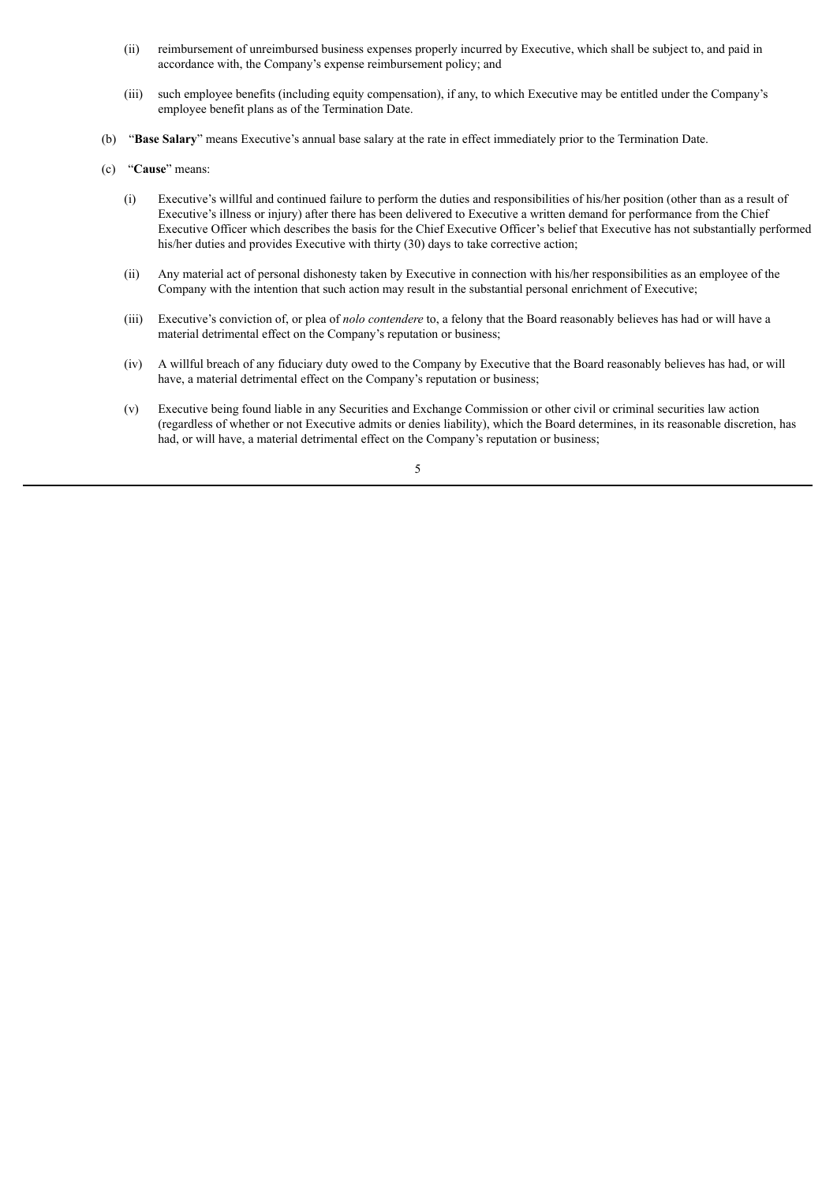- (ii) reimbursement of unreimbursed business expenses properly incurred by Executive, which shall be subject to, and paid in accordance with, the Company's expense reimbursement policy; and

- (iii) such employee benefits (including equity compensation), if any, to which Executive may be entitled under the Company's employee benefit plans as of the Termination Date.

(b) "**Base Salary**" means Executive's annual base salary at the rate in effect immediately prior to the Termination Date.

(c) "**Cause**" means:

- (i) Executive's willful and continued failure to perform the duties and responsibilities of his/her position (other than as a result of Executive's illness or injury) after there has been delivered to Executive a written demand for performance from the Chief Executive Officer which describes the basis for the Chief Executive Officer's belief that Executive has not substantially performed his/her duties and provides Executive with thirty (30) days to take corrective action;

- (ii) Any material act of personal dishonesty taken by Executive in connection with his/her responsibilities as an employee of the Company with the intention that such action may result in the substantial personal enrichment of Executive;

- (iii) Executive's conviction of, or plea of *nolo contendere* to, a felony that the Board reasonably believes has had or will have a material detrimental effect on the Company's reputation or business;

- (iv) A willful breach of any fiduciary duty owed to the Company by Executive that the Board reasonably believes has had, or will have, a material detrimental effect on the Company's reputation or business;

- (v) Executive being found liable in any Securities and Exchange Commission or other civil or criminal securities law action (regardless of whether or not Executive admits or denies liability), which the Board determines, in its reasonable discretion, has had, or will have, a material detrimental effect on the Company's reputation or business;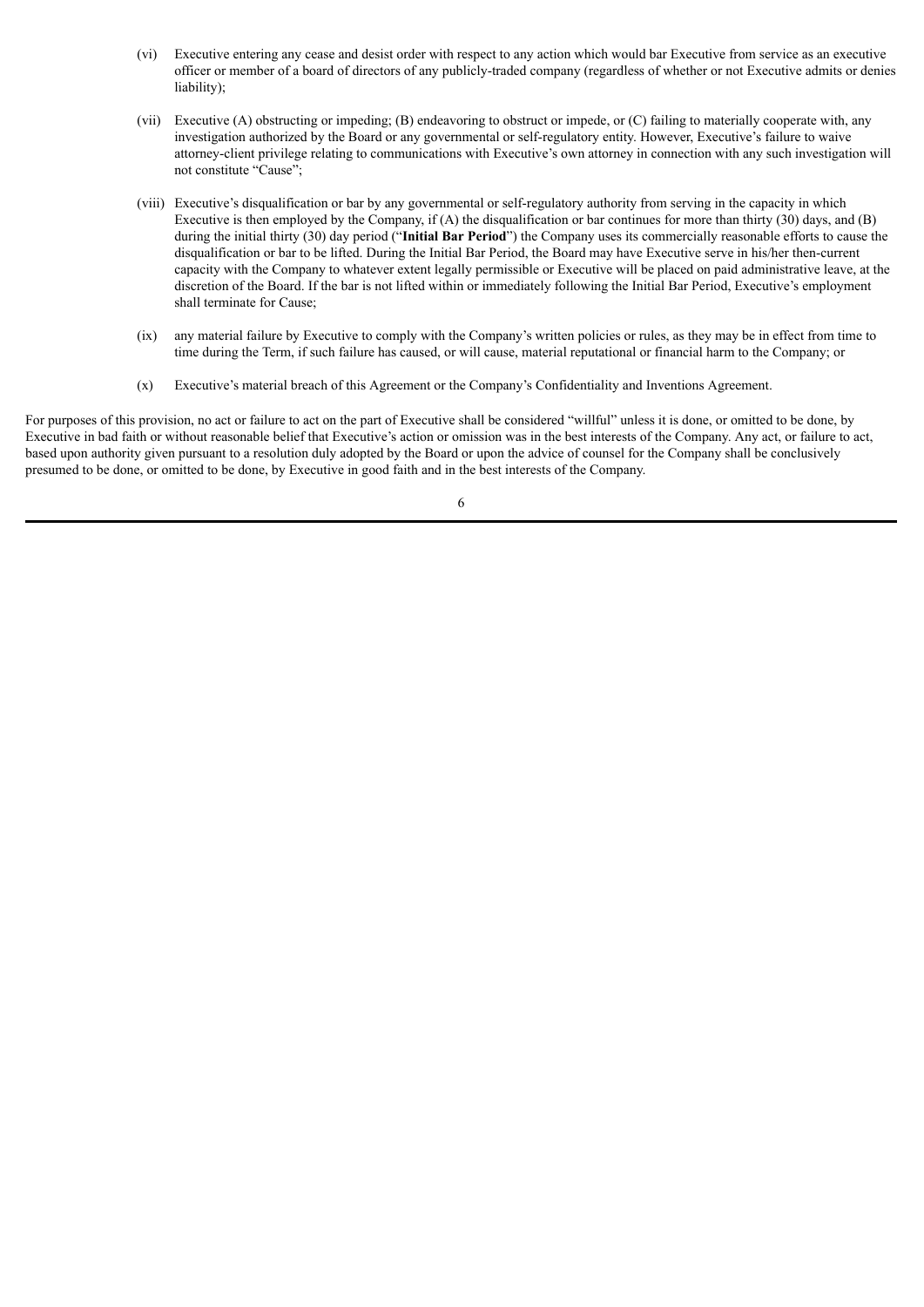(vi) Executive entering any cease and desist order with respect to any action which would bar Executive from service as an executive officer or member of a board of directors of any publicly-traded company (regardless of whether or not Executive admits or denies liability);

(vii) Executive (A) obstructing or impeding; (B) endeavoring to obstruct or impede, or (C) failing to materially cooperate with, any investigation authorized by the Board or any governmental or self-regulatory entity. However, Executive's failure to waive attorney-client privilege relating to communications with Executive's own attorney in connection with any such investigation will not constitute "Cause";

(viii) Executive's disqualification or bar by any governmental or self-regulatory authority from serving in the capacity in which Executive is then employed by the Company, if (A) the disqualification or bar continues for more than thirty (30) days, and (B) during the initial thirty (30) day period ("**Initial Bar Period**") the Company uses its commercially reasonable efforts to cause the disqualification or bar to be lifted. During the Initial Bar Period, the Board may have Executive serve in his/her then-current capacity with the Company to whatever extent legally permissible or Executive will be placed on paid administrative leave, at the discretion of the Board. If the bar is not lifted within or immediately following the Initial Bar Period, Executive's employment shall terminate for Cause;

(ix) any material failure by Executive to comply with the Company's written policies or rules, as they may be in effect from time to time during the Term, if such failure has caused, or will cause, material reputational or financial harm to the Company; or

(x) Executive's material breach of this Agreement or the Company's Confidentiality and Inventions Agreement.

For purposes of this provision, no act or failure to act on the part of Executive shall be considered "willful" unless it is done, or omitted to be done, by Executive in bad faith or without reasonable belief that Executive's action or omission was in the best interests of the Company. Any act, or failure to act, based upon authority given pursuant to a resolution duly adopted by the Board or upon the advice of counsel for the Company shall be conclusively presumed to be done, or omitted to be done, by Executive in good faith and in the best interests of the Company.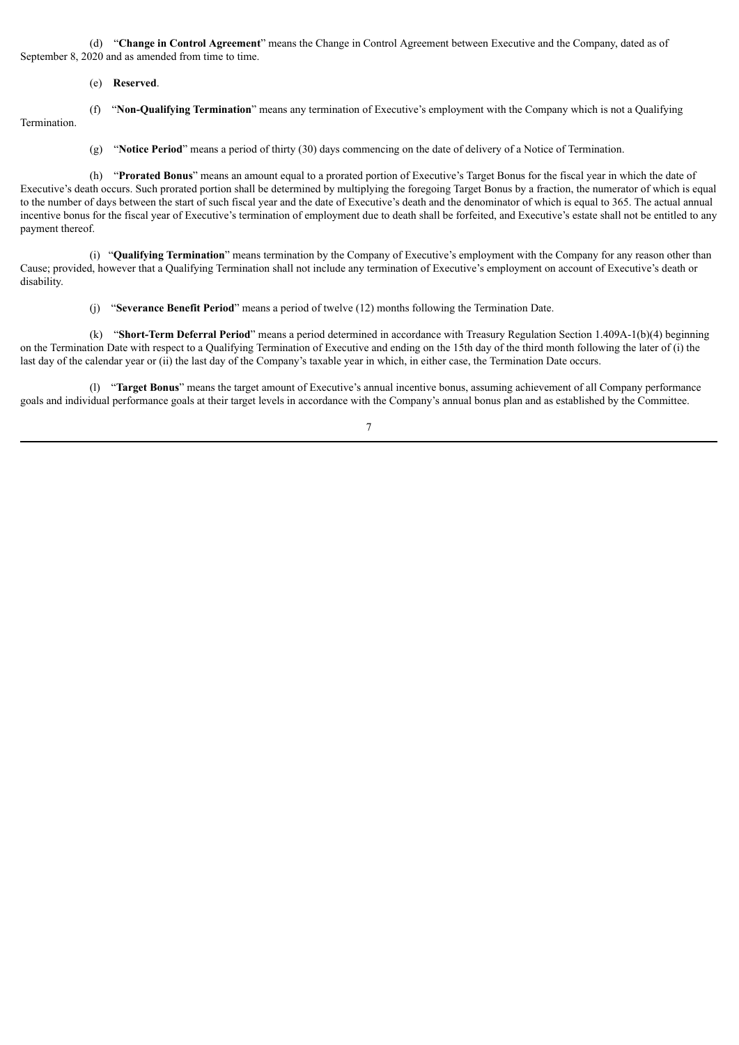(d) "**Change in Control Agreement**" means the Change in Control Agreement between Executive and the Company, dated as of September 8, 2020 and as amended from time to time.

(e) **Reserved**.

(f) "**Non-Qualifying Termination**" means any termination of Executive's employment with the Company which is not a Qualifying Termination.

(g) "**Notice Period**" means a period of thirty (30) days commencing on the date of delivery of a Notice of Termination.

(h) "**Prorated Bonus**" means an amount equal to a prorated portion of Executive's Target Bonus for the fiscal year in which the date of Executive's death occurs. Such prorated portion shall be determined by multiplying the foregoing Target Bonus by a fraction, the numerator of which is equal to the number of days between the start of such fiscal year and the date of Executive's death and the denominator of which is equal to 365. The actual annual incentive bonus for the fiscal year of Executive's termination of employment due to death shall be forfeited, and Executive's estate shall not be entitled to any payment thereof.

(i) "**Qualifying Termination**" means termination by the Company of Executive's employment with the Company for any reason other than Cause; provided, however that a Qualifying Termination shall not include any termination of Executive's employment on account of Executive's death or disability.

(j) "**Severance Benefit Period**" means a period of twelve (12) months following the Termination Date.

(k) "**Short-Term Deferral Period**" means a period determined in accordance with Treasury Regulation Section 1.409A-1(b)(4) beginning on the Termination Date with respect to a Qualifying Termination of Executive and ending on the 15th day of the third month following the later of (i) the last day of the calendar year or (ii) the last day of the Company's taxable year in which, in either case, the Termination Date occurs.

(l) "**Target Bonus**" means the target amount of Executive's annual incentive bonus, assuming achievement of all Company performance goals and individual performance goals at their target levels in accordance with the Company's annual bonus plan and as established by the Committee.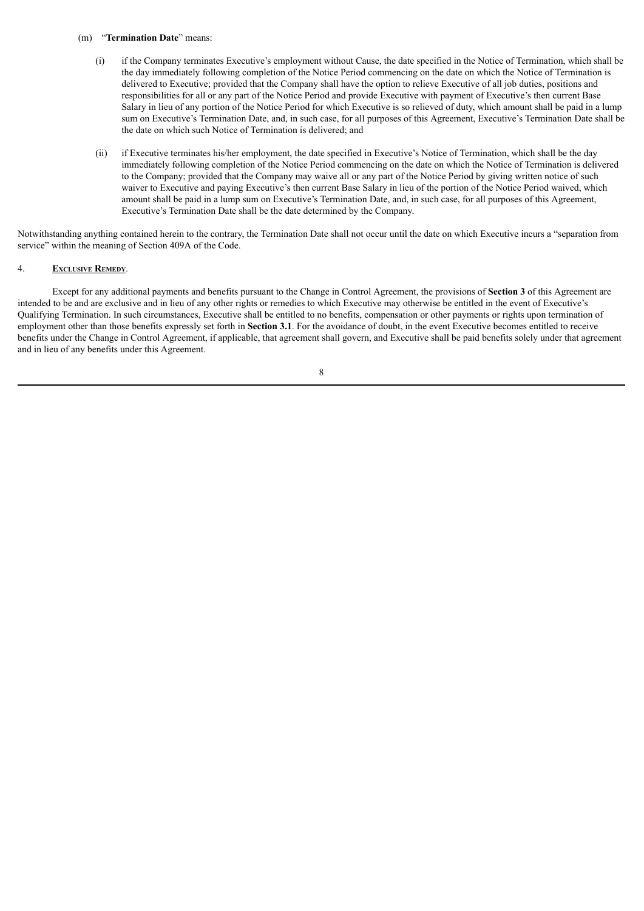(m) "**Termination Date**" means:

(i) if the Company terminates Executive's employment without Cause, the date specified in the Notice of Termination, which shall be the day immediately following completion of the Notice Period commencing on the date on which the Notice of Termination is delivered to Executive; provided that the Company shall have the option to relieve Executive of all job duties, positions and responsibilities for all or any part of the Notice Period and provide Executive with payment of Executive's then current Base Salary in lieu of any portion of the Notice Period for which Executive is so relieved of duty, which amount shall be paid in a lump sum on Executive's Termination Date, and, in such case, for all purposes of this Agreement, Executive's Termination Date shall be the date on which such Notice of Termination is delivered; and

(ii) if Executive terminates his/her employment, the date specified in Executive's Notice of Termination, which shall be the day immediately following completion of the Notice Period commencing on the date on which the Notice of Termination is delivered to the Company; provided that the Company may waive all or any part of the Notice Period by giving written notice of such waiver to Executive and paying Executive's then current Base Salary in lieu of the portion of the Notice Period waived, which amount shall be paid in a lump sum on Executive's Termination Date, and, in such case, for all purposes of this Agreement, Executive's Termination Date shall be the date determined by the Company.

Notwithstanding anything contained herein to the contrary, the Termination Date shall not occur until the date on which Executive incurs a "separation from service" within the meaning of Section 409A of the Code.

4. **Exclusive Remedy**.

Except for any additional payments and benefits pursuant to the Change in Control Agreement, the provisions of **Section 3** of this Agreement are intended to be and are exclusive and in lieu of any other rights or remedies to which Executive may otherwise be entitled in the event of Executive's Qualifying Termination. In such circumstances, Executive shall be entitled to no benefits, compensation or other payments or rights upon termination of employment other than those benefits expressly set forth in **Section 3.1**. For the avoidance of doubt, in the event Executive becomes entitled to receive benefits under the Change in Control Agreement, if applicable, that agreement shall govern, and Executive shall be paid benefits solely under that agreement and in lieu of any benefits under this Agreement.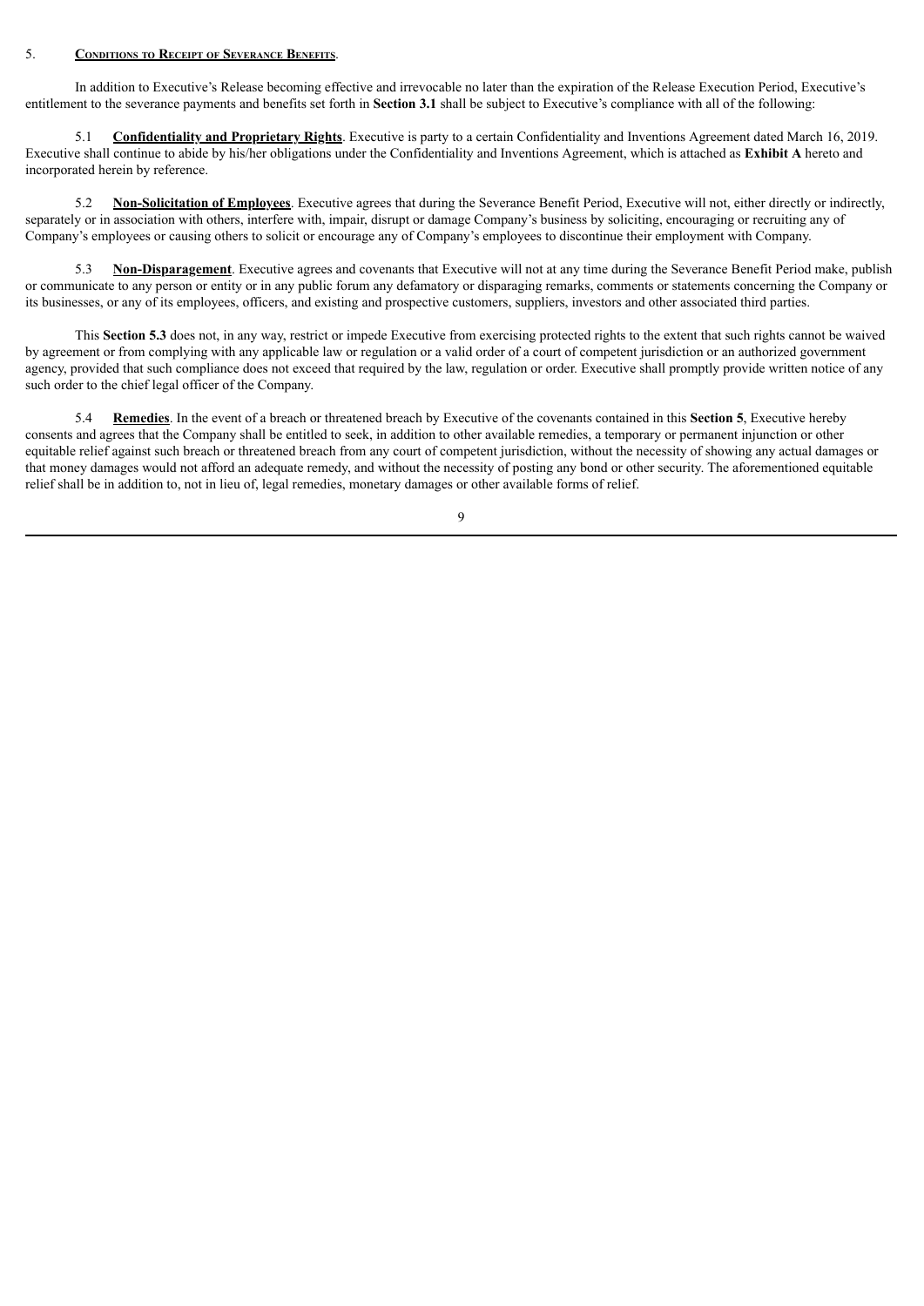5. **Conditions to Receipt of Severance Benefits**.

In addition to Executive's Release becoming effective and irrevocable no later than the expiration of the Release Execution Period, Executive's entitlement to the severance payments and benefits set forth in **Section 3.1** shall be subject to Executive's compliance with all of the following:

5.1 **Confidentiality and Proprietary Rights**. Executive is party to a certain Confidentiality and Inventions Agreement dated March 16, 2019. Executive shall continue to abide by his/her obligations under the Confidentiality and Inventions Agreement, which is attached as **Exhibit A** hereto and incorporated herein by reference.

5.2 **Non-Solicitation of Employees**. Executive agrees that during the Severance Benefit Period, Executive will not, either directly or indirectly, separately or in association with others, interfere with, impair, disrupt or damage Company's business by soliciting, encouraging or recruiting any of Company's employees or causing others to solicit or encourage any of Company's employees to discontinue their employment with Company.

5.3 **Non-Disparagement**. Executive agrees and covenants that Executive will not at any time during the Severance Benefit Period make, publish or communicate to any person or entity or in any public forum any defamatory or disparaging remarks, comments or statements concerning the Company or its businesses, or any of its employees, officers, and existing and prospective customers, suppliers, investors and other associated third parties.

This **Section 5.3** does not, in any way, restrict or impede Executive from exercising protected rights to the extent that such rights cannot be waived by agreement or from complying with any applicable law or regulation or a valid order of a court of competent jurisdiction or an authorized government agency, provided that such compliance does not exceed that required by the law, regulation or order. Executive shall promptly provide written notice of any such order to the chief legal officer of the Company.

5.4 **Remedies**. In the event of a breach or threatened breach by Executive of the covenants contained in this **Section 5**, Executive hereby consents and agrees that the Company shall be entitled to seek, in addition to other available remedies, a temporary or permanent injunction or other equitable relief against such breach or threatened breach from any court of competent jurisdiction, without the necessity of showing any actual damages or that money damages would not afford an adequate remedy, and without the necessity of posting any bond or other security. The aforementioned equitable relief shall be in addition to, not in lieu of, legal remedies, monetary damages or other available forms of relief.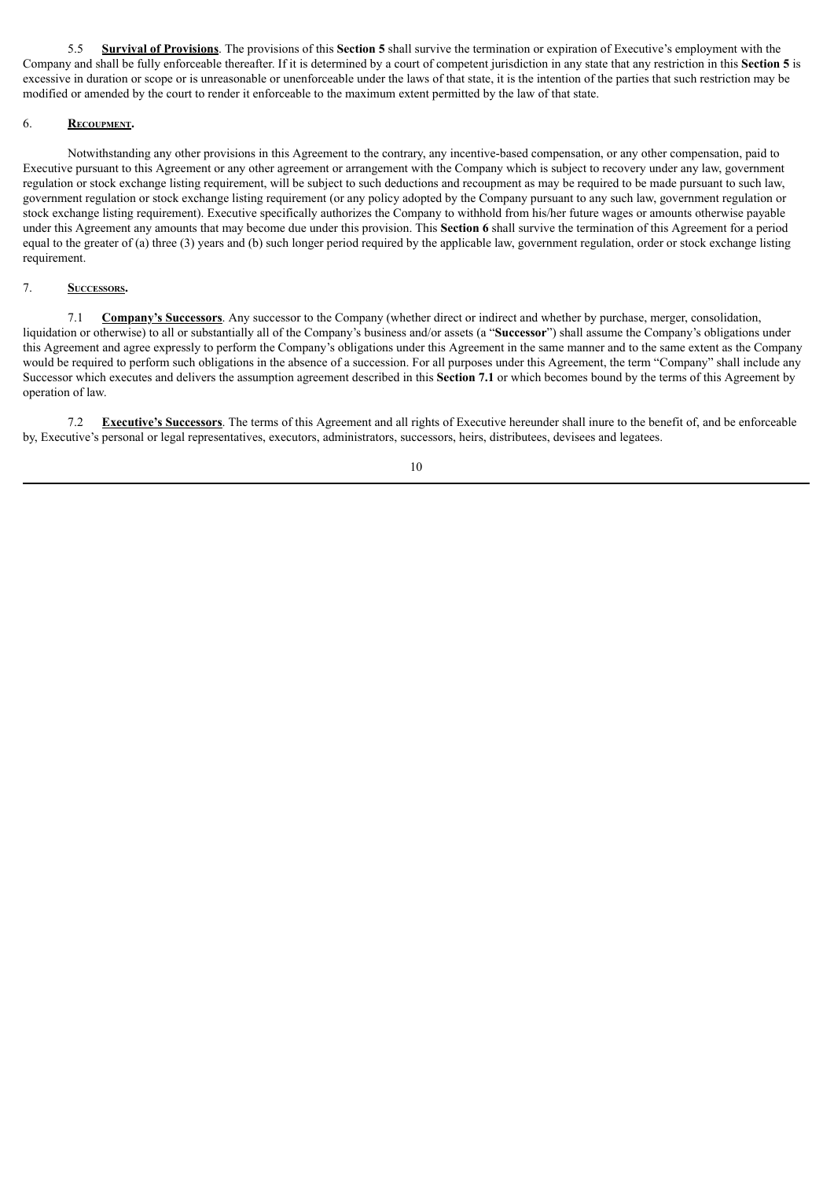5.5 **Survival of Provisions**. The provisions of this **Section 5** shall survive the termination or expiration of Executive's employment with the Company and shall be fully enforceable thereafter. If it is determined by a court of competent jurisdiction in any state that any restriction in this **Section 5** is excessive in duration or scope or is unreasonable or unenforceable under the laws of that state, it is the intention of the parties that such restriction may be modified or amended by the court to render it enforceable to the maximum extent permitted by the law of that state.

6. **Recoupment.**

Notwithstanding any other provisions in this Agreement to the contrary, any incentive-based compensation, or any other compensation, paid to Executive pursuant to this Agreement or any other agreement or arrangement with the Company which is subject to recovery under any law, government regulation or stock exchange listing requirement, will be subject to such deductions and recoupment as may be required to be made pursuant to such law, government regulation or stock exchange listing requirement (or any policy adopted by the Company pursuant to any such law, government regulation or stock exchange listing requirement). Executive specifically authorizes the Company to withhold from his/her future wages or amounts otherwise payable under this Agreement any amounts that may become due under this provision. This **Section 6** shall survive the termination of this Agreement for a period equal to the greater of (a) three (3) years and (b) such longer period required by the applicable law, government regulation, order or stock exchange listing requirement.

7. **Successors.**

7.1 **Company's Successors**. Any successor to the Company (whether direct or indirect and whether by purchase, merger, consolidation, liquidation or otherwise) to all or substantially all of the Company's business and/or assets (a "**Successor**") shall assume the Company's obligations under this Agreement and agree expressly to perform the Company's obligations under this Agreement in the same manner and to the same extent as the Company would be required to perform such obligations in the absence of a succession. For all purposes under this Agreement, the term "Company" shall include any Successor which executes and delivers the assumption agreement described in this **Section 7.1** or which becomes bound by the terms of this Agreement by operation of law.

7.2 **Executive's Successors**. The terms of this Agreement and all rights of Executive hereunder shall inure to the benefit of, and be enforceable by, Executive's personal or legal representatives, executors, administrators, successors, heirs, distributees, devisees and legatees.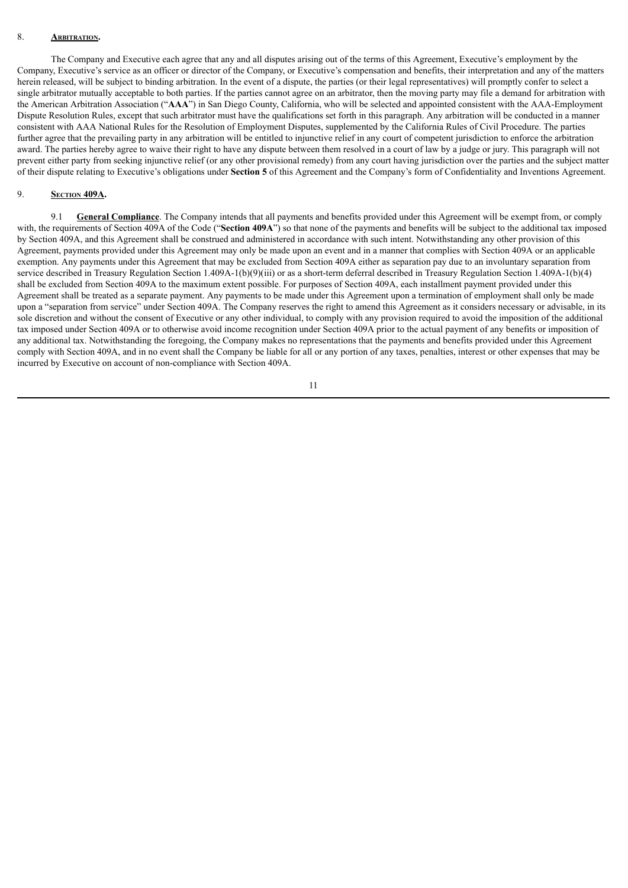8. **Arbitration.**

The Company and Executive each agree that any and all disputes arising out of the terms of this Agreement, Executive's employment by the Company, Executive's service as an officer or director of the Company, or Executive's compensation and benefits, their interpretation and any of the matters herein released, will be subject to binding arbitration. In the event of a dispute, the parties (or their legal representatives) will promptly confer to select a single arbitrator mutually acceptable to both parties. If the parties cannot agree on an arbitrator, then the moving party may file a demand for arbitration with the American Arbitration Association ("**AAA**") in San Diego County, California, who will be selected and appointed consistent with the AAA-Employment Dispute Resolution Rules, except that such arbitrator must have the qualifications set forth in this paragraph. Any arbitration will be conducted in a manner consistent with AAA National Rules for the Resolution of Employment Disputes, supplemented by the California Rules of Civil Procedure. The parties further agree that the prevailing party in any arbitration will be entitled to injunctive relief in any court of competent jurisdiction to enforce the arbitration award. The parties hereby agree to waive their right to have any dispute between them resolved in a court of law by a judge or jury. This paragraph will not prevent either party from seeking injunctive relief (or any other provisional remedy) from any court having jurisdiction over the parties and the subject matter of their dispute relating to Executive's obligations under **Section 5** of this Agreement and the Company's form of Confidentiality and Inventions Agreement.

9. **Section 409A.**

9.1 **General Compliance**. The Company intends that all payments and benefits provided under this Agreement will be exempt from, or comply with, the requirements of Section 409A of the Code ("**Section 409A**") so that none of the payments and benefits will be subject to the additional tax imposed by Section 409A, and this Agreement shall be construed and administered in accordance with such intent. Notwithstanding any other provision of this Agreement, payments provided under this Agreement may only be made upon an event and in a manner that complies with Section 409A or an applicable exemption. Any payments under this Agreement that may be excluded from Section 409A either as separation pay due to an involuntary separation from service described in Treasury Regulation Section 1.409A-1(b)(9)(iii) or as a short-term deferral described in Treasury Regulation Section 1.409A-1(b)(4) shall be excluded from Section 409A to the maximum extent possible. For purposes of Section 409A, each installment payment provided under this Agreement shall be treated as a separate payment. Any payments to be made under this Agreement upon a termination of employment shall only be made upon a "separation from service" under Section 409A. The Company reserves the right to amend this Agreement as it considers necessary or advisable, in its sole discretion and without the consent of Executive or any other individual, to comply with any provision required to avoid the imposition of the additional tax imposed under Section 409A or to otherwise avoid income recognition under Section 409A prior to the actual payment of any benefits or imposition of any additional tax. Notwithstanding the foregoing, the Company makes no representations that the payments and benefits provided under this Agreement comply with Section 409A, and in no event shall the Company be liable for all or any portion of any taxes, penalties, interest or other expenses that may be incurred by Executive on account of non-compliance with Section 409A.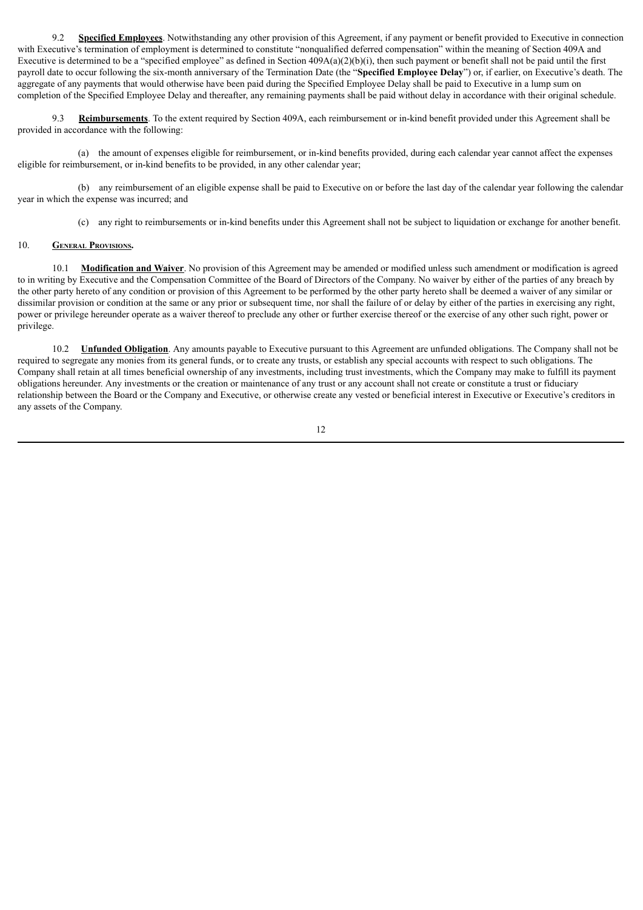9.2 **Specified Employees**. Notwithstanding any other provision of this Agreement, if any payment or benefit provided to Executive in connection with Executive's termination of employment is determined to constitute "nonqualified deferred compensation" within the meaning of Section 409A and Executive is determined to be a "specified employee" as defined in Section 409A(a)(2)(b)(i), then such payment or benefit shall not be paid until the first payroll date to occur following the six-month anniversary of the Termination Date (the "**Specified Employee Delay**") or, if earlier, on Executive's death. The aggregate of any payments that would otherwise have been paid during the Specified Employee Delay shall be paid to Executive in a lump sum on completion of the Specified Employee Delay and thereafter, any remaining payments shall be paid without delay in accordance with their original schedule.

9.3 **Reimbursements**. To the extent required by Section 409A, each reimbursement or in-kind benefit provided under this Agreement shall be provided in accordance with the following:

(a) the amount of expenses eligible for reimbursement, or in-kind benefits provided, during each calendar year cannot affect the expenses eligible for reimbursement, or in-kind benefits to be provided, in any other calendar year;

(b) any reimbursement of an eligible expense shall be paid to Executive on or before the last day of the calendar year following the calendar year in which the expense was incurred; and

(c) any right to reimbursements or in-kind benefits under this Agreement shall not be subject to liquidation or exchange for another benefit.

## 10. General Provisions.

10.1 **Modification and Waiver**. No provision of this Agreement may be amended or modified unless such amendment or modification is agreed to in writing by Executive and the Compensation Committee of the Board of Directors of the Company. No waiver by either of the parties of any breach by the other party hereto of any condition or provision of this Agreement to be performed by the other party hereto shall be deemed a waiver of any similar or dissimilar provision or condition at the same or any prior or subsequent time, nor shall the failure of or delay by either of the parties in exercising any right, power or privilege hereunder operate as a waiver thereof to preclude any other or further exercise thereof or the exercise of any other such right, power or privilege.

10.2 **Unfunded Obligation**. Any amounts payable to Executive pursuant to this Agreement are unfunded obligations. The Company shall not be required to segregate any monies from its general funds, or to create any trusts, or establish any special accounts with respect to such obligations. The Company shall retain at all times beneficial ownership of any investments, including trust investments, which the Company may make to fulfill its payment obligations hereunder. Any investments or the creation or maintenance of any trust or any account shall not create or constitute a trust or fiduciary relationship between the Board or the Company and Executive, or otherwise create any vested or beneficial interest in Executive or Executive's creditors in any assets of the Company.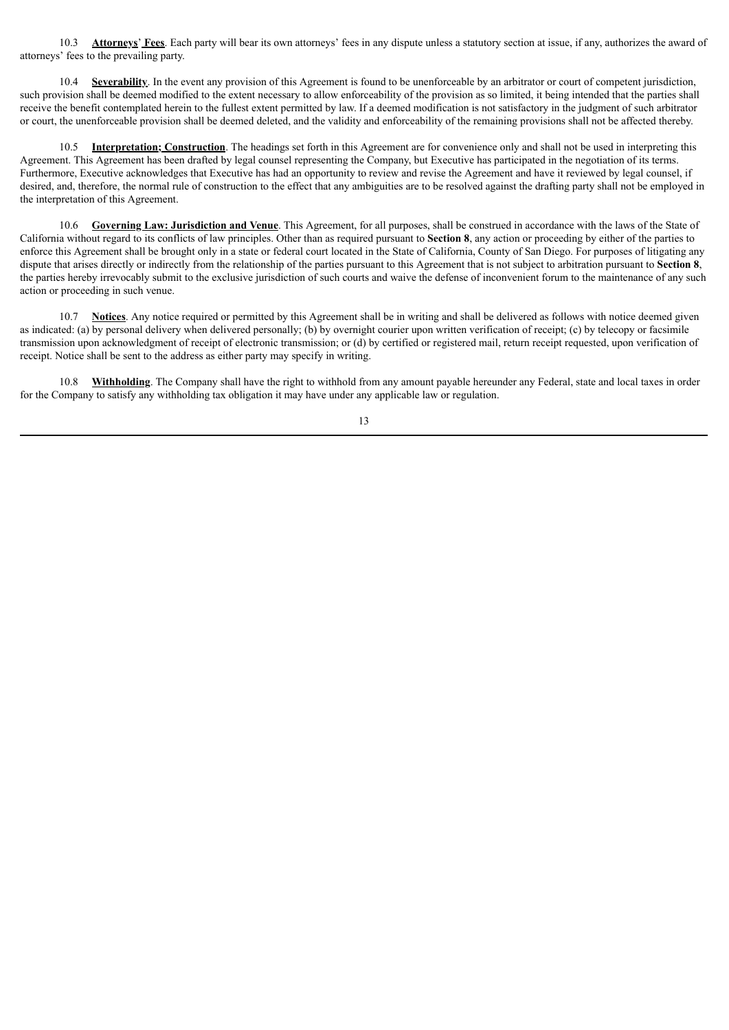10.3 **Attorneys' Fees**. Each party will bear its own attorneys' fees in any dispute unless a statutory section at issue, if any, authorizes the award of attorneys' fees to the prevailing party.

10.4 **Severability**. In the event any provision of this Agreement is found to be unenforceable by an arbitrator or court of competent jurisdiction, such provision shall be deemed modified to the extent necessary to allow enforceability of the provision as so limited, it being intended that the parties shall receive the benefit contemplated herein to the fullest extent permitted by law. If a deemed modification is not satisfactory in the judgment of such arbitrator or court, the unenforceable provision shall be deemed deleted, and the validity and enforceability of the remaining provisions shall not be affected thereby.

10.5 **Interpretation; Construction**. The headings set forth in this Agreement are for convenience only and shall not be used in interpreting this Agreement. This Agreement has been drafted by legal counsel representing the Company, but Executive has participated in the negotiation of its terms. Furthermore, Executive acknowledges that Executive has had an opportunity to review and revise the Agreement and have it reviewed by legal counsel, if desired, and, therefore, the normal rule of construction to the effect that any ambiguities are to be resolved against the drafting party shall not be employed in the interpretation of this Agreement.

10.6 **Governing Law: Jurisdiction and Venue**. This Agreement, for all purposes, shall be construed in accordance with the laws of the State of California without regard to its conflicts of law principles. Other than as required pursuant to **Section 8**, any action or proceeding by either of the parties to enforce this Agreement shall be brought only in a state or federal court located in the State of California, County of San Diego. For purposes of litigating any dispute that arises directly or indirectly from the relationship of the parties pursuant to this Agreement that is not subject to arbitration pursuant to **Section 8**, the parties hereby irrevocably submit to the exclusive jurisdiction of such courts and waive the defense of inconvenient forum to the maintenance of any such action or proceeding in such venue.

10.7 **Notices**. Any notice required or permitted by this Agreement shall be in writing and shall be delivered as follows with notice deemed given as indicated: (a) by personal delivery when delivered personally; (b) by overnight courier upon written verification of receipt; (c) by telecopy or facsimile transmission upon acknowledgment of receipt of electronic transmission; or (d) by certified or registered mail, return receipt requested, upon verification of receipt. Notice shall be sent to the address as either party may specify in writing.

10.8 **Withholding**. The Company shall have the right to withhold from any amount payable hereunder any Federal, state and local taxes in order for the Company to satisfy any withholding tax obligation it may have under any applicable law or regulation.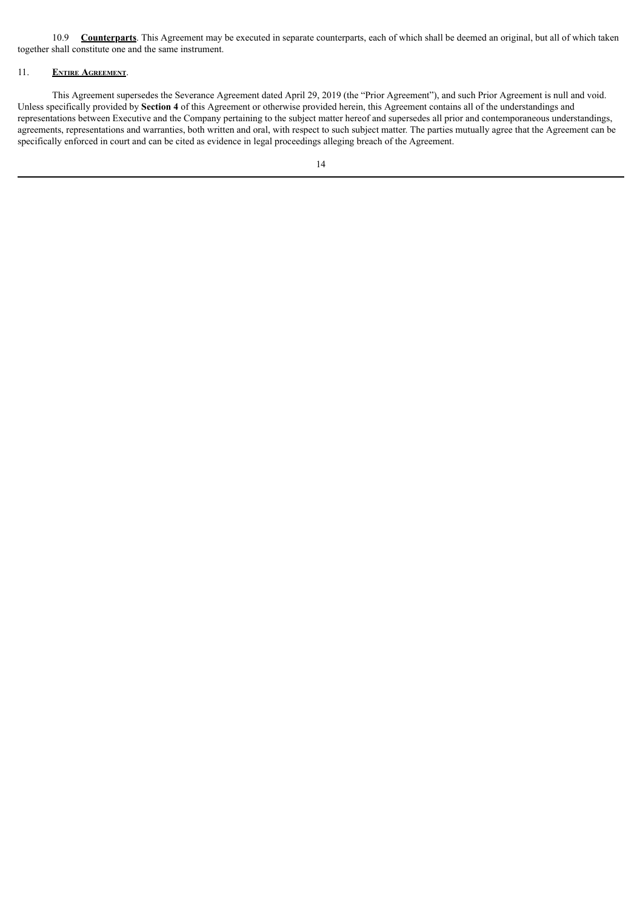10.9 **Counterparts**. This Agreement may be executed in separate counterparts, each of which shall be deemed an original, but all of which taken together shall constitute one and the same instrument.

11. **Entire Agreement**.

This Agreement supersedes the Severance Agreement dated April 29, 2019 (the "Prior Agreement"), and such Prior Agreement is null and void. Unless specifically provided by **Section 4** of this Agreement or otherwise provided herein, this Agreement contains all of the understandings and representations between Executive and the Company pertaining to the subject matter hereof and supersedes all prior and contemporaneous understandings, agreements, representations and warranties, both written and oral, with respect to such subject matter. The parties mutually agree that the Agreement can be specifically enforced in court and can be cited as evidence in legal proceedings alleging breach of the Agreement.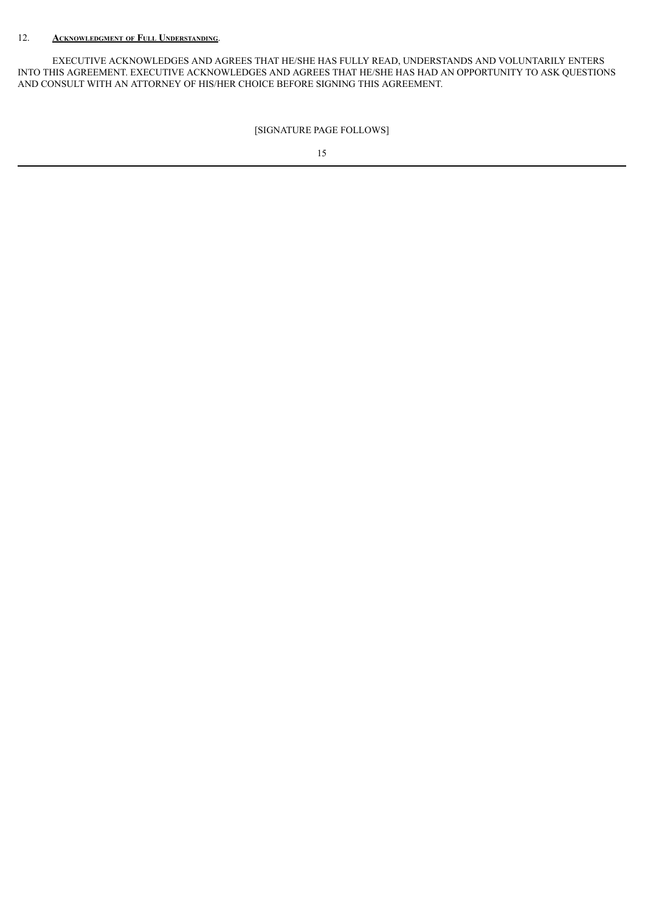12. **Acknowledgment of Full Understanding**.

EXECUTIVE ACKNOWLEDGES AND AGREES THAT HE/SHE HAS FULLY READ, UNDERSTANDS AND VOLUNTARILY ENTERS INTO THIS AGREEMENT. EXECUTIVE ACKNOWLEDGES AND AGREES THAT HE/SHE HAS HAD AN OPPORTUNITY TO ASK QUESTIONS AND CONSULT WITH AN ATTORNEY OF HIS/HER CHOICE BEFORE SIGNING THIS AGREEMENT.

[SIGNATURE PAGE FOLLOWS]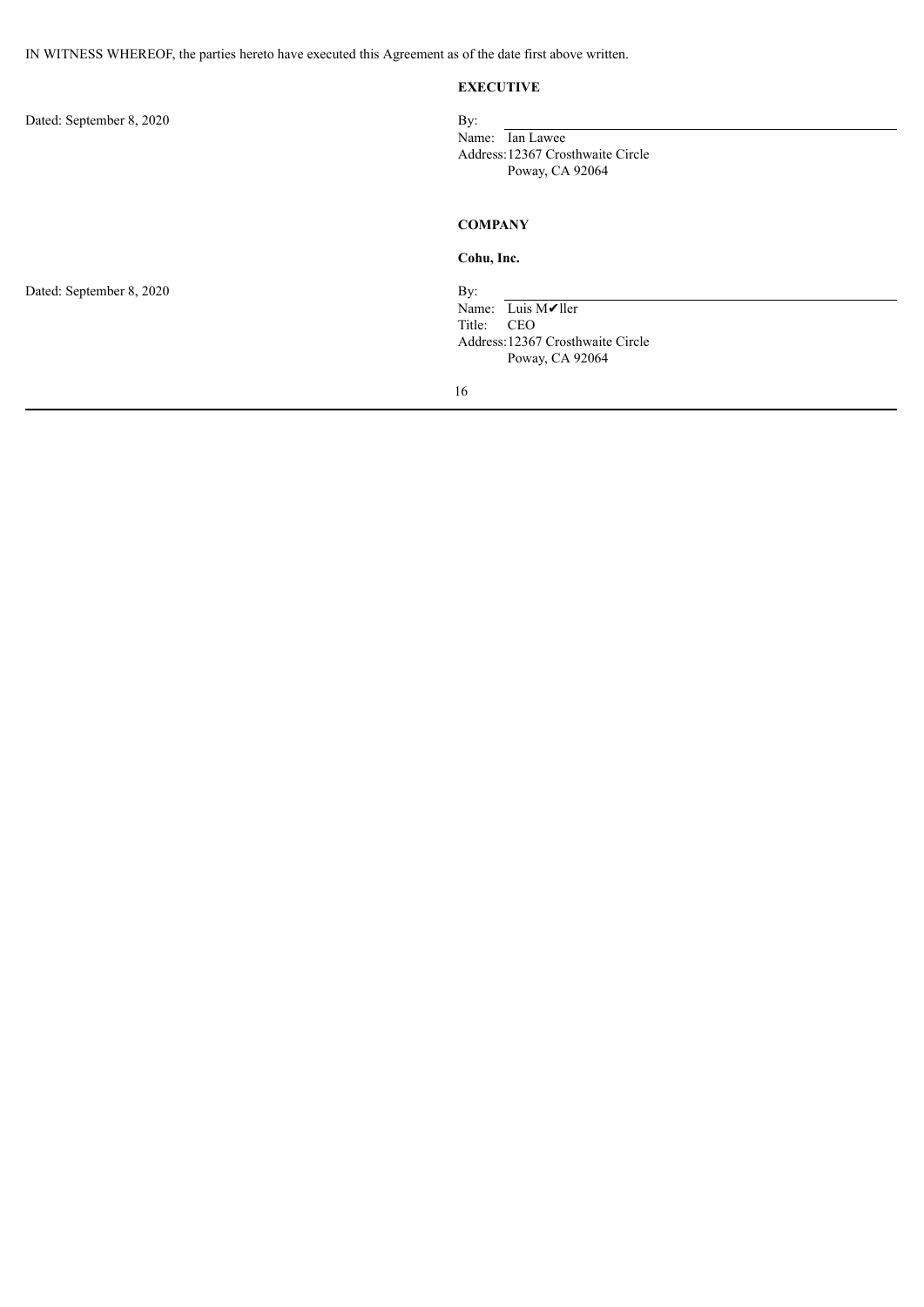IN WITNESS WHEREOF, the parties hereto have executed this Agreement as of the date first above written.

**EXECUTIVE**

Dated: September 8, 2020

By: ______________________________
Name: Ian Lawee
Address: 12367 Crosthwaite Circle
Poway, CA 92064

**COMPANY**

**Cohu, Inc.**

Dated: September 8, 2020

By: ______________________________
Name: Luis M✔ller
Title: CEO
Address: 12367 Crosthwaite Circle
Poway, CA 92064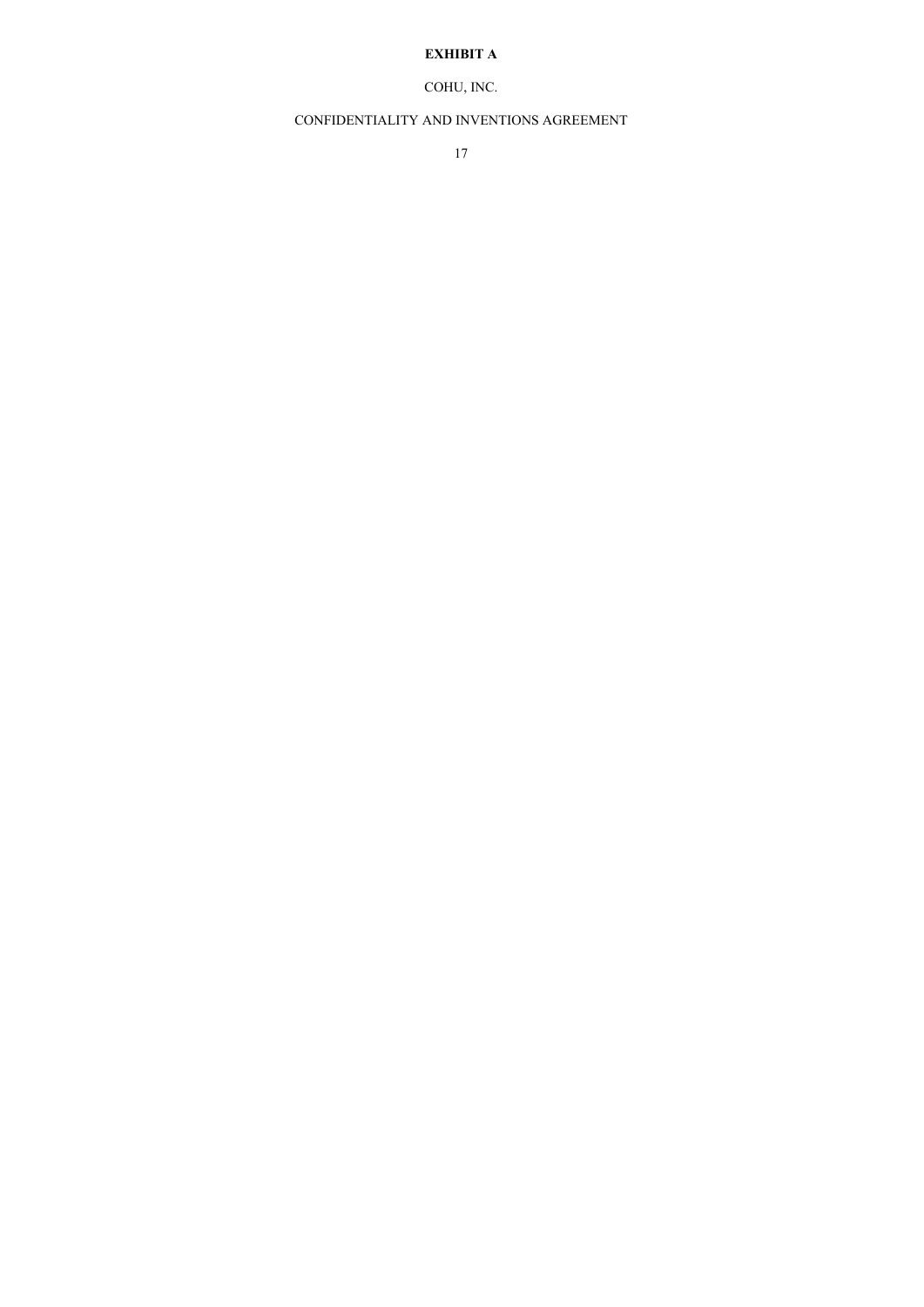**EXHIBIT A**

COHU, INC.

CONFIDENTIALITY AND INVENTIONS AGREEMENT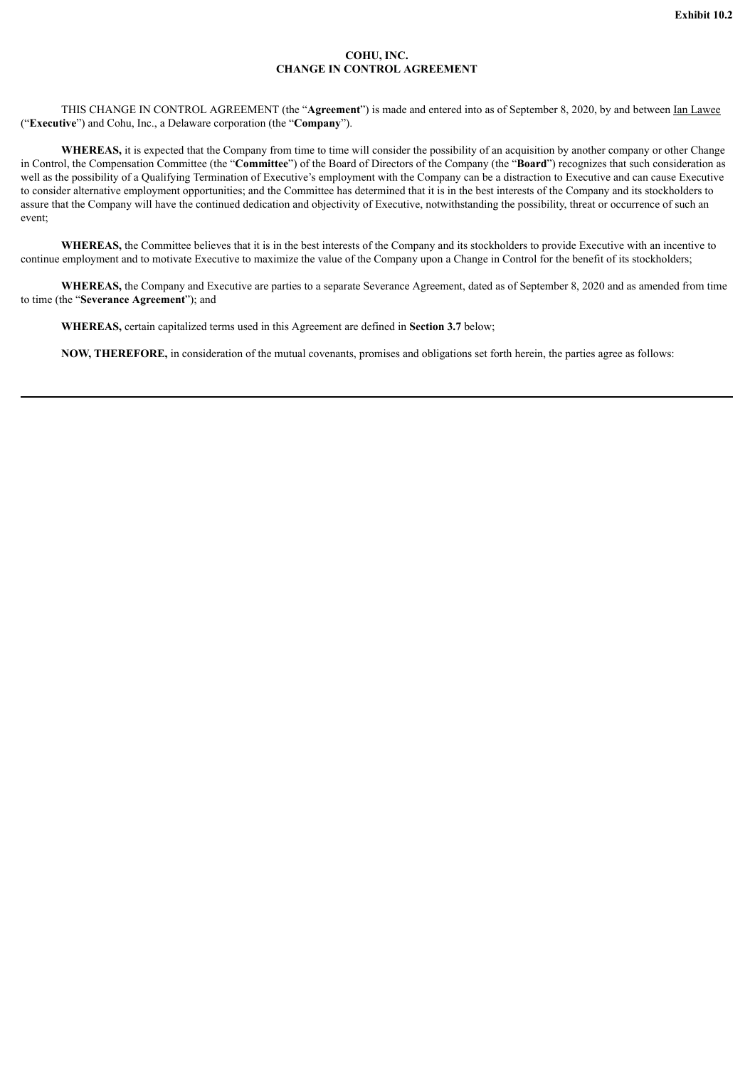**Exhibit 10.2**

**COHU, INC.**
**CHANGE IN CONTROL AGREEMENT**

THIS CHANGE IN CONTROL AGREEMENT (the "**Agreement**") is made and entered into as of September 8, 2020, by and between Ian Lawee ("**Executive**") and Cohu, Inc., a Delaware corporation (the "**Company**").

**WHEREAS,** it is expected that the Company from time to time will consider the possibility of an acquisition by another company or other Change in Control, the Compensation Committee (the "**Committee**") of the Board of Directors of the Company (the "**Board**") recognizes that such consideration as well as the possibility of a Qualifying Termination of Executive's employment with the Company can be a distraction to Executive and can cause Executive to consider alternative employment opportunities; and the Committee has determined that it is in the best interests of the Company and its stockholders to assure that the Company will have the continued dedication and objectivity of Executive, notwithstanding the possibility, threat or occurrence of such an event;

**WHEREAS,** the Committee believes that it is in the best interests of the Company and its stockholders to provide Executive with an incentive to continue employment and to motivate Executive to maximize the value of the Company upon a Change in Control for the benefit of its stockholders;

**WHEREAS,** the Company and Executive are parties to a separate Severance Agreement, dated as of September 8, 2020 and as amended from time to time (the "**Severance Agreement**"); and

**WHEREAS,** certain capitalized terms used in this Agreement are defined in **Section 3.7** below;

**NOW, THEREFORE,** in consideration of the mutual covenants, promises and obligations set forth herein, the parties agree as follows: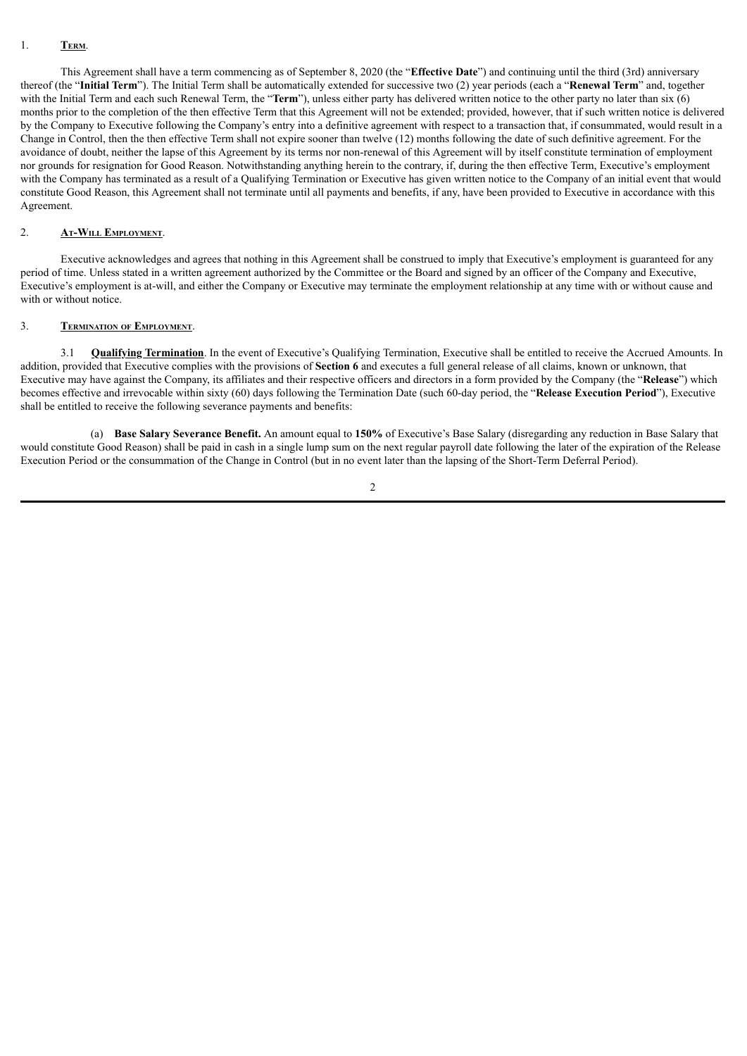1. **Term**.

This Agreement shall have a term commencing as of September 8, 2020 (the "**Effective Date**") and continuing until the third (3rd) anniversary thereof (the "**Initial Term**"). The Initial Term shall be automatically extended for successive two (2) year periods (each a "**Renewal Term**" and, together with the Initial Term and each such Renewal Term, the "**Term**"), unless either party has delivered written notice to the other party no later than six (6) months prior to the completion of the then effective Term that this Agreement will not be extended; provided, however, that if such written notice is delivered by the Company to Executive following the Company's entry into a definitive agreement with respect to a transaction that, if consummated, would result in a Change in Control, then the then effective Term shall not expire sooner than twelve (12) months following the date of such definitive agreement. For the avoidance of doubt, neither the lapse of this Agreement by its terms nor non-renewal of this Agreement will by itself constitute termination of employment nor grounds for resignation for Good Reason. Notwithstanding anything herein to the contrary, if, during the then effective Term, Executive's employment with the Company has terminated as a result of a Qualifying Termination or Executive has given written notice to the Company of an initial event that would constitute Good Reason, this Agreement shall not terminate until all payments and benefits, if any, have been provided to Executive in accordance with this Agreement.

2. **At-Will Employment**.

Executive acknowledges and agrees that nothing in this Agreement shall be construed to imply that Executive's employment is guaranteed for any period of time. Unless stated in a written agreement authorized by the Committee or the Board and signed by an officer of the Company and Executive, Executive's employment is at-will, and either the Company or Executive may terminate the employment relationship at any time with or without cause and with or without notice.

3. **Termination of Employment**.

3.1 **Qualifying Termination**. In the event of Executive's Qualifying Termination, Executive shall be entitled to receive the Accrued Amounts. In addition, provided that Executive complies with the provisions of **Section 6** and executes a full general release of all claims, known or unknown, that Executive may have against the Company, its affiliates and their respective officers and directors in a form provided by the Company (the "**Release**") which becomes effective and irrevocable within sixty (60) days following the Termination Date (such 60-day period, the "**Release Execution Period**"), Executive shall be entitled to receive the following severance payments and benefits:

(a) **Base Salary Severance Benefit.** An amount equal to **150%** of Executive's Base Salary (disregarding any reduction in Base Salary that would constitute Good Reason) shall be paid in cash in a single lump sum on the next regular payroll date following the later of the expiration of the Release Execution Period or the consummation of the Change in Control (but in no event later than the lapsing of the Short-Term Deferral Period).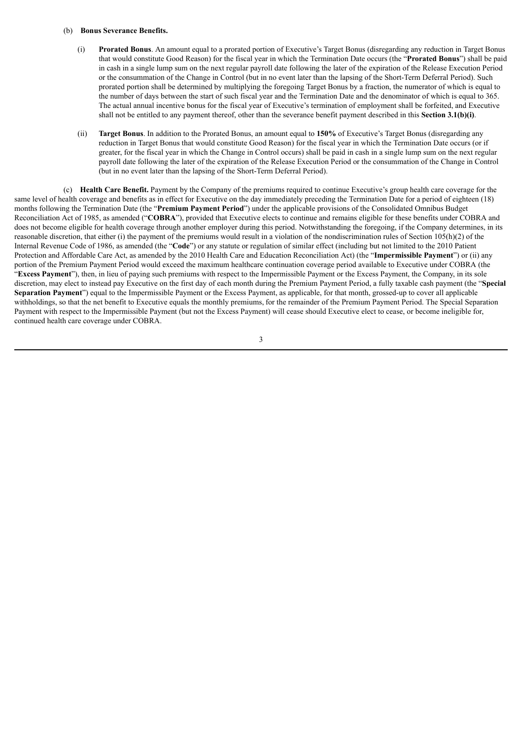(b) **Bonus Severance Benefits.**

(i) **Prorated Bonus**. An amount equal to a prorated portion of Executive's Target Bonus (disregarding any reduction in Target Bonus that would constitute Good Reason) for the fiscal year in which the Termination Date occurs (the "**Prorated Bonus**") shall be paid in cash in a single lump sum on the next regular payroll date following the later of the expiration of the Release Execution Period or the consummation of the Change in Control (but in no event later than the lapsing of the Short-Term Deferral Period). Such prorated portion shall be determined by multiplying the foregoing Target Bonus by a fraction, the numerator of which is equal to the number of days between the start of such fiscal year and the Termination Date and the denominator of which is equal to 365. The actual annual incentive bonus for the fiscal year of Executive's termination of employment shall be forfeited, and Executive shall not be entitled to any payment thereof, other than the severance benefit payment described in this **Section 3.1(b)(i)**.

(ii) **Target Bonus**. In addition to the Prorated Bonus, an amount equal to **150%** of Executive's Target Bonus (disregarding any reduction in Target Bonus that would constitute Good Reason) for the fiscal year in which the Termination Date occurs (or if greater, for the fiscal year in which the Change in Control occurs) shall be paid in cash in a single lump sum on the next regular payroll date following the later of the expiration of the Release Execution Period or the consummation of the Change in Control (but in no event later than the lapsing of the Short-Term Deferral Period).

(c) **Health Care Benefit.** Payment by the Company of the premiums required to continue Executive's group health care coverage for the same level of health coverage and benefits as in effect for Executive on the day immediately preceding the Termination Date for a period of eighteen (18) months following the Termination Date (the "**Premium Payment Period**") under the applicable provisions of the Consolidated Omnibus Budget Reconciliation Act of 1985, as amended ("**COBRA**"), provided that Executive elects to continue and remains eligible for these benefits under COBRA and does not become eligible for health coverage through another employer during this period. Notwithstanding the foregoing, if the Company determines, in its reasonable discretion, that either (i) the payment of the premiums would result in a violation of the nondiscrimination rules of Section 105(h)(2) of the Internal Revenue Code of 1986, as amended (the "**Code**") or any statute or regulation of similar effect (including but not limited to the 2010 Patient Protection and Affordable Care Act, as amended by the 2010 Health Care and Education Reconciliation Act) (the "**Impermissible Payment**") or (ii) any portion of the Premium Payment Period would exceed the maximum healthcare continuation coverage period available to Executive under COBRA (the "**Excess Payment**"), then, in lieu of paying such premiums with respect to the Impermissible Payment or the Excess Payment, the Company, in its sole discretion, may elect to instead pay Executive on the first day of each month during the Premium Payment Period, a fully taxable cash payment (the "**Special Separation Payment**") equal to the Impermissible Payment or the Excess Payment, as applicable, for that month, grossed-up to cover all applicable withholdings, so that the net benefit to Executive equals the monthly premiums, for the remainder of the Premium Payment Period. The Special Separation Payment with respect to the Impermissible Payment (but not the Excess Payment) will cease should Executive elect to cease, or become ineligible for, continued health care coverage under COBRA.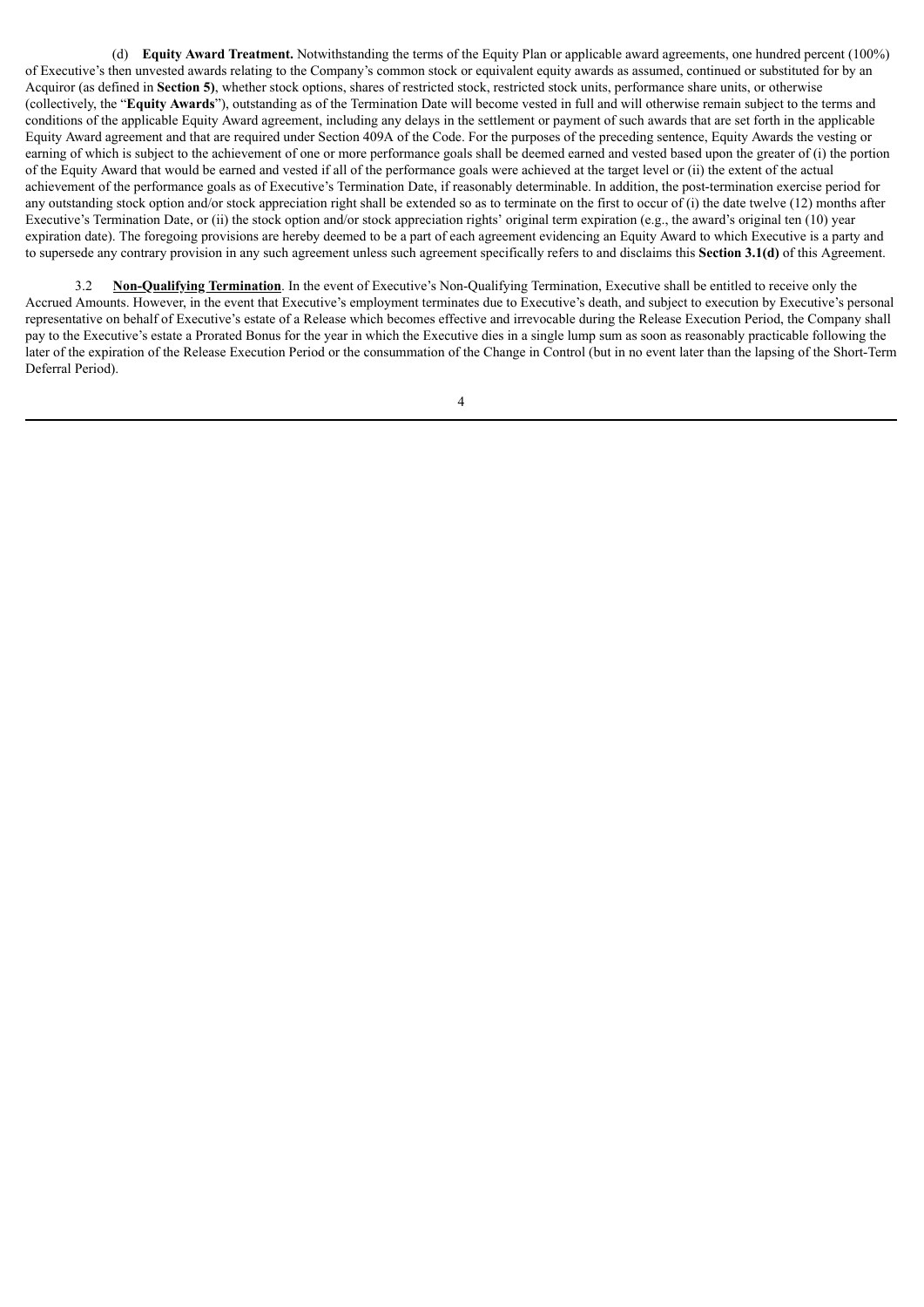(d) **Equity Award Treatment.** Notwithstanding the terms of the Equity Plan or applicable award agreements, one hundred percent (100%) of Executive's then unvested awards relating to the Company's common stock or equivalent equity awards as assumed, continued or substituted for by an Acquiror (as defined in **Section 5)**, whether stock options, shares of restricted stock, restricted stock units, performance share units, or otherwise (collectively, the "**Equity Awards**"), outstanding as of the Termination Date will become vested in full and will otherwise remain subject to the terms and conditions of the applicable Equity Award agreement, including any delays in the settlement or payment of such awards that are set forth in the applicable Equity Award agreement and that are required under Section 409A of the Code. For the purposes of the preceding sentence, Equity Awards the vesting or earning of which is subject to the achievement of one or more performance goals shall be deemed earned and vested based upon the greater of (i) the portion of the Equity Award that would be earned and vested if all of the performance goals were achieved at the target level or (ii) the extent of the actual achievement of the performance goals as of Executive's Termination Date, if reasonably determinable. In addition, the post-termination exercise period for any outstanding stock option and/or stock appreciation right shall be extended so as to terminate on the first to occur of (i) the date twelve (12) months after Executive's Termination Date, or (ii) the stock option and/or stock appreciation rights' original term expiration (e.g., the award's original ten (10) year expiration date). The foregoing provisions are hereby deemed to be a part of each agreement evidencing an Equity Award to which Executive is a party and to supersede any contrary provision in any such agreement unless such agreement specifically refers to and disclaims this **Section 3.1(d)** of this Agreement.

3.2 **Non-Qualifying Termination**. In the event of Executive's Non-Qualifying Termination, Executive shall be entitled to receive only the Accrued Amounts. However, in the event that Executive's employment terminates due to Executive's death, and subject to execution by Executive's personal representative on behalf of Executive's estate of a Release which becomes effective and irrevocable during the Release Execution Period, the Company shall pay to the Executive's estate a Prorated Bonus for the year in which the Executive dies in a single lump sum as soon as reasonably practicable following the later of the expiration of the Release Execution Period or the consummation of the Change in Control (but in no event later than the lapsing of the Short-Term Deferral Period).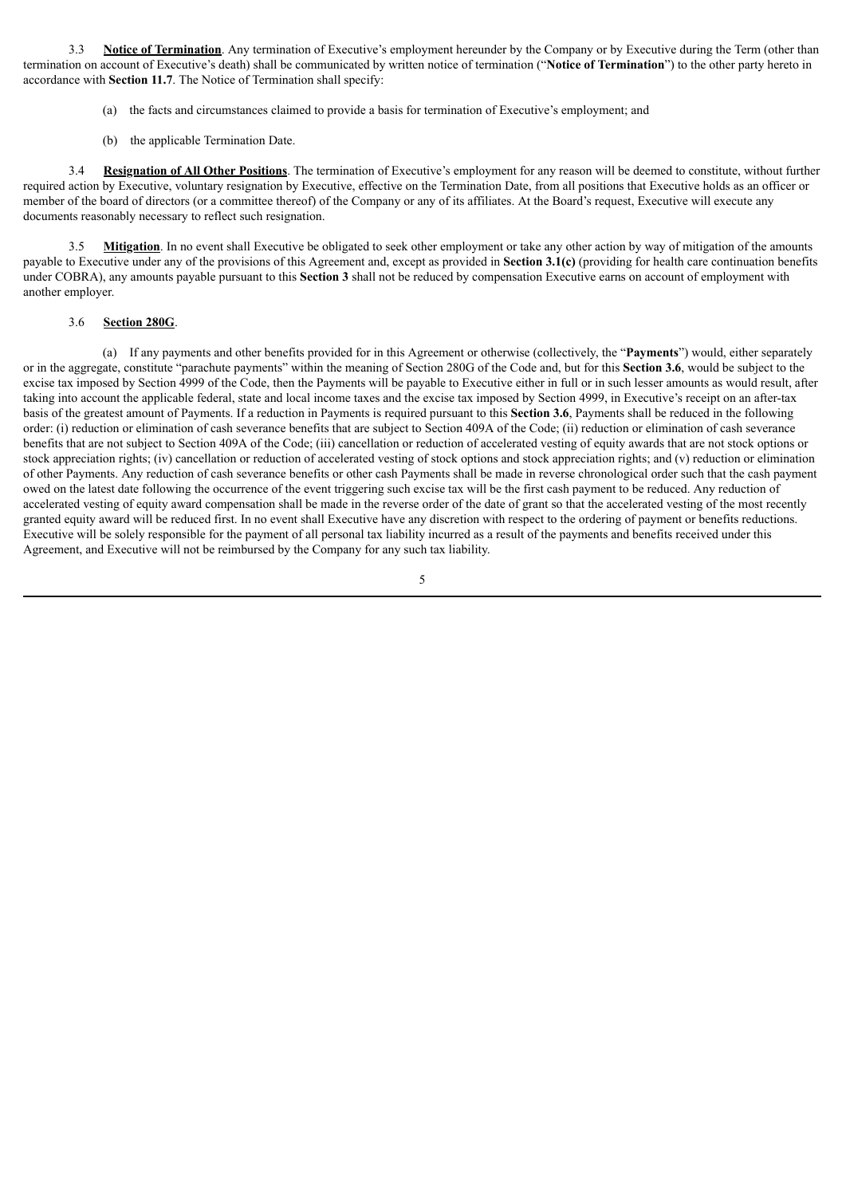3.3 **Notice of Termination**. Any termination of Executive's employment hereunder by the Company or by Executive during the Term (other than termination on account of Executive's death) shall be communicated by written notice of termination ("**Notice of Termination**") to the other party hereto in accordance with **Section 11.7**. The Notice of Termination shall specify:

(a) the facts and circumstances claimed to provide a basis for termination of Executive's employment; and

(b) the applicable Termination Date.

3.4 **Resignation of All Other Positions**. The termination of Executive's employment for any reason will be deemed to constitute, without further required action by Executive, voluntary resignation by Executive, effective on the Termination Date, from all positions that Executive holds as an officer or member of the board of directors (or a committee thereof) of the Company or any of its affiliates. At the Board's request, Executive will execute any documents reasonably necessary to reflect such resignation.

3.5 **Mitigation**. In no event shall Executive be obligated to seek other employment or take any other action by way of mitigation of the amounts payable to Executive under any of the provisions of this Agreement and, except as provided in **Section 3.1(c)** (providing for health care continuation benefits under COBRA), any amounts payable pursuant to this **Section 3** shall not be reduced by compensation Executive earns on account of employment with another employer.

3.6 **Section 280G**.

(a) If any payments and other benefits provided for in this Agreement or otherwise (collectively, the "**Payments**") would, either separately or in the aggregate, constitute "parachute payments" within the meaning of Section 280G of the Code and, but for this **Section 3.6**, would be subject to the excise tax imposed by Section 4999 of the Code, then the Payments will be payable to Executive either in full or in such lesser amounts as would result, after taking into account the applicable federal, state and local income taxes and the excise tax imposed by Section 4999, in Executive's receipt on an after-tax basis of the greatest amount of Payments. If a reduction in Payments is required pursuant to this **Section 3.6**, Payments shall be reduced in the following order: (i) reduction or elimination of cash severance benefits that are subject to Section 409A of the Code; (ii) reduction or elimination of cash severance benefits that are not subject to Section 409A of the Code; (iii) cancellation or reduction of accelerated vesting of equity awards that are not stock options or stock appreciation rights; (iv) cancellation or reduction of accelerated vesting of stock options and stock appreciation rights; and (v) reduction or elimination of other Payments. Any reduction of cash severance benefits or other cash Payments shall be made in reverse chronological order such that the cash payment owed on the latest date following the occurrence of the event triggering such excise tax will be the first cash payment to be reduced. Any reduction of accelerated vesting of equity award compensation shall be made in the reverse order of the date of grant so that the accelerated vesting of the most recently granted equity award will be reduced first. In no event shall Executive have any discretion with respect to the ordering of payment or benefits reductions. Executive will be solely responsible for the payment of all personal tax liability incurred as a result of the payments and benefits received under this Agreement, and Executive will not be reimbursed by the Company for any such tax liability.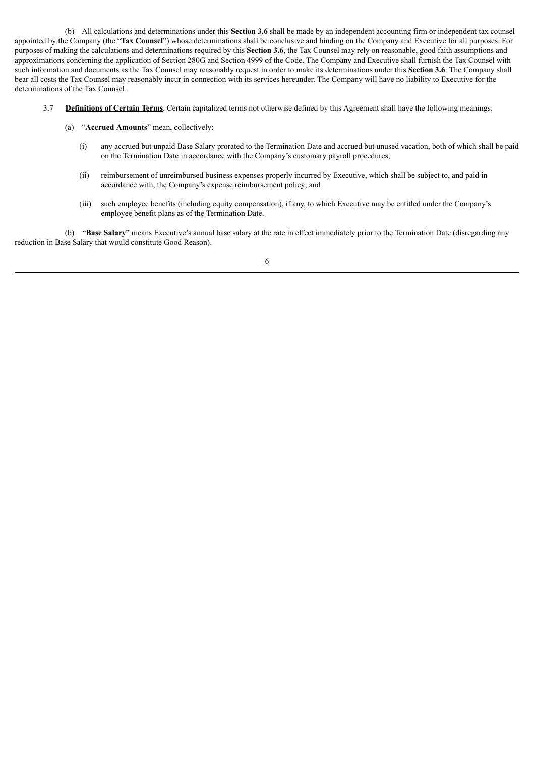(b) All calculations and determinations under this **Section 3.6** shall be made by an independent accounting firm or independent tax counsel appointed by the Company (the "**Tax Counsel**") whose determinations shall be conclusive and binding on the Company and Executive for all purposes. For purposes of making the calculations and determinations required by this **Section 3.6**, the Tax Counsel may rely on reasonable, good faith assumptions and approximations concerning the application of Section 280G and Section 4999 of the Code. The Company and Executive shall furnish the Tax Counsel with such information and documents as the Tax Counsel may reasonably request in order to make its determinations under this **Section 3.6**. The Company shall bear all costs the Tax Counsel may reasonably incur in connection with its services hereunder. The Company will have no liability to Executive for the determinations of the Tax Counsel.

3.7 **Definitions of Certain Terms**. Certain capitalized terms not otherwise defined by this Agreement shall have the following meanings:

(a) "**Accrued Amounts**" mean, collectively:

(i) any accrued but unpaid Base Salary prorated to the Termination Date and accrued but unused vacation, both of which shall be paid on the Termination Date in accordance with the Company's customary payroll procedures;

(ii) reimbursement of unreimbursed business expenses properly incurred by Executive, which shall be subject to, and paid in accordance with, the Company's expense reimbursement policy; and

(iii) such employee benefits (including equity compensation), if any, to which Executive may be entitled under the Company's employee benefit plans as of the Termination Date.

(b) "**Base Salary**" means Executive's annual base salary at the rate in effect immediately prior to the Termination Date (disregarding any reduction in Base Salary that would constitute Good Reason).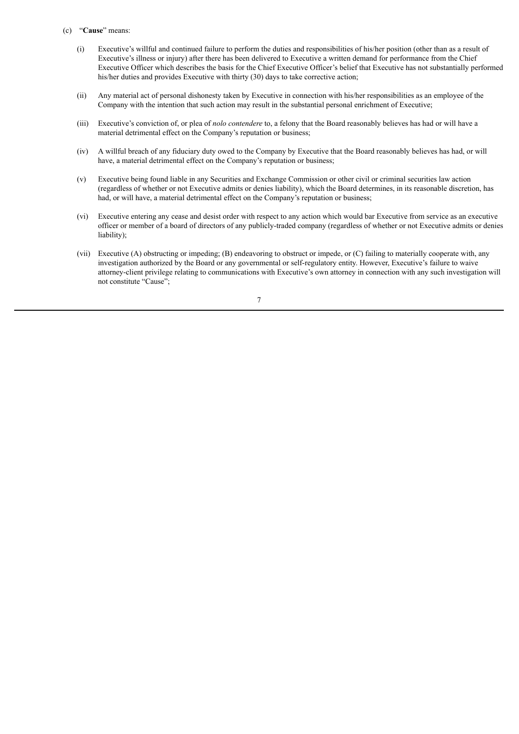(c) "**Cause**" means:

(i) Executive's willful and continued failure to perform the duties and responsibilities of his/her position (other than as a result of Executive's illness or injury) after there has been delivered to Executive a written demand for performance from the Chief Executive Officer which describes the basis for the Chief Executive Officer's belief that Executive has not substantially performed his/her duties and provides Executive with thirty (30) days to take corrective action;

(ii) Any material act of personal dishonesty taken by Executive in connection with his/her responsibilities as an employee of the Company with the intention that such action may result in the substantial personal enrichment of Executive;

(iii) Executive's conviction of, or plea of *nolo contendere* to, a felony that the Board reasonably believes has had or will have a material detrimental effect on the Company's reputation or business;

(iv) A willful breach of any fiduciary duty owed to the Company by Executive that the Board reasonably believes has had, or will have, a material detrimental effect on the Company's reputation or business;

(v) Executive being found liable in any Securities and Exchange Commission or other civil or criminal securities law action (regardless of whether or not Executive admits or denies liability), which the Board determines, in its reasonable discretion, has had, or will have, a material detrimental effect on the Company's reputation or business;

(vi) Executive entering any cease and desist order with respect to any action which would bar Executive from service as an executive officer or member of a board of directors of any publicly-traded company (regardless of whether or not Executive admits or denies liability);

(vii) Executive (A) obstructing or impeding; (B) endeavoring to obstruct or impede, or (C) failing to materially cooperate with, any investigation authorized by the Board or any governmental or self-regulatory entity. However, Executive's failure to waive attorney-client privilege relating to communications with Executive's own attorney in connection with any such investigation will not constitute "Cause";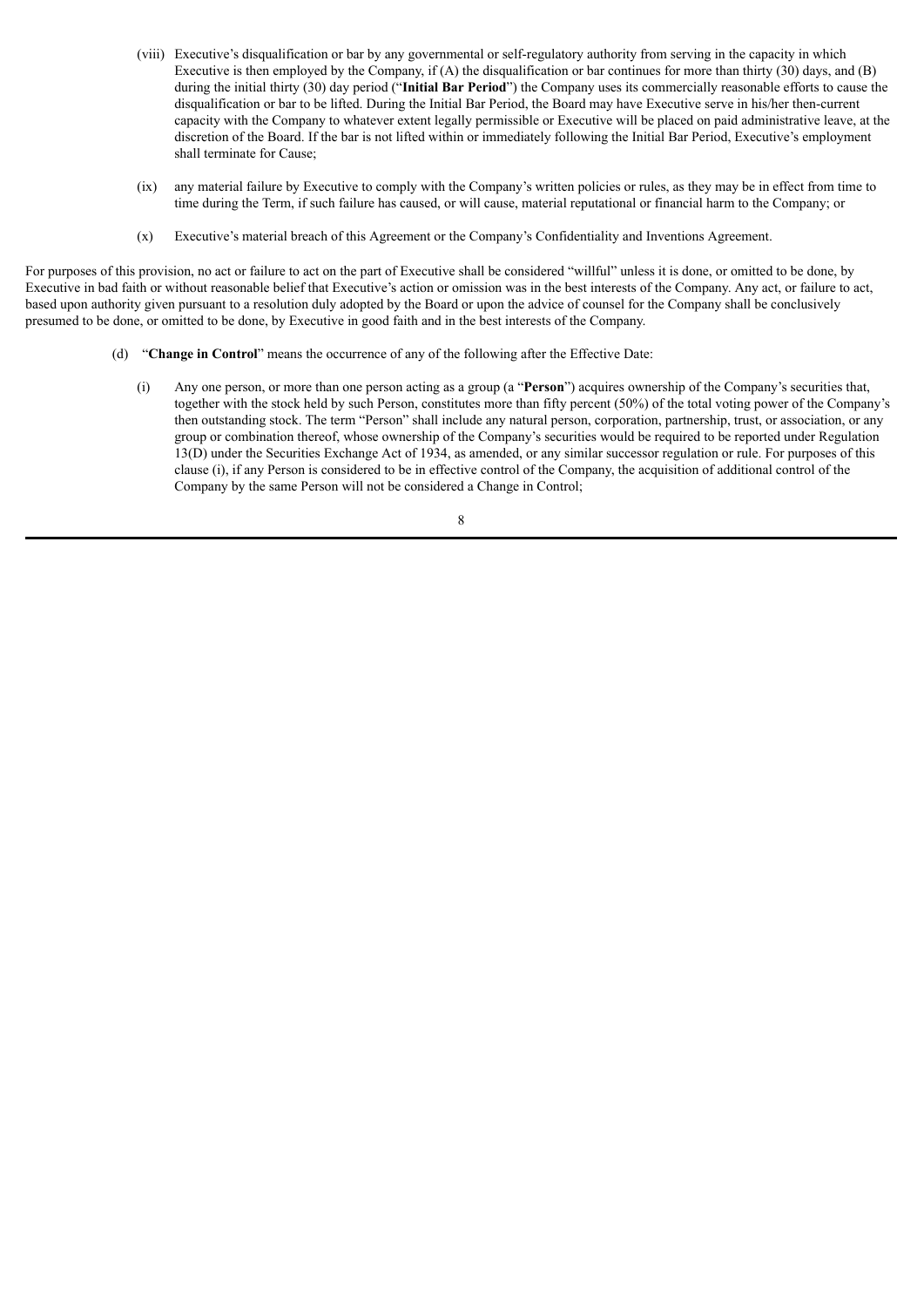(viii) Executive's disqualification or bar by any governmental or self-regulatory authority from serving in the capacity in which Executive is then employed by the Company, if (A) the disqualification or bar continues for more than thirty (30) days, and (B) during the initial thirty (30) day period ("**Initial Bar Period**") the Company uses its commercially reasonable efforts to cause the disqualification or bar to be lifted. During the Initial Bar Period, the Board may have Executive serve in his/her then-current capacity with the Company to whatever extent legally permissible or Executive will be placed on paid administrative leave, at the discretion of the Board. If the bar is not lifted within or immediately following the Initial Bar Period, Executive's employment shall terminate for Cause;

(ix) any material failure by Executive to comply with the Company's written policies or rules, as they may be in effect from time to time during the Term, if such failure has caused, or will cause, material reputational or financial harm to the Company; or

(x) Executive's material breach of this Agreement or the Company's Confidentiality and Inventions Agreement.

For purposes of this provision, no act or failure to act on the part of Executive shall be considered "willful" unless it is done, or omitted to be done, by Executive in bad faith or without reasonable belief that Executive's action or omission was in the best interests of the Company. Any act, or failure to act, based upon authority given pursuant to a resolution duly adopted by the Board or upon the advice of counsel for the Company shall be conclusively presumed to be done, or omitted to be done, by Executive in good faith and in the best interests of the Company.

(d) "**Change in Control**" means the occurrence of any of the following after the Effective Date:

(i) Any one person, or more than one person acting as a group (a "**Person**") acquires ownership of the Company's securities that, together with the stock held by such Person, constitutes more than fifty percent (50%) of the total voting power of the Company's then outstanding stock. The term "Person" shall include any natural person, corporation, partnership, trust, or association, or any group or combination thereof, whose ownership of the Company's securities would be required to be reported under Regulation 13(D) under the Securities Exchange Act of 1934, as amended, or any similar successor regulation or rule. For purposes of this clause (i), if any Person is considered to be in effective control of the Company, the acquisition of additional control of the Company by the same Person will not be considered a Change in Control;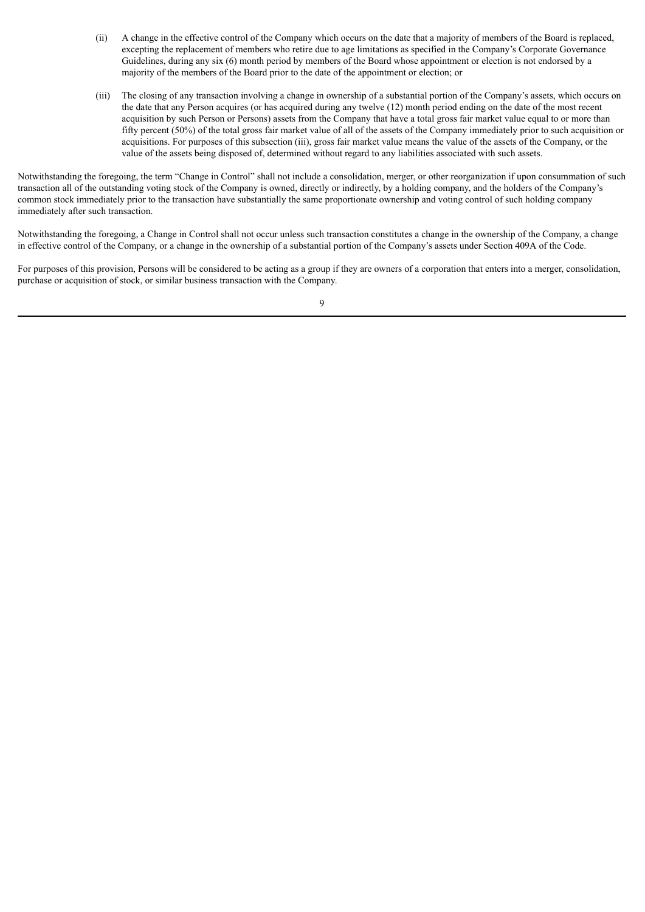(ii) A change in the effective control of the Company which occurs on the date that a majority of members of the Board is replaced, excepting the replacement of members who retire due to age limitations as specified in the Company's Corporate Governance Guidelines, during any six (6) month period by members of the Board whose appointment or election is not endorsed by a majority of the members of the Board prior to the date of the appointment or election; or

(iii) The closing of any transaction involving a change in ownership of a substantial portion of the Company's assets, which occurs on the date that any Person acquires (or has acquired during any twelve (12) month period ending on the date of the most recent acquisition by such Person or Persons) assets from the Company that have a total gross fair market value equal to or more than fifty percent (50%) of the total gross fair market value of all of the assets of the Company immediately prior to such acquisition or acquisitions. For purposes of this subsection (iii), gross fair market value means the value of the assets of the Company, or the value of the assets being disposed of, determined without regard to any liabilities associated with such assets.

Notwithstanding the foregoing, the term "Change in Control" shall not include a consolidation, merger, or other reorganization if upon consummation of such transaction all of the outstanding voting stock of the Company is owned, directly or indirectly, by a holding company, and the holders of the Company's common stock immediately prior to the transaction have substantially the same proportionate ownership and voting control of such holding company immediately after such transaction.

Notwithstanding the foregoing, a Change in Control shall not occur unless such transaction constitutes a change in the ownership of the Company, a change in effective control of the Company, or a change in the ownership of a substantial portion of the Company's assets under Section 409A of the Code.

For purposes of this provision, Persons will be considered to be acting as a group if they are owners of a corporation that enters into a merger, consolidation, purchase or acquisition of stock, or similar business transaction with the Company.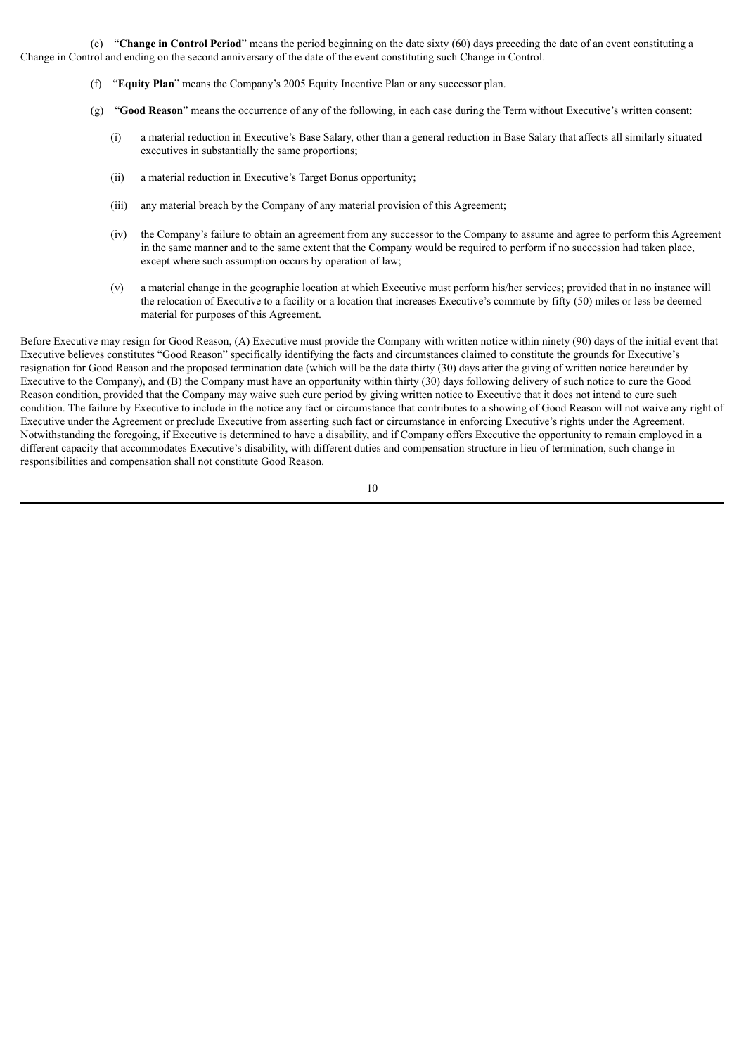(e) "**Change in Control Period**" means the period beginning on the date sixty (60) days preceding the date of an event constituting a Change in Control and ending on the second anniversary of the date of the event constituting such Change in Control.

(f) "**Equity Plan**" means the Company's 2005 Equity Incentive Plan or any successor plan.

(g) "**Good Reason**" means the occurrence of any of the following, in each case during the Term without Executive's written consent:

(i) a material reduction in Executive's Base Salary, other than a general reduction in Base Salary that affects all similarly situated executives in substantially the same proportions;

(ii) a material reduction in Executive's Target Bonus opportunity;

(iii) any material breach by the Company of any material provision of this Agreement;

(iv) the Company's failure to obtain an agreement from any successor to the Company to assume and agree to perform this Agreement in the same manner and to the same extent that the Company would be required to perform if no succession had taken place, except where such assumption occurs by operation of law;

(v) a material change in the geographic location at which Executive must perform his/her services; provided that in no instance will the relocation of Executive to a facility or a location that increases Executive's commute by fifty (50) miles or less be deemed material for purposes of this Agreement.

Before Executive may resign for Good Reason, (A) Executive must provide the Company with written notice within ninety (90) days of the initial event that Executive believes constitutes "Good Reason" specifically identifying the facts and circumstances claimed to constitute the grounds for Executive's resignation for Good Reason and the proposed termination date (which will be the date thirty (30) days after the giving of written notice hereunder by Executive to the Company), and (B) the Company must have an opportunity within thirty (30) days following delivery of such notice to cure the Good Reason condition, provided that the Company may waive such cure period by giving written notice to Executive that it does not intend to cure such condition. The failure by Executive to include in the notice any fact or circumstance that contributes to a showing of Good Reason will not waive any right of Executive under the Agreement or preclude Executive from asserting such fact or circumstance in enforcing Executive's rights under the Agreement. Notwithstanding the foregoing, if Executive is determined to have a disability, and if Company offers Executive the opportunity to remain employed in a different capacity that accommodates Executive's disability, with different duties and compensation structure in lieu of termination, such change in responsibilities and compensation shall not constitute Good Reason.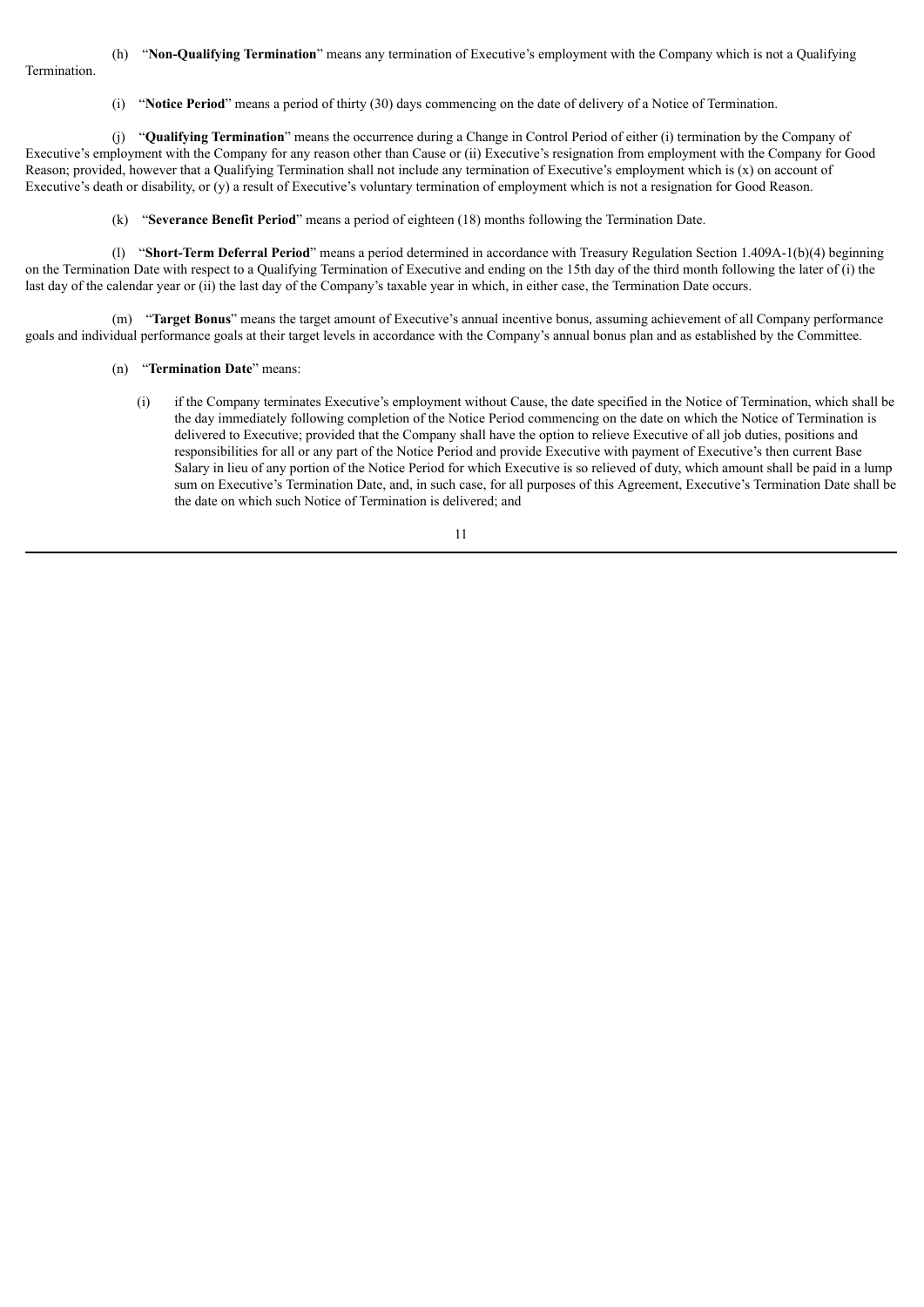(h) "**Non-Qualifying Termination**" means any termination of Executive's employment with the Company which is not a Qualifying Termination.

(i) "**Notice Period**" means a period of thirty (30) days commencing on the date of delivery of a Notice of Termination.

(j) "**Qualifying Termination**" means the occurrence during a Change in Control Period of either (i) termination by the Company of Executive's employment with the Company for any reason other than Cause or (ii) Executive's resignation from employment with the Company for Good Reason; provided, however that a Qualifying Termination shall not include any termination of Executive's employment which is (x) on account of Executive's death or disability, or (y) a result of Executive's voluntary termination of employment which is not a resignation for Good Reason.

(k) "**Severance Benefit Period**" means a period of eighteen (18) months following the Termination Date.

(l) "**Short-Term Deferral Period**" means a period determined in accordance with Treasury Regulation Section 1.409A-1(b)(4) beginning on the Termination Date with respect to a Qualifying Termination of Executive and ending on the 15th day of the third month following the later of (i) the last day of the calendar year or (ii) the last day of the Company's taxable year in which, in either case, the Termination Date occurs.

(m) "**Target Bonus**" means the target amount of Executive's annual incentive bonus, assuming achievement of all Company performance goals and individual performance goals at their target levels in accordance with the Company's annual bonus plan and as established by the Committee.

(n) "**Termination Date**" means:

(i) if the Company terminates Executive's employment without Cause, the date specified in the Notice of Termination, which shall be the day immediately following completion of the Notice Period commencing on the date on which the Notice of Termination is delivered to Executive; provided that the Company shall have the option to relieve Executive of all job duties, positions and responsibilities for all or any part of the Notice Period and provide Executive with payment of Executive's then current Base Salary in lieu of any portion of the Notice Period for which Executive is so relieved of duty, which amount shall be paid in a lump sum on Executive's Termination Date, and, in such case, for all purposes of this Agreement, Executive's Termination Date shall be the date on which such Notice of Termination is delivered; and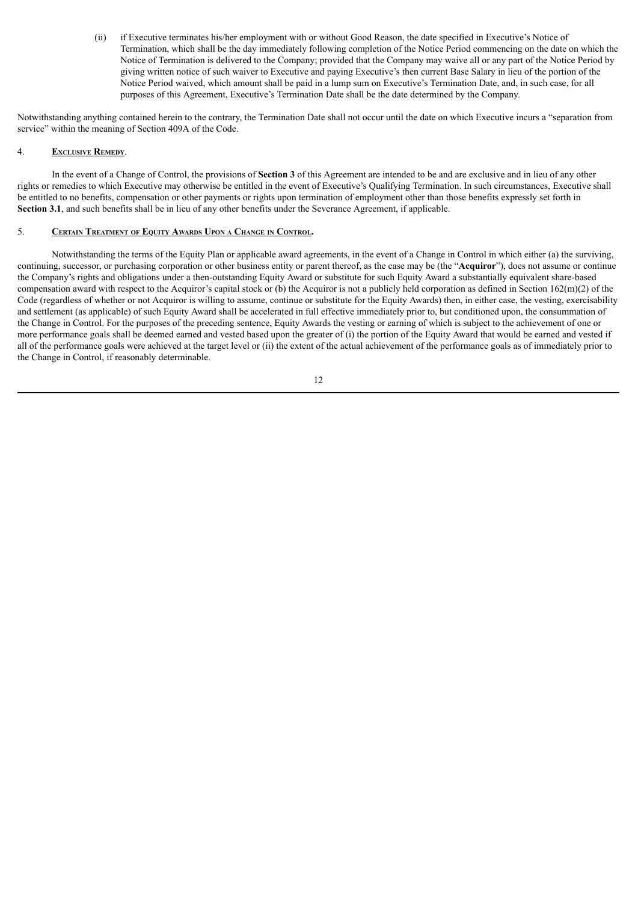(ii) if Executive terminates his/her employment with or without Good Reason, the date specified in Executive's Notice of Termination, which shall be the day immediately following completion of the Notice Period commencing on the date on which the Notice of Termination is delivered to the Company; provided that the Company may waive all or any part of the Notice Period by giving written notice of such waiver to Executive and paying Executive's then current Base Salary in lieu of the portion of the Notice Period waived, which amount shall be paid in a lump sum on Executive's Termination Date, and, in such case, for all purposes of this Agreement, Executive's Termination Date shall be the date determined by the Company.

Notwithstanding anything contained herein to the contrary, the Termination Date shall not occur until the date on which Executive incurs a "separation from service" within the meaning of Section 409A of the Code.

4. **Exclusive Remedy**.

In the event of a Change of Control, the provisions of **Section 3** of this Agreement are intended to be and are exclusive and in lieu of any other rights or remedies to which Executive may otherwise be entitled in the event of Executive's Qualifying Termination. In such circumstances, Executive shall be entitled to no benefits, compensation or other payments or rights upon termination of employment other than those benefits expressly set forth in **Section 3.1**, and such benefits shall be in lieu of any other benefits under the Severance Agreement, if applicable.

5. **Certain Treatment of Equity Awards Upon a Change in Control.**

Notwithstanding the terms of the Equity Plan or applicable award agreements, in the event of a Change in Control in which either (a) the surviving, continuing, successor, or purchasing corporation or other business entity or parent thereof, as the case may be (the "**Acquiror**"), does not assume or continue the Company's rights and obligations under a then-outstanding Equity Award or substitute for such Equity Award a substantially equivalent share-based compensation award with respect to the Acquiror's capital stock or (b) the Acquiror is not a publicly held corporation as defined in Section 162(m)(2) of the Code (regardless of whether or not Acquiror is willing to assume, continue or substitute for the Equity Awards) then, in either case, the vesting, exercisability and settlement (as applicable) of such Equity Award shall be accelerated in full effective immediately prior to, but conditioned upon, the consummation of the Change in Control. For the purposes of the preceding sentence, Equity Awards the vesting or earning of which is subject to the achievement of one or more performance goals shall be deemed earned and vested based upon the greater of (i) the portion of the Equity Award that would be earned and vested if all of the performance goals were achieved at the target level or (ii) the extent of the actual achievement of the performance goals as of immediately prior to the Change in Control, if reasonably determinable.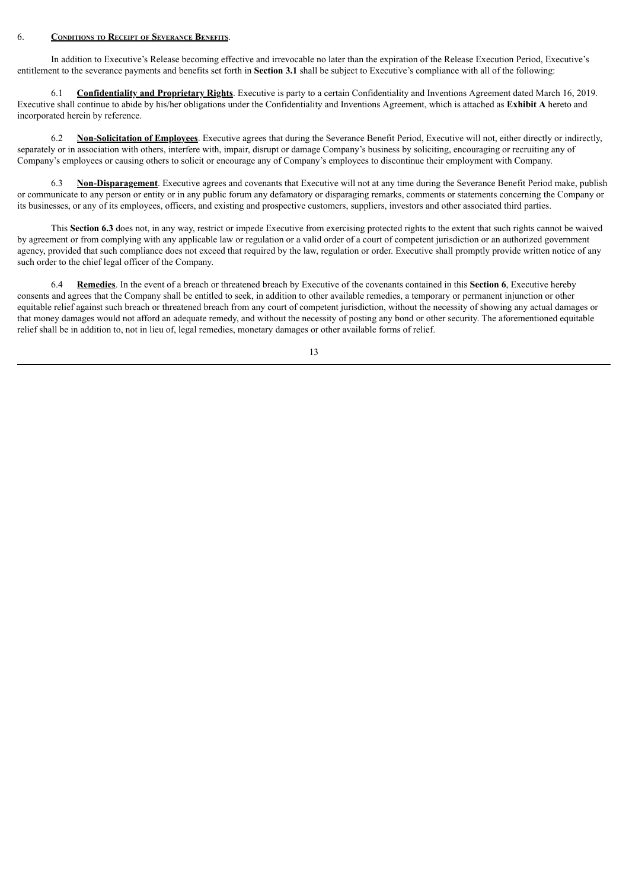## 6. **Conditions to Receipt of Severance Benefits**.

In addition to Executive's Release becoming effective and irrevocable no later than the expiration of the Release Execution Period, Executive's entitlement to the severance payments and benefits set forth in **Section 3.1** shall be subject to Executive's compliance with all of the following:

6.1 **Confidentiality and Proprietary Rights**. Executive is party to a certain Confidentiality and Inventions Agreement dated March 16, 2019. Executive shall continue to abide by his/her obligations under the Confidentiality and Inventions Agreement, which is attached as **Exhibit A** hereto and incorporated herein by reference.

6.2 **Non-Solicitation of Employees**. Executive agrees that during the Severance Benefit Period, Executive will not, either directly or indirectly, separately or in association with others, interfere with, impair, disrupt or damage Company's business by soliciting, encouraging or recruiting any of Company's employees or causing others to solicit or encourage any of Company's employees to discontinue their employment with Company.

6.3 **Non-Disparagement**. Executive agrees and covenants that Executive will not at any time during the Severance Benefit Period make, publish or communicate to any person or entity or in any public forum any defamatory or disparaging remarks, comments or statements concerning the Company or its businesses, or any of its employees, officers, and existing and prospective customers, suppliers, investors and other associated third parties.

This **Section 6.3** does not, in any way, restrict or impede Executive from exercising protected rights to the extent that such rights cannot be waived by agreement or from complying with any applicable law or regulation or a valid order of a court of competent jurisdiction or an authorized government agency, provided that such compliance does not exceed that required by the law, regulation or order. Executive shall promptly provide written notice of any such order to the chief legal officer of the Company.

6.4 **Remedies**. In the event of a breach or threatened breach by Executive of the covenants contained in this **Section 6**, Executive hereby consents and agrees that the Company shall be entitled to seek, in addition to other available remedies, a temporary or permanent injunction or other equitable relief against such breach or threatened breach from any court of competent jurisdiction, without the necessity of showing any actual damages or that money damages would not afford an adequate remedy, and without the necessity of posting any bond or other security. The aforementioned equitable relief shall be in addition to, not in lieu of, legal remedies, monetary damages or other available forms of relief.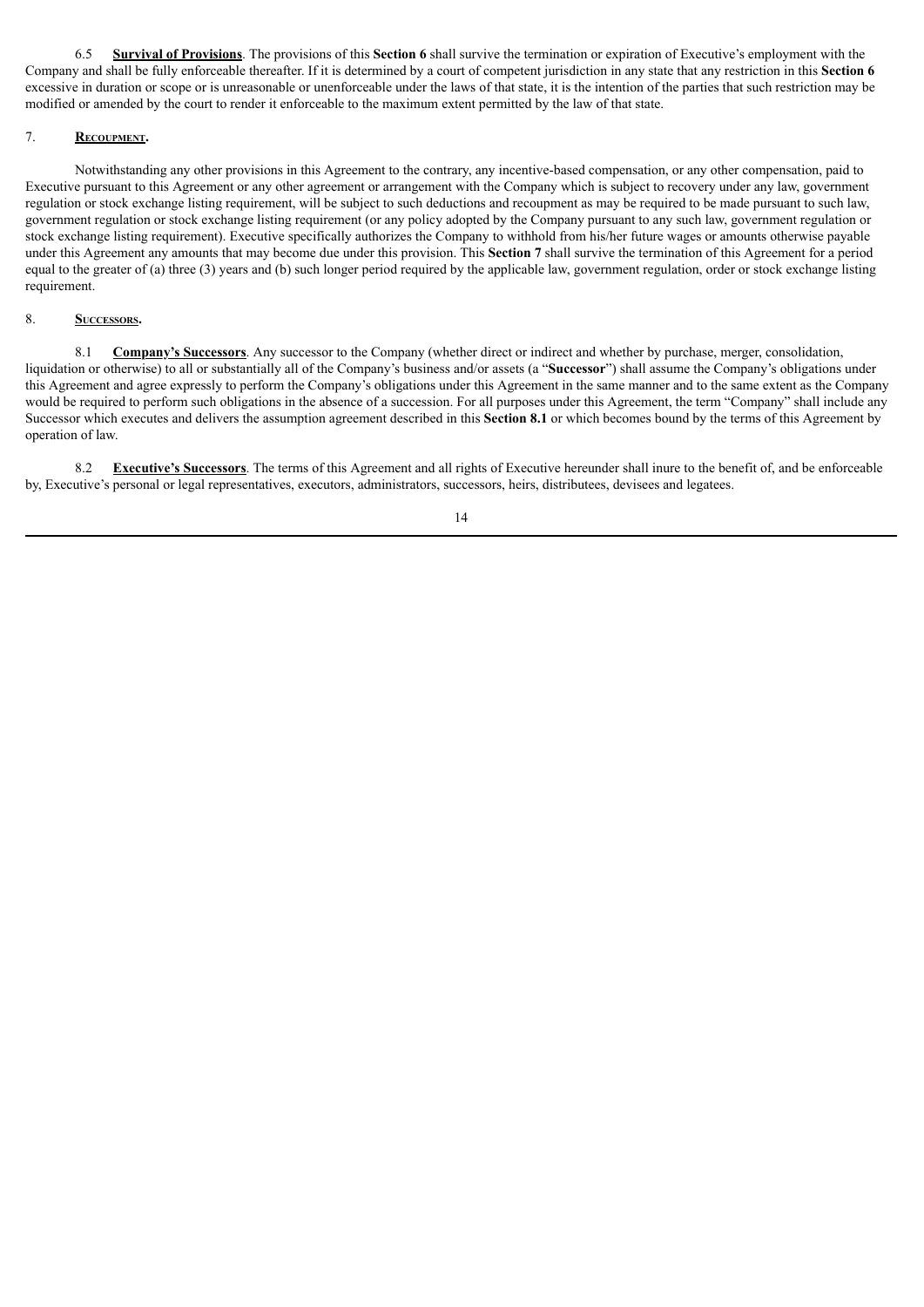6.5 **Survival of Provisions**. The provisions of this **Section 6** shall survive the termination or expiration of Executive's employment with the Company and shall be fully enforceable thereafter. If it is determined by a court of competent jurisdiction in any state that any restriction in this **Section 6** excessive in duration or scope or is unreasonable or unenforceable under the laws of that state, it is the intention of the parties that such restriction may be modified or amended by the court to render it enforceable to the maximum extent permitted by the law of that state.

## 7. **Recoupment.**

Notwithstanding any other provisions in this Agreement to the contrary, any incentive-based compensation, or any other compensation, paid to Executive pursuant to this Agreement or any other agreement or arrangement with the Company which is subject to recovery under any law, government regulation or stock exchange listing requirement, will be subject to such deductions and recoupment as may be required to be made pursuant to such law, government regulation or stock exchange listing requirement (or any policy adopted by the Company pursuant to any such law, government regulation or stock exchange listing requirement). Executive specifically authorizes the Company to withhold from his/her future wages or amounts otherwise payable under this Agreement any amounts that may become due under this provision. This **Section 7** shall survive the termination of this Agreement for a period equal to the greater of (a) three (3) years and (b) such longer period required by the applicable law, government regulation, order or stock exchange listing requirement.

## 8. **Successors.**

8.1 **Company's Successors**. Any successor to the Company (whether direct or indirect and whether by purchase, merger, consolidation, liquidation or otherwise) to all or substantially all of the Company's business and/or assets (a "**Successor**") shall assume the Company's obligations under this Agreement and agree expressly to perform the Company's obligations under this Agreement in the same manner and to the same extent as the Company would be required to perform such obligations in the absence of a succession. For all purposes under this Agreement, the term "Company" shall include any Successor which executes and delivers the assumption agreement described in this **Section 8.1** or which becomes bound by the terms of this Agreement by operation of law.

8.2 **Executive's Successors**. The terms of this Agreement and all rights of Executive hereunder shall inure to the benefit of, and be enforceable by, Executive's personal or legal representatives, executors, administrators, successors, heirs, distributees, devisees and legatees.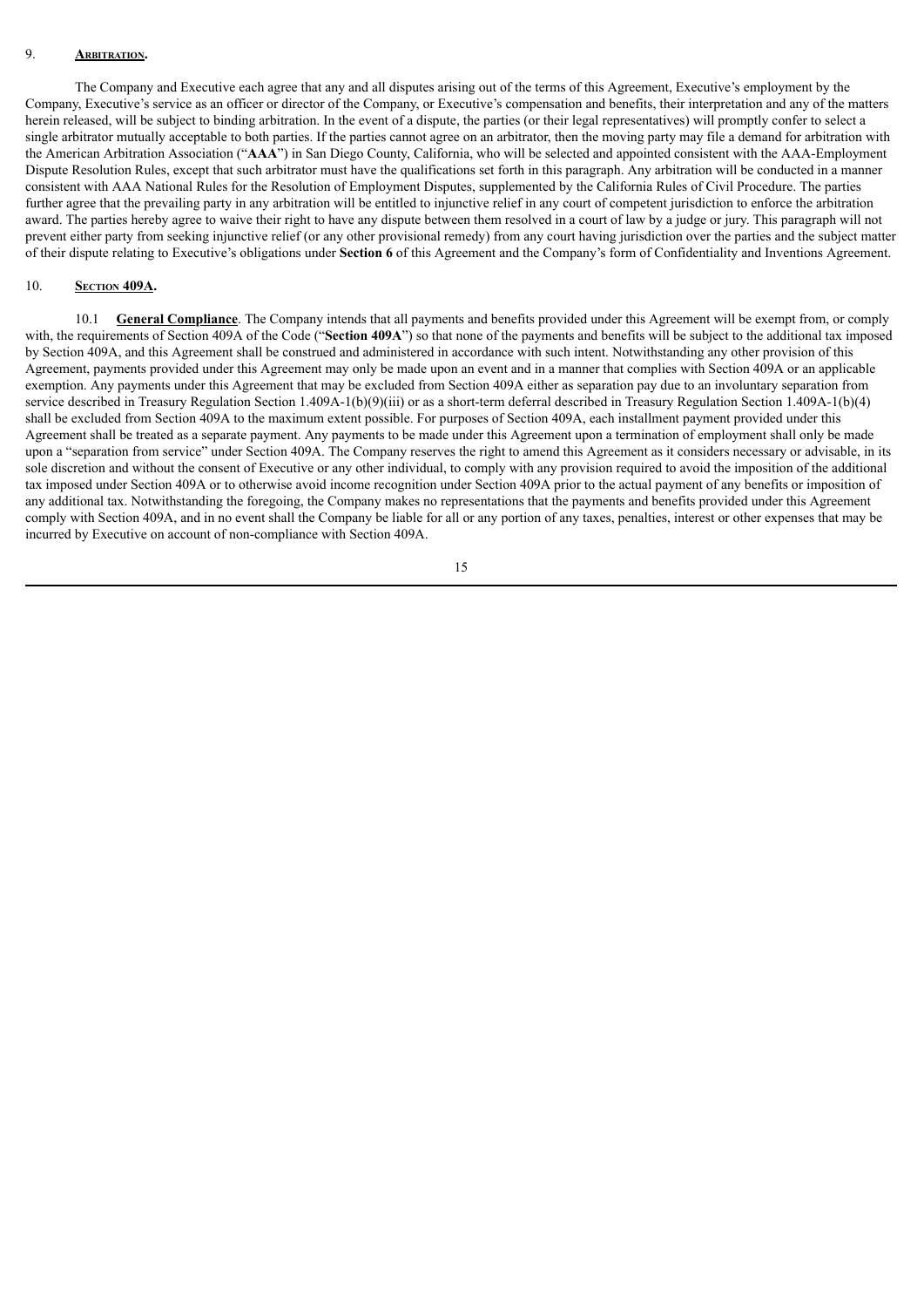9. **ARBITRATION.**

The Company and Executive each agree that any and all disputes arising out of the terms of this Agreement, Executive's employment by the Company, Executive's service as an officer or director of the Company, or Executive's compensation and benefits, their interpretation and any of the matters herein released, will be subject to binding arbitration. In the event of a dispute, the parties (or their legal representatives) will promptly confer to select a single arbitrator mutually acceptable to both parties. If the parties cannot agree on an arbitrator, then the moving party may file a demand for arbitration with the American Arbitration Association ("**AAA**") in San Diego County, California, who will be selected and appointed consistent with the AAA-Employment Dispute Resolution Rules, except that such arbitrator must have the qualifications set forth in this paragraph. Any arbitration will be conducted in a manner consistent with AAA National Rules for the Resolution of Employment Disputes, supplemented by the California Rules of Civil Procedure. The parties further agree that the prevailing party in any arbitration will be entitled to injunctive relief in any court of competent jurisdiction to enforce the arbitration award. The parties hereby agree to waive their right to have any dispute between them resolved in a court of law by a judge or jury. This paragraph will not prevent either party from seeking injunctive relief (or any other provisional remedy) from any court having jurisdiction over the parties and the subject matter of their dispute relating to Executive's obligations under **Section 6** of this Agreement and the Company's form of Confidentiality and Inventions Agreement.

10. **SECTION 409A.**

10.1 **General Compliance**. The Company intends that all payments and benefits provided under this Agreement will be exempt from, or comply with, the requirements of Section 409A of the Code ("**Section 409A**") so that none of the payments and benefits will be subject to the additional tax imposed by Section 409A, and this Agreement shall be construed and administered in accordance with such intent. Notwithstanding any other provision of this Agreement, payments provided under this Agreement may only be made upon an event and in a manner that complies with Section 409A or an applicable exemption. Any payments under this Agreement that may be excluded from Section 409A either as separation pay due to an involuntary separation from service described in Treasury Regulation Section 1.409A-1(b)(9)(iii) or as a short-term deferral described in Treasury Regulation Section 1.409A-1(b)(4) shall be excluded from Section 409A to the maximum extent possible. For purposes of Section 409A, each installment payment provided under this Agreement shall be treated as a separate payment. Any payments to be made under this Agreement upon a termination of employment shall only be made upon a "separation from service" under Section 409A. The Company reserves the right to amend this Agreement as it considers necessary or advisable, in its sole discretion and without the consent of Executive or any other individual, to comply with any provision required to avoid the imposition of the additional tax imposed under Section 409A or to otherwise avoid income recognition under Section 409A prior to the actual payment of any benefits or imposition of any additional tax. Notwithstanding the foregoing, the Company makes no representations that the payments and benefits provided under this Agreement comply with Section 409A, and in no event shall the Company be liable for all or any portion of any taxes, penalties, interest or other expenses that may be incurred by Executive on account of non-compliance with Section 409A.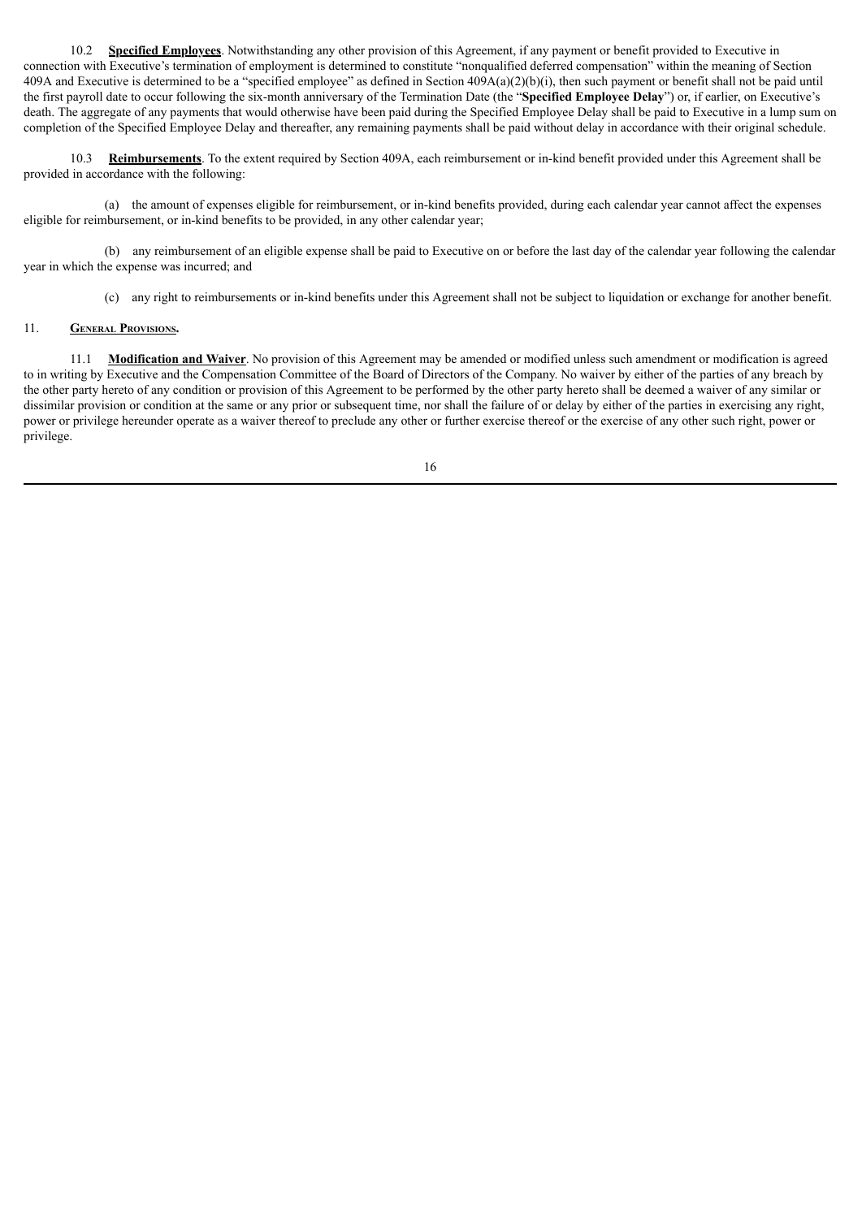10.2 **Specified Employees**. Notwithstanding any other provision of this Agreement, if any payment or benefit provided to Executive in connection with Executive's termination of employment is determined to constitute "nonqualified deferred compensation" within the meaning of Section 409A and Executive is determined to be a "specified employee" as defined in Section 409A(a)(2)(b)(i), then such payment or benefit shall not be paid until the first payroll date to occur following the six-month anniversary of the Termination Date (the "**Specified Employee Delay**") or, if earlier, on Executive's death. The aggregate of any payments that would otherwise have been paid during the Specified Employee Delay shall be paid to Executive in a lump sum on completion of the Specified Employee Delay and thereafter, any remaining payments shall be paid without delay in accordance with their original schedule.

10.3 **Reimbursements**. To the extent required by Section 409A, each reimbursement or in-kind benefit provided under this Agreement shall be provided in accordance with the following:

(a) the amount of expenses eligible for reimbursement, or in-kind benefits provided, during each calendar year cannot affect the expenses eligible for reimbursement, or in-kind benefits to be provided, in any other calendar year;

(b) any reimbursement of an eligible expense shall be paid to Executive on or before the last day of the calendar year following the calendar year in which the expense was incurred; and

(c) any right to reimbursements or in-kind benefits under this Agreement shall not be subject to liquidation or exchange for another benefit.

## 11. General Provisions.

11.1 **Modification and Waiver**. No provision of this Agreement may be amended or modified unless such amendment or modification is agreed to in writing by Executive and the Compensation Committee of the Board of Directors of the Company. No waiver by either of the parties of any breach by the other party hereto of any condition or provision of this Agreement to be performed by the other party hereto shall be deemed a waiver of any similar or dissimilar provision or condition at the same or any prior or subsequent time, nor shall the failure of or delay by either of the parties in exercising any right, power or privilege hereunder operate as a waiver thereof to preclude any other or further exercise thereof or the exercise of any other such right, power or privilege.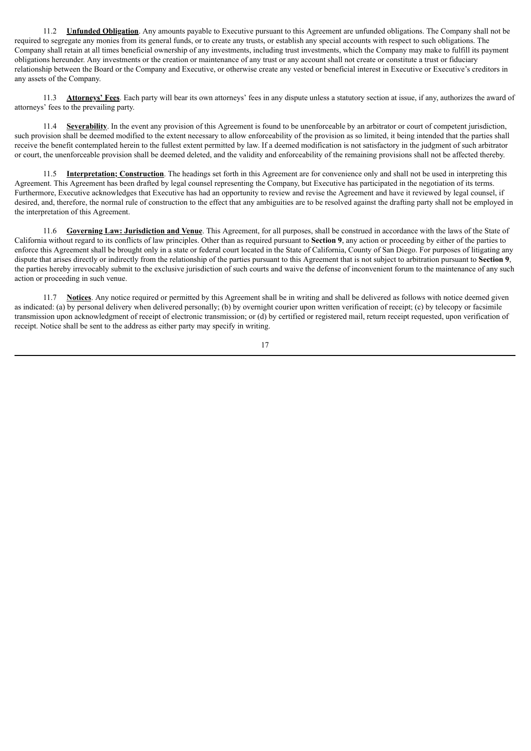11.2 **Unfunded Obligation**. Any amounts payable to Executive pursuant to this Agreement are unfunded obligations. The Company shall not be required to segregate any monies from its general funds, or to create any trusts, or establish any special accounts with respect to such obligations. The Company shall retain at all times beneficial ownership of any investments, including trust investments, which the Company may make to fulfill its payment obligations hereunder. Any investments or the creation or maintenance of any trust or any account shall not create or constitute a trust or fiduciary relationship between the Board or the Company and Executive, or otherwise create any vested or beneficial interest in Executive or Executive's creditors in any assets of the Company.

11.3 **Attorneys' Fees**. Each party will bear its own attorneys' fees in any dispute unless a statutory section at issue, if any, authorizes the award of attorneys' fees to the prevailing party.

11.4 **Severability**. In the event any provision of this Agreement is found to be unenforceable by an arbitrator or court of competent jurisdiction, such provision shall be deemed modified to the extent necessary to allow enforceability of the provision as so limited, it being intended that the parties shall receive the benefit contemplated herein to the fullest extent permitted by law. If a deemed modification is not satisfactory in the judgment of such arbitrator or court, the unenforceable provision shall be deemed deleted, and the validity and enforceability of the remaining provisions shall not be affected thereby.

11.5 **Interpretation; Construction**. The headings set forth in this Agreement are for convenience only and shall not be used in interpreting this Agreement. This Agreement has been drafted by legal counsel representing the Company, but Executive has participated in the negotiation of its terms. Furthermore, Executive acknowledges that Executive has had an opportunity to review and revise the Agreement and have it reviewed by legal counsel, if desired, and, therefore, the normal rule of construction to the effect that any ambiguities are to be resolved against the drafting party shall not be employed in the interpretation of this Agreement.

11.6 **Governing Law: Jurisdiction and Venue**. This Agreement, for all purposes, shall be construed in accordance with the laws of the State of California without regard to its conflicts of law principles. Other than as required pursuant to **Section 9**, any action or proceeding by either of the parties to enforce this Agreement shall be brought only in a state or federal court located in the State of California, County of San Diego. For purposes of litigating any dispute that arises directly or indirectly from the relationship of the parties pursuant to this Agreement that is not subject to arbitration pursuant to **Section 9**, the parties hereby irrevocably submit to the exclusive jurisdiction of such courts and waive the defense of inconvenient forum to the maintenance of any such action or proceeding in such venue.

11.7 **Notices**. Any notice required or permitted by this Agreement shall be in writing and shall be delivered as follows with notice deemed given as indicated: (a) by personal delivery when delivered personally; (b) by overnight courier upon written verification of receipt; (c) by telecopy or facsimile transmission upon acknowledgment of receipt of electronic transmission; or (d) by certified or registered mail, return receipt requested, upon verification of receipt. Notice shall be sent to the address as either party may specify in writing.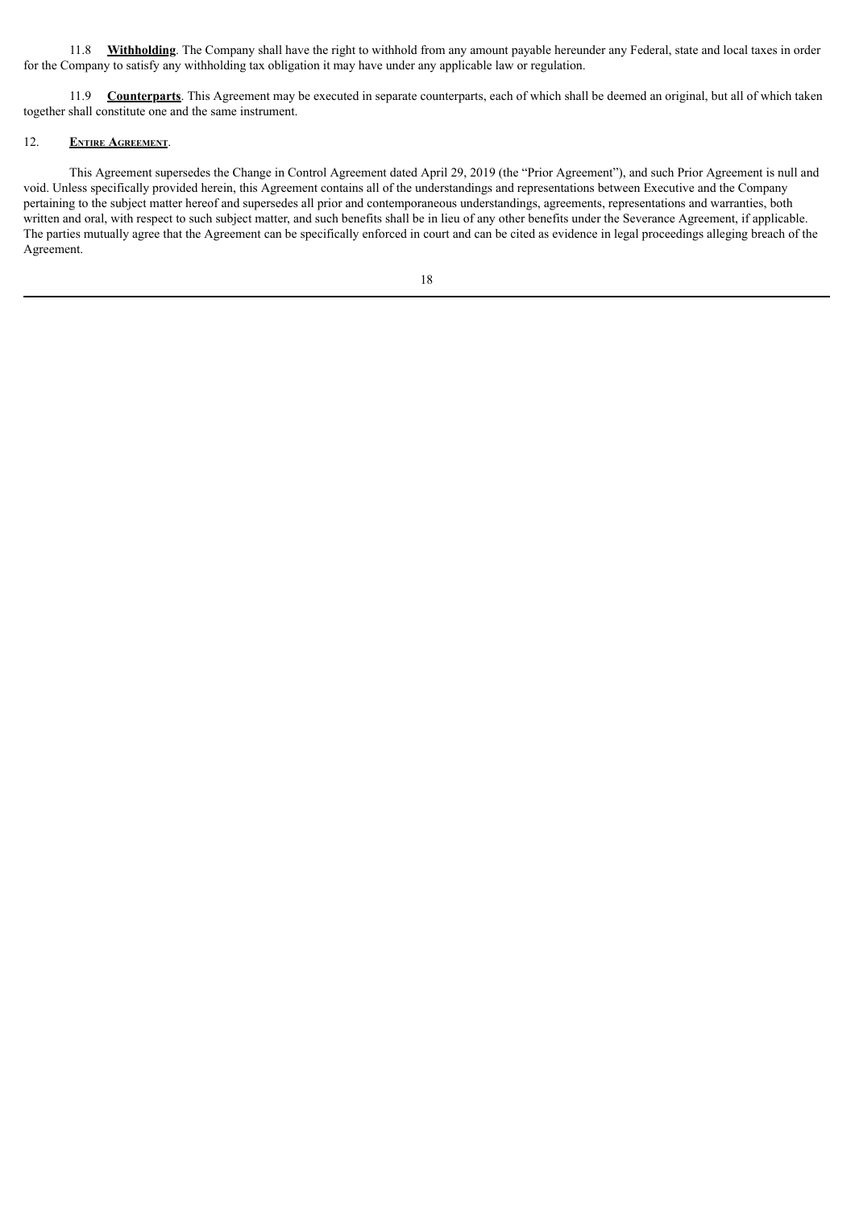11.8 **Withholding**. The Company shall have the right to withhold from any amount payable hereunder any Federal, state and local taxes in order for the Company to satisfy any withholding tax obligation it may have under any applicable law or regulation.

11.9 **Counterparts**. This Agreement may be executed in separate counterparts, each of which shall be deemed an original, but all of which taken together shall constitute one and the same instrument.

12. **Entire Agreement**.

This Agreement supersedes the Change in Control Agreement dated April 29, 2019 (the "Prior Agreement"), and such Prior Agreement is null and void. Unless specifically provided herein, this Agreement contains all of the understandings and representations between Executive and the Company pertaining to the subject matter hereof and supersedes all prior and contemporaneous understandings, agreements, representations and warranties, both written and oral, with respect to such subject matter, and such benefits shall be in lieu of any other benefits under the Severance Agreement, if applicable. The parties mutually agree that the Agreement can be specifically enforced in court and can be cited as evidence in legal proceedings alleging breach of the Agreement.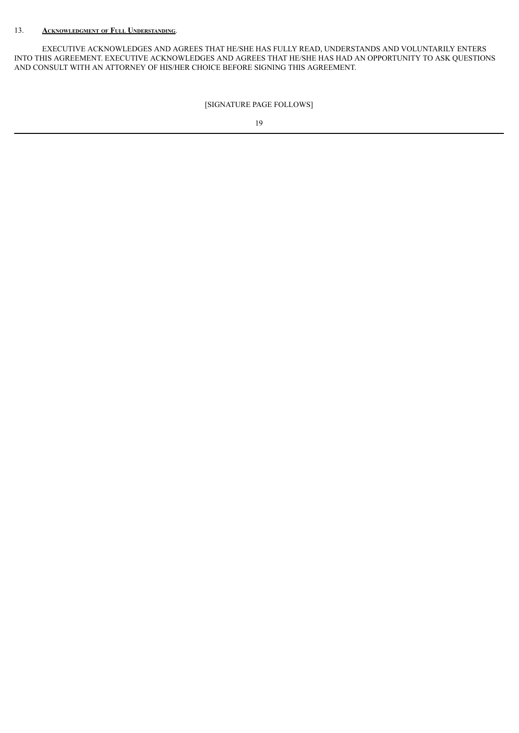13. **Acknowledgment of Full Understanding**.

EXECUTIVE ACKNOWLEDGES AND AGREES THAT HE/SHE HAS FULLY READ, UNDERSTANDS AND VOLUNTARILY ENTERS INTO THIS AGREEMENT. EXECUTIVE ACKNOWLEDGES AND AGREES THAT HE/SHE HAS HAD AN OPPORTUNITY TO ASK QUESTIONS AND CONSULT WITH AN ATTORNEY OF HIS/HER CHOICE BEFORE SIGNING THIS AGREEMENT.

[SIGNATURE PAGE FOLLOWS]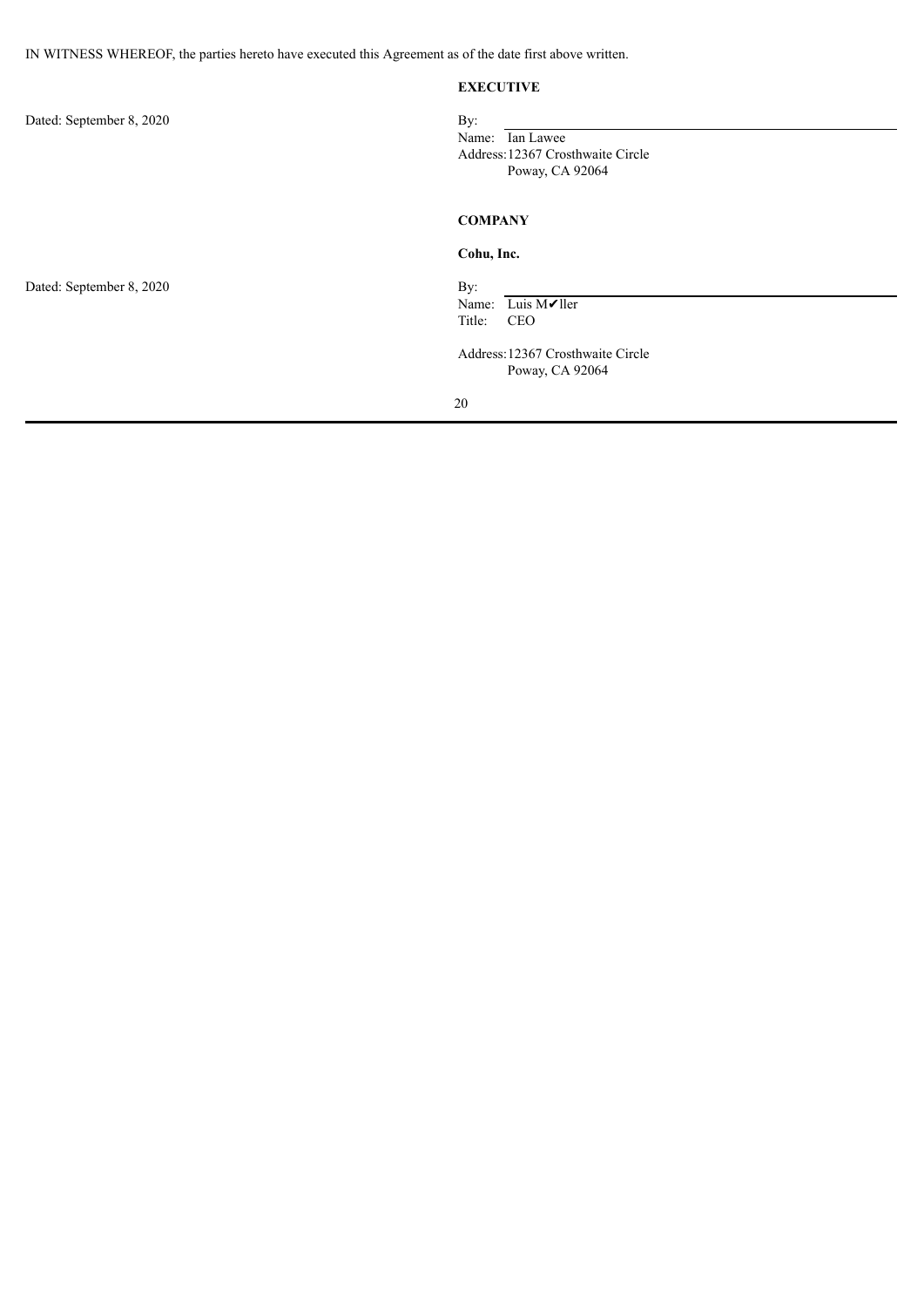IN WITNESS WHEREOF, the parties hereto have executed this Agreement as of the date first above written.

**EXECUTIVE**

Dated: September 8, 2020

By: \_\_\_\_\_\_\_\_\_\_\_\_\_\_\_\_\_\_\_\_\_\_\_\_\_\_\_\_

Name: Ian Lawee
Address: 12367 Crosthwaite Circle
Poway, CA 92064

**COMPANY**

**Cohu, Inc.**

Dated: September 8, 2020

By: \_\_\_\_\_\_\_\_\_\_\_\_\_\_\_\_\_\_\_\_\_\_\_\_\_\_\_\_

Name: Luis M✔ller
Title: CEO

Address: 12367 Crosthwaite Circle
Poway, CA 92064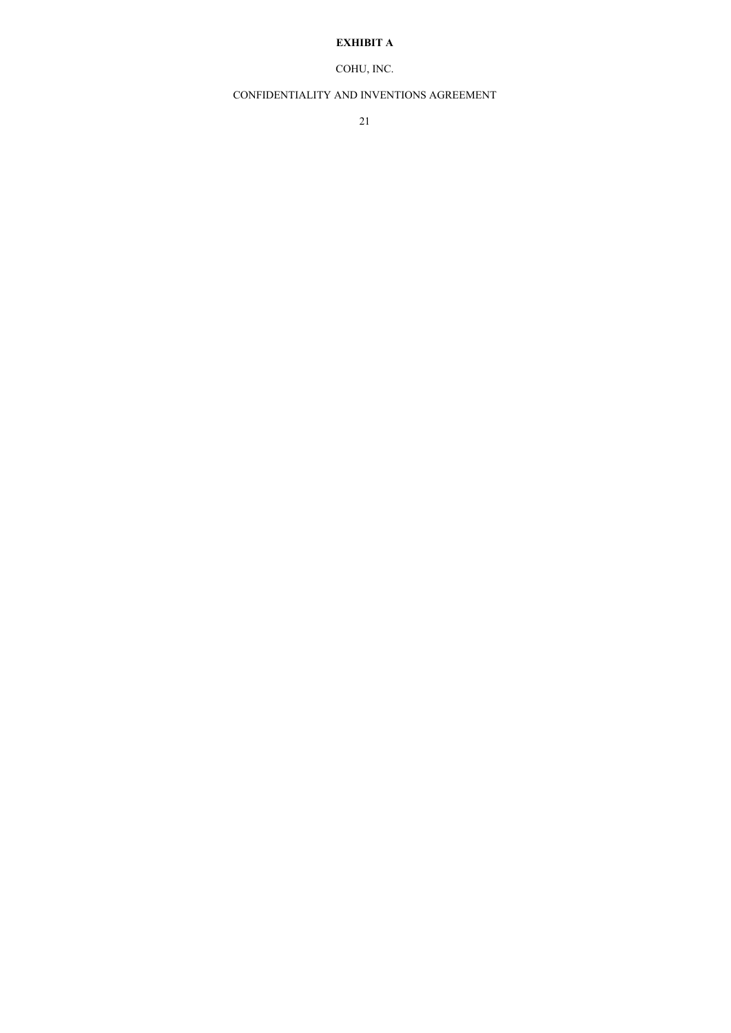**EXHIBIT A**

COHU, INC.

CONFIDENTIALITY AND INVENTIONS AGREEMENT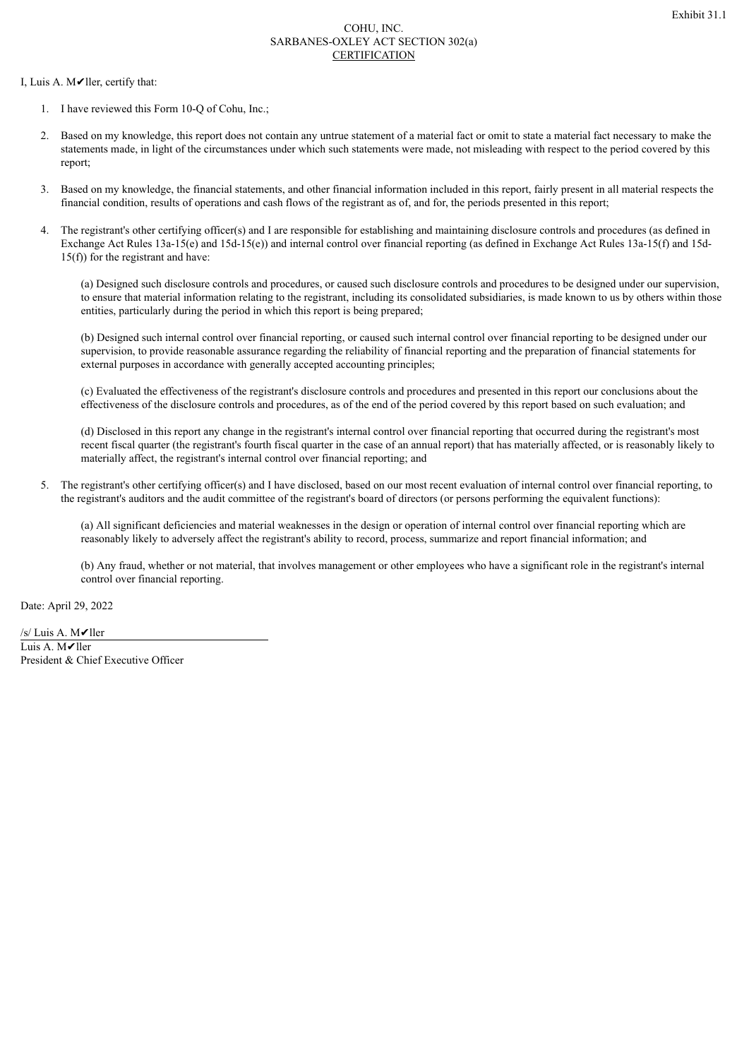Exhibit 31.1

COHU, INC.
SARBANES-OXLEY ACT SECTION 302(a)
CERTIFICATION

I, Luis A. M✔ller, certify that:

1. I have reviewed this Form 10-Q of Cohu, Inc.;

2. Based on my knowledge, this report does not contain any untrue statement of a material fact or omit to state a material fact necessary to make the statements made, in light of the circumstances under which such statements were made, not misleading with respect to the period covered by this report;

3. Based on my knowledge, the financial statements, and other financial information included in this report, fairly present in all material respects the financial condition, results of operations and cash flows of the registrant as of, and for, the periods presented in this report;

4. The registrant's other certifying officer(s) and I are responsible for establishing and maintaining disclosure controls and procedures (as defined in Exchange Act Rules 13a-15(e) and 15d-15(e)) and internal control over financial reporting (as defined in Exchange Act Rules 13a-15(f) and 15d-15(f)) for the registrant and have:

   (a) Designed such disclosure controls and procedures, or caused such disclosure controls and procedures to be designed under our supervision, to ensure that material information relating to the registrant, including its consolidated subsidiaries, is made known to us by others within those entities, particularly during the period in which this report is being prepared;

   (b) Designed such internal control over financial reporting, or caused such internal control over financial reporting to be designed under our supervision, to provide reasonable assurance regarding the reliability of financial reporting and the preparation of financial statements for external purposes in accordance with generally accepted accounting principles;

   (c) Evaluated the effectiveness of the registrant's disclosure controls and procedures and presented in this report our conclusions about the effectiveness of the disclosure controls and procedures, as of the end of the period covered by this report based on such evaluation; and

   (d) Disclosed in this report any change in the registrant's internal control over financial reporting that occurred during the registrant's most recent fiscal quarter (the registrant's fourth fiscal quarter in the case of an annual report) that has materially affected, or is reasonably likely to materially affect, the registrant's internal control over financial reporting; and

5. The registrant's other certifying officer(s) and I have disclosed, based on our most recent evaluation of internal control over financial reporting, to the registrant's auditors and the audit committee of the registrant's board of directors (or persons performing the equivalent functions):

   (a) All significant deficiencies and material weaknesses in the design or operation of internal control over financial reporting which are reasonably likely to adversely affect the registrant's ability to record, process, summarize and report financial information; and

   (b) Any fraud, whether or not material, that involves management or other employees who have a significant role in the registrant's internal control over financial reporting.

Date: April 29, 2022

/s/ Luis A. M✔ller
Luis A. M✔ller
President & Chief Executive Officer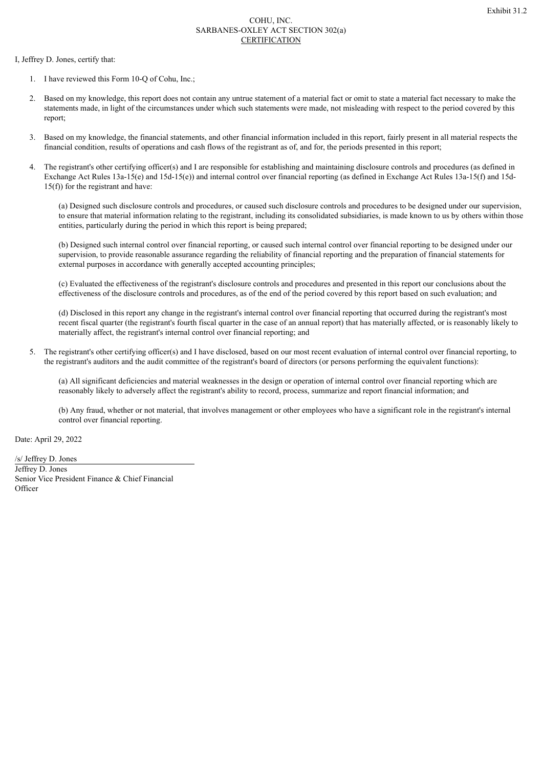Exhibit 31.2

COHU, INC.
SARBANES-OXLEY ACT SECTION 302(a)
CERTIFICATION

I, Jeffrey D. Jones, certify that:

1. I have reviewed this Form 10-Q of Cohu, Inc.;

2. Based on my knowledge, this report does not contain any untrue statement of a material fact or omit to state a material fact necessary to make the statements made, in light of the circumstances under which such statements were made, not misleading with respect to the period covered by this report;

3. Based on my knowledge, the financial statements, and other financial information included in this report, fairly present in all material respects the financial condition, results of operations and cash flows of the registrant as of, and for, the periods presented in this report;

4. The registrant's other certifying officer(s) and I are responsible for establishing and maintaining disclosure controls and procedures (as defined in Exchange Act Rules 13a-15(e) and 15d-15(e)) and internal control over financial reporting (as defined in Exchange Act Rules 13a-15(f) and 15d-15(f)) for the registrant and have:

   (a) Designed such disclosure controls and procedures, or caused such disclosure controls and procedures to be designed under our supervision, to ensure that material information relating to the registrant, including its consolidated subsidiaries, is made known to us by others within those entities, particularly during the period in which this report is being prepared;

   (b) Designed such internal control over financial reporting, or caused such internal control over financial reporting to be designed under our supervision, to provide reasonable assurance regarding the reliability of financial reporting and the preparation of financial statements for external purposes in accordance with generally accepted accounting principles;

   (c) Evaluated the effectiveness of the registrant's disclosure controls and procedures and presented in this report our conclusions about the effectiveness of the disclosure controls and procedures, as of the end of the period covered by this report based on such evaluation; and

   (d) Disclosed in this report any change in the registrant's internal control over financial reporting that occurred during the registrant's most recent fiscal quarter (the registrant's fourth fiscal quarter in the case of an annual report) that has materially affected, or is reasonably likely to materially affect, the registrant's internal control over financial reporting; and

5. The registrant's other certifying officer(s) and I have disclosed, based on our most recent evaluation of internal control over financial reporting, to the registrant's auditors and the audit committee of the registrant's board of directors (or persons performing the equivalent functions):

   (a) All significant deficiencies and material weaknesses in the design or operation of internal control over financial reporting which are reasonably likely to adversely affect the registrant's ability to record, process, summarize and report financial information; and

   (b) Any fraud, whether or not material, that involves management or other employees who have a significant role in the registrant's internal control over financial reporting.

Date: April 29, 2022

/s/ Jeffrey D. Jones
Jeffrey D. Jones
Senior Vice President Finance & Chief Financial Officer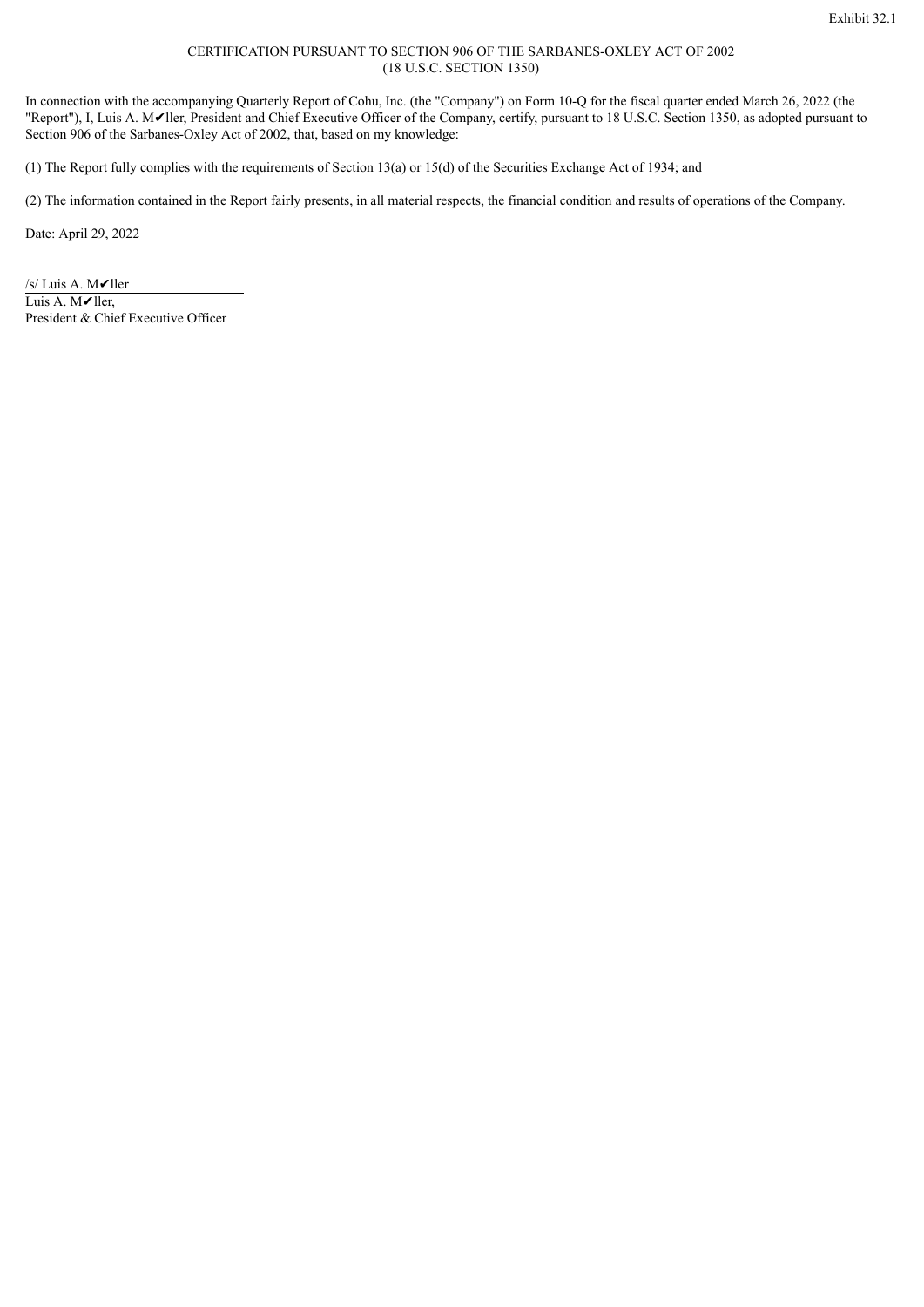Exhibit 32.1

CERTIFICATION PURSUANT TO SECTION 906 OF THE SARBANES-OXLEY ACT OF 2002
(18 U.S.C. SECTION 1350)

In connection with the accompanying Quarterly Report of Cohu, Inc. (the "Company") on Form 10-Q for the fiscal quarter ended March 26, 2022 (the "Report"), I, Luis A. M✔ller, President and Chief Executive Officer of the Company, certify, pursuant to 18 U.S.C. Section 1350, as adopted pursuant to Section 906 of the Sarbanes-Oxley Act of 2002, that, based on my knowledge:

(1) The Report fully complies with the requirements of Section 13(a) or 15(d) of the Securities Exchange Act of 1934; and

(2) The information contained in the Report fairly presents, in all material respects, the financial condition and results of operations of the Company.

Date: April 29, 2022

/s/ Luis A. M✔ller
Luis A. M✔ller,
President & Chief Executive Officer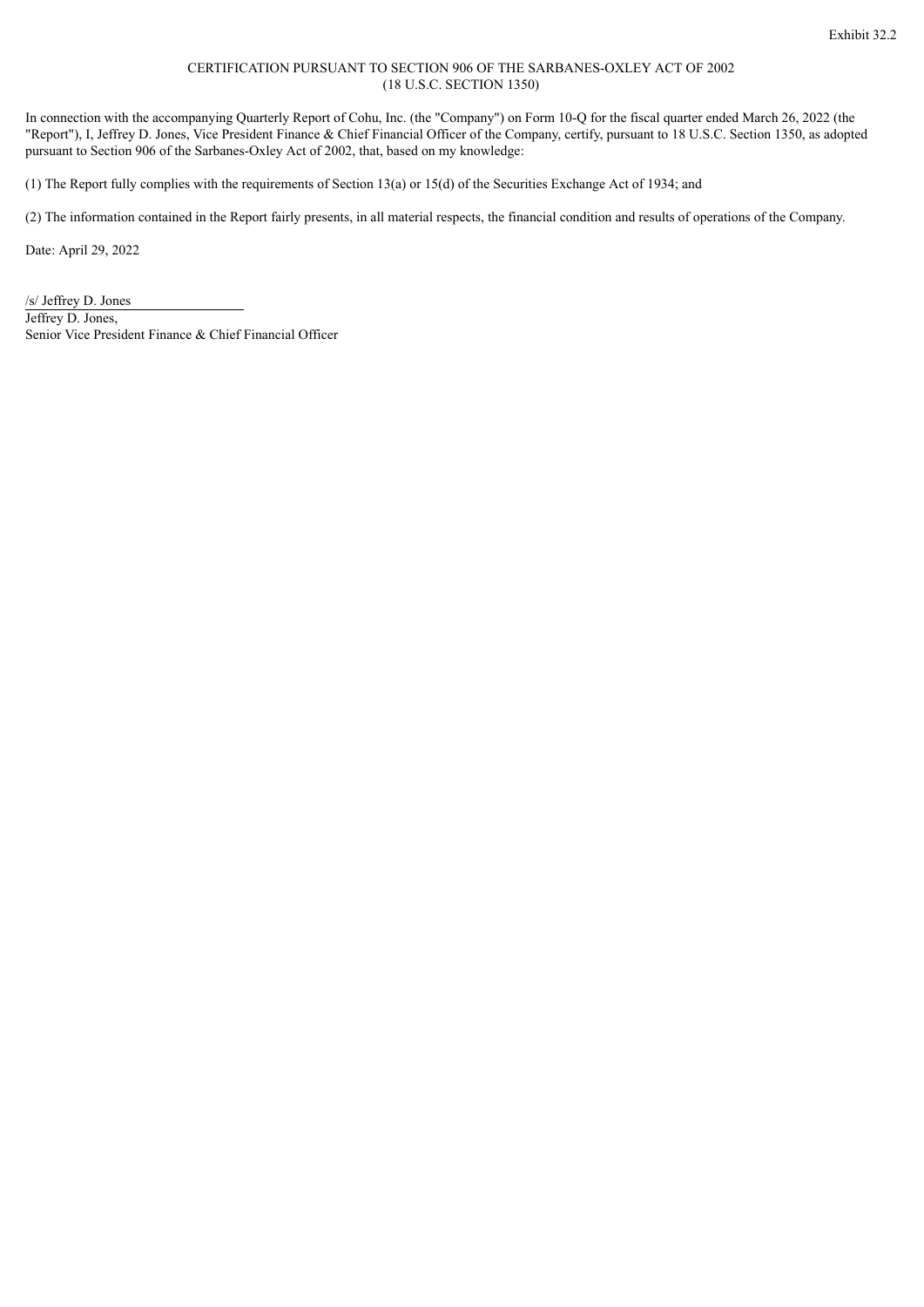Exhibit 32.2

CERTIFICATION PURSUANT TO SECTION 906 OF THE SARBANES-OXLEY ACT OF 2002
(18 U.S.C. SECTION 1350)

In connection with the accompanying Quarterly Report of Cohu, Inc. (the "Company") on Form 10-Q for the fiscal quarter ended March 26, 2022 (the "Report"), I, Jeffrey D. Jones, Vice President Finance & Chief Financial Officer of the Company, certify, pursuant to 18 U.S.C. Section 1350, as adopted pursuant to Section 906 of the Sarbanes-Oxley Act of 2002, that, based on my knowledge:

(1) The Report fully complies with the requirements of Section 13(a) or 15(d) of the Securities Exchange Act of 1934; and

(2) The information contained in the Report fairly presents, in all material respects, the financial condition and results of operations of the Company.

Date: April 29, 2022

/s/ Jeffrey D. Jones
Jeffrey D. Jones,
Senior Vice President Finance & Chief Financial Officer